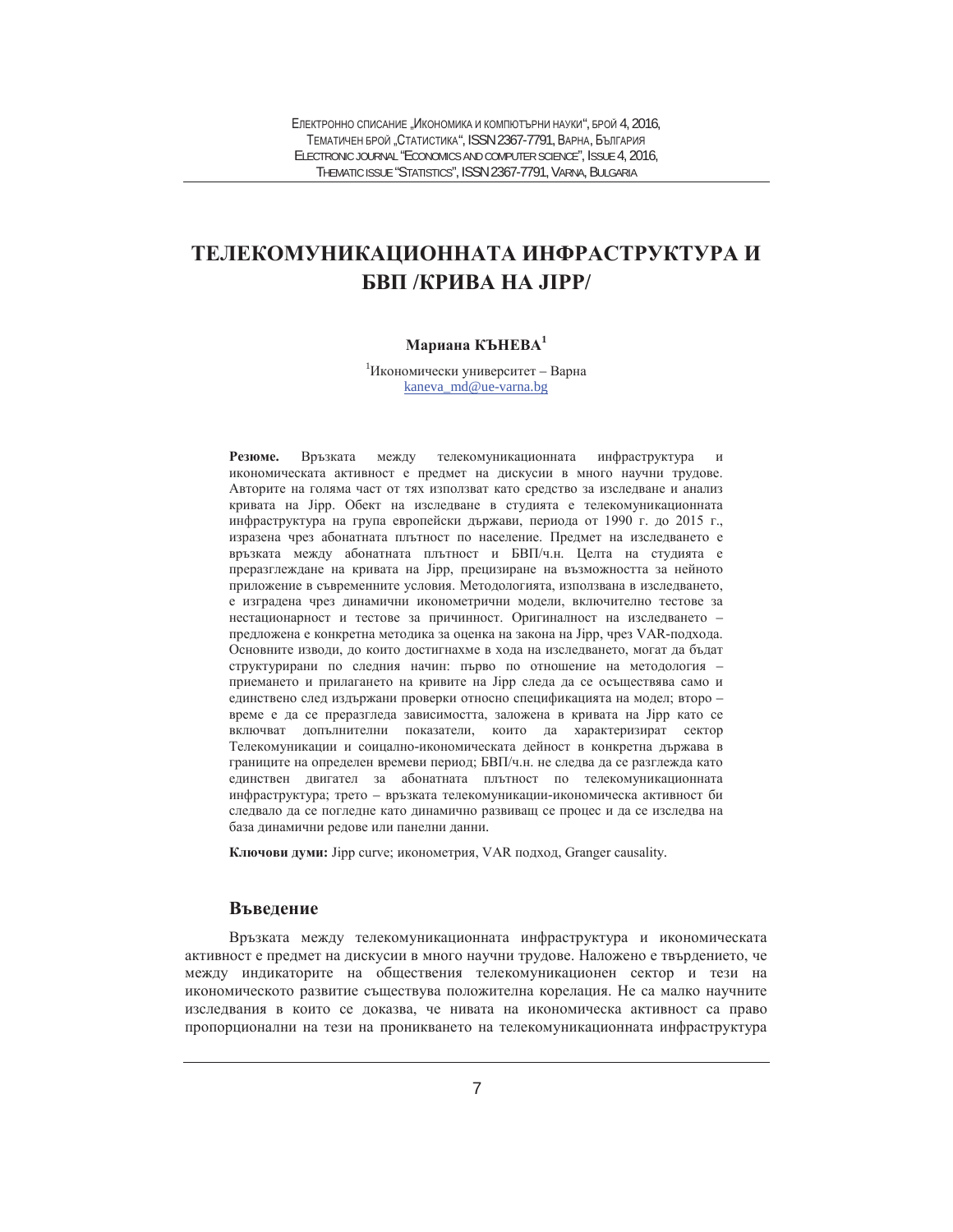# ТЕЛЕКОМУНИКАЦИОННАТА ИНФРАСТРУКТУРА И БВП /КРИВА НА JIPP/

**Мариана КЪНЕВА**[1]

[1]Икономически университет – Варна
kaneva_md@ue-varna.bg

**Резюме.** Връзката между телекомуникационната инфраструктура и икономическата активност е предмет на дискусии в много научни трудове. Авторите на голяма част от тях използват като средство за изследване и анализ кривата на Jipp. Обект на изследване в студията е телекомуникационната инфраструктура на група европейски държави, периода от 1990 г. до 2015 г., изразена чрез абонатната плътност по население. Предмет на изследването е връзката между абонатна плътност и БВП/ч.н. Целта на студията е преразглеждане на кривата на Jipp, прецизиране на възможността за нейното приложение в съвременните условия. Методологията, използвана в изследването, е изградена чрез динамични иконометрични модели, включително тестове за нестационарност и тестове за причинност. Оригиналност на изследването – предложена е конкретна методика за оценка на закона на Jipp, чрез VAR-подхода. Основните изводи, до които достигнахме в хода на изследването, могат да бъдат структурирани по следния начин: първо по отношение на методология – приемането и прилагането на кривите на Jipp следа да се осъществява само и единствено след издържани проверки относно спецификацията на модел; второ – време е да се преразгледа зависимостта, заложена в кривата на Jipp като се включват допълнителни показатели, които да характеризират сектор Телекомуникации и соицално-икономическата дейност в конкретна държава в границите на определен времеви период; БВП/ч.н. не следва да се разглежда като единствен двигател за абонатната плътност по телекомуникационната инфраструктура; трето – връзката телекомуникации-икономическа активност би следвало да се погледне като динамично развиващ се процес и да се изследва на база динамични редове или панелни данни.

**Ключови думи:** Jipp curve; иконометрия, VAR подход, Granger causality.

## Въведение

Връзката между телекомуникационната инфраструктура и икономическата активност е предмет на дискусии в много научни трудове. Наложено е твърдението, че между индикаторите на обществения телекомуникационен сектор и тези на икономическото развитие съществува положителна корелация. Не са малко научните изследвания в които се доказва, че нивата на икономическа активност са право пропорционални на тези на проникването на телекомуникационната инфраструктура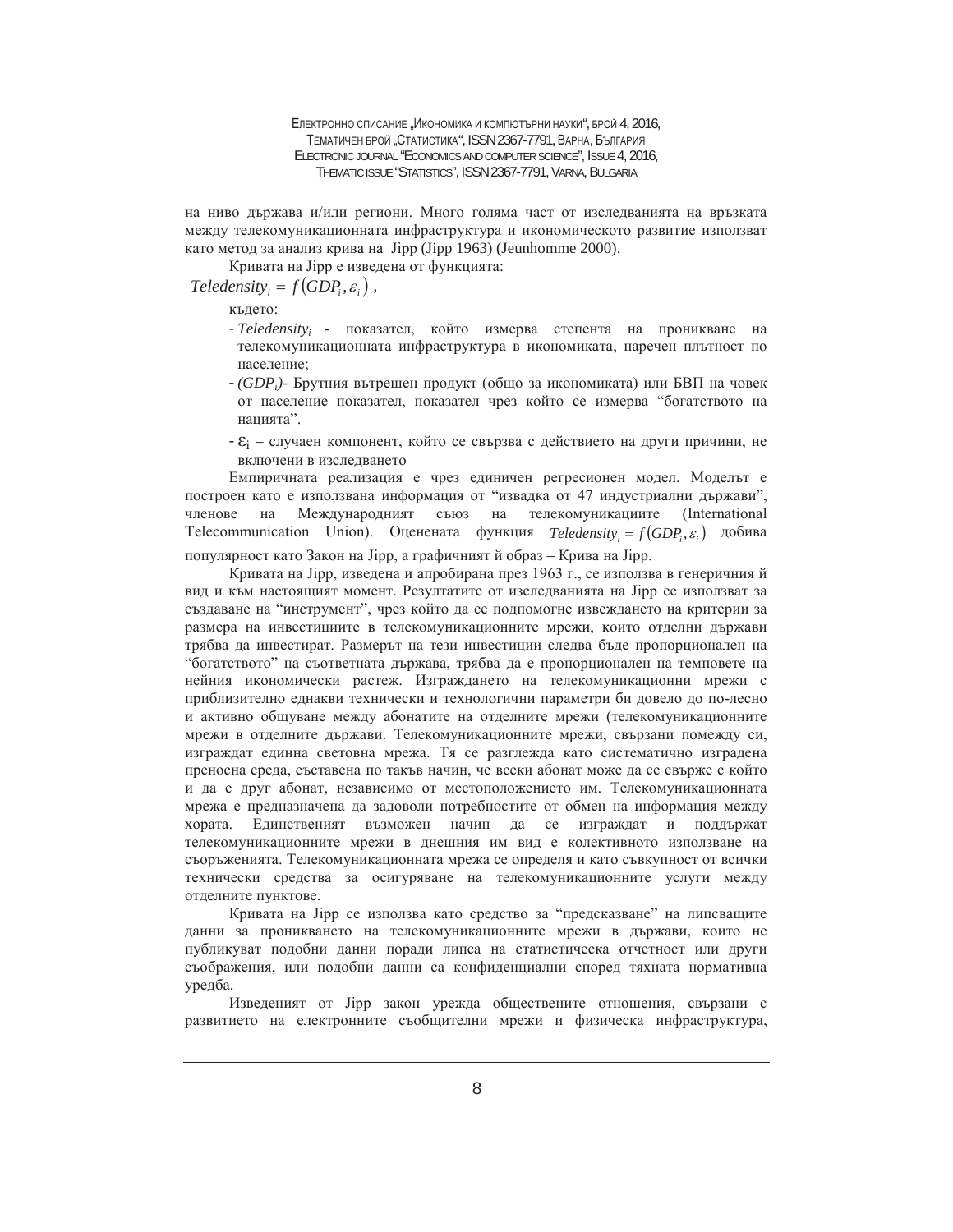на ниво държава и/или региони. Много голяма част от изследванията на връзката между телекомуникационната инфраструктура и икономическото развитие използват като метод за анализ крива на Jipp (Jipp 1963) (Jeunhomme 2000).

Кривата на Jipp е изведена от функцията:

$$Teledensity_i = f\left(GDP_i, \varepsilon_i\right),$$

където:

- $Teledensity_i$ - показател, който измерва степента на проникване на телекомуникационната инфраструктура в икономиката, наречен плътност по население;
- $(GDP_i)$- Брутния вътрешен продукт (общо за икономиката) или БВП на човек от население показател, показател чрез който се измерва "богатството на нацията".
- $\varepsilon_i$ – случаен компонент, който се свързва с действието на други причини, не включени в изследването

Емпиричната реализация е чрез единичен регресионен модел. Моделът е построен като е използвана информация от "извадка от 47 индустриални държави", членове на Международният съюз на телекомуникациите (International Telecommunication Union). Оценената функция $Teledensity_i = f\left(GDP_i, \varepsilon_i\right)$ добива популярност като Закон на Jipp, а графичният й образ – Крива на Jipp.

Кривата на Jipp, изведена и апробирана през 1963 г., се използва в генеричния й вид и към настоящият момент. Резултатите от изследванията на Jipp се използват за създаване на "инструмент", чрез който да се подпомогне извеждането на критерии за размера на инвестициите в телекомуникационните мрежи, които отделни държави трябва да инвестират. Размерът на тези инвестиции следва бъде пропорционален на "богатството" на съответната държава, трябва да е пропорционален на темповете на нейния икономически растеж. Изграждането на телекомуникационни мрежи с приблизително еднакви технически и технологични параметри би довело до по-лесно и активно общуване между абонатите на отделните мрежи (телекомуникационните мрежи в отделните държави. Телекомуникационните мрежи, свързани помежду си, изграждат единна световна мрежа. Тя се разглежда като систематично изградена преносна среда, съставена по такъв начин, че всеки абонат може да се свърже с който и да е друг абонат, независимо от местоположението им. Телекомуникационната мрежа е предназначена да задоволи потребностите от обмен на информация между хората. Единственият възможен начин да се изграждат и поддържат телекомуникационните мрежи в днешния им вид е колективното използване на съоръженията. Телекомуникационната мрежа се определя и като съвкупност от всички технически средства за осигуряване на телекомуникационните услуги между отделните пунктове.

Кривата на Jipp се използва като средство за "предсказване" на липсващите данни за проникването на телекомуникационните мрежи в държави, които не публикуват подобни данни поради липса на статистическа отчетност или други съображения, или подобни данни са конфиденциални според тяхната нормативна уредба.

Изведеният от Jipp закон урежда обществените отношения, свързани с развитието на електронните съобщителни мрежи и физическа инфраструктура,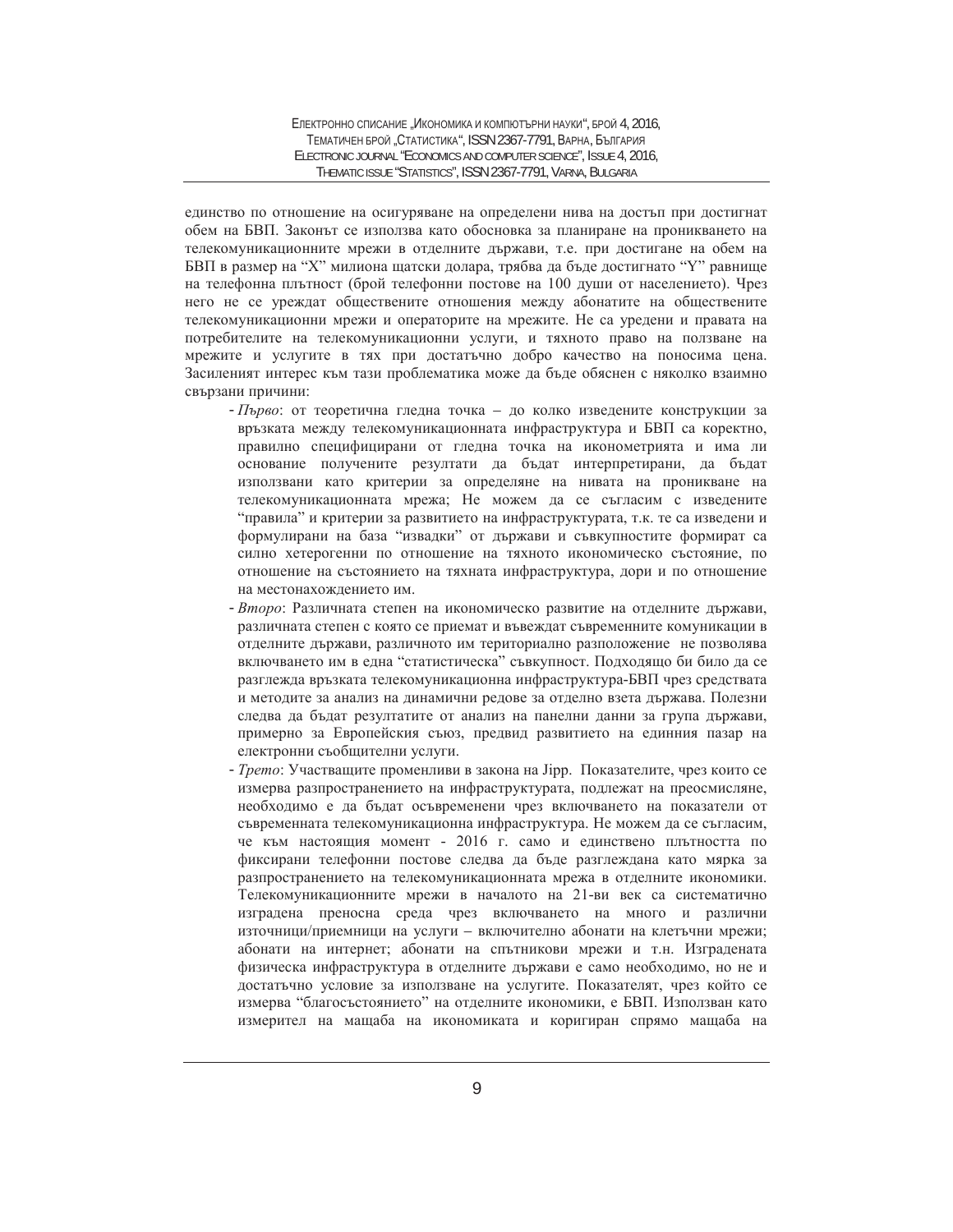единство по отношение на осигуряване на определени нива на достъп при достигнат обем на БВП. Законът се използва като обосновка за планиране на проникването на телекомуникационните мрежи в отделните държави, т.е. при достигане на обем на БВП в размер на "X" милиона щатски долара, трябва да бъде достигнато "Y" равнище на телефонна плътност (брой телефонни постове на 100 души от населението). Чрез него не се уреждат обществените отношения между абонатите на обществените телекомуникационни мрежи и операторите на мрежите. Не са уредени и правата на потребителите на телекомуникационни услуги, и тяхното право на ползване на мрежите и услугите в тях при достатъчно добро качество на поносима цена. Засиленият интерес към тази проблематика може да бъде обяснен с няколко взаимно свързани причини:

- *Първо*: от теоретична гледна точка – до колко изведените конструкции за връзката между телекомуникационната инфраструктура и БВП са коректно, правилно специфицирани от гледна точка на иконометрията и има ли основание получените резултати да бъдат интерпретирани, да бъдат използвани като критерии за определяне на нивата на проникване на телекомуникационната мрежа; Не можем да се съгласим с изведените "правила" и критерии за развитието на инфраструктурата, т.к. те са изведени и формулирани на база "извадки" от държави и съвкупностите формират са силно хетерогенни по отношение на тяхното икономическо състояние, по отношение на състоянието на тяхната инфраструктура, дори и по отношение на местонахождението им.
- *Второ*: Различната степен на икономическо развитие на отделните държави, различната степен с която се приемат и въвеждат съвременните комуникации в отделните държави, различното им териториално разположение не позволява включването им в една "статистическа" съвкупност. Подходящо би било да се разглежда връзката телекомуникационна инфраструктура-БВП чрез средствата и методите за анализ на динамични редове за отделно взета държава. Полезни следва да бъдат резултатите от анализ на панелни данни за група държави, примерно за Европейския съюз, предвид развитието на единния пазар на електронни съобщителни услуги.
- *Трето*: Участващите променливи в закона на Jipp. Показателите, чрез които се измерва разпространението на инфраструктурата, подлежат на преосмисляне, необходимо е да бъдат осъвременени чрез включването на показатели от съвременната телекомуникационна инфраструктура. Не можем да се съгласим, че към настоящия момент - 2016 г. само и единствено плътността по фиксирани телефонни постове следва да бъде разглеждана като мярка за разпространението на телекомуникационната мрежа в отделните икономики. Телекомуникационните мрежи в началото на 21-ви век са систематично изградена преносна среда чрез включването на много и различни източници/приемници на услуги – включително абонати на клетъчни мрежи; абонати на интернет; абонати на спътникови мрежи и т.н. Изградената физическа инфраструктура в отделните държави е само необходимо, но не и достатъчно условие за използване на услугите. Показателят, чрез който се измерва "благосъстоянието" на отделните икономики, е БВП. Използван като измерител на мащаба на икономиката и коригиран спрямо мащаба на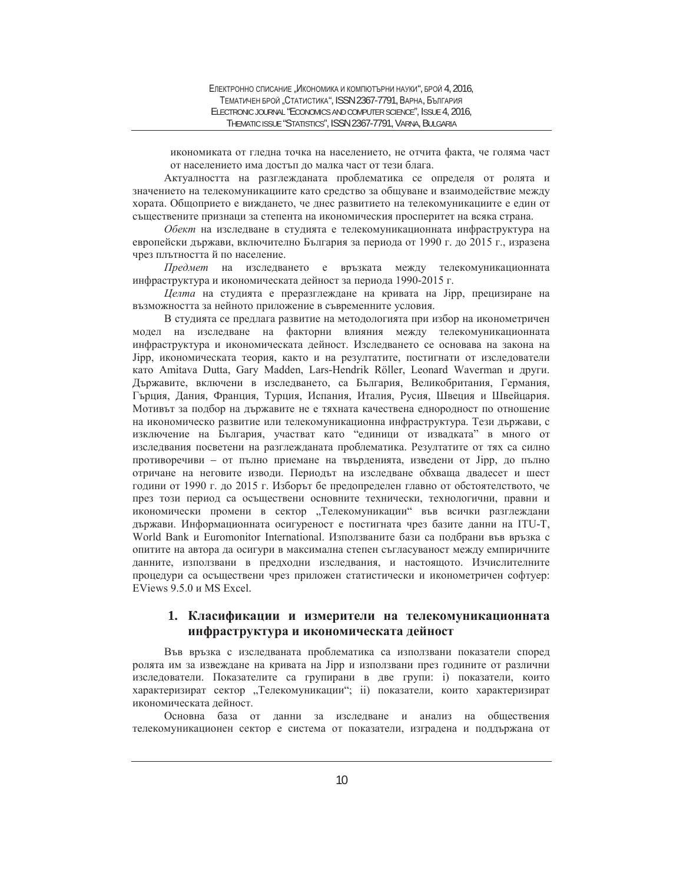икономиката от гледна точка на населението, не отчита факта, че голяма част от населението има достъп до малка част от тези блага.

Актуалността на разглежданата проблематика се определя от ролята и значението на телекомуникациите като средство за общуване и взаимодействие между хората. Общоприето е виждането, че днес развитието на телекомуникациите е един от съществените признаци за степента на икономическия просперитет на всяка страна.

*Обект* на изследване в студията е телекомуникационната инфраструктура на европейски държави, включително България за периода от 1990 г. до 2015 г., изразена чрез плътността й по население.

*Предмет* на изследването е връзката между телекомуникационната инфраструктура и икономическата дейност за периода 1990-2015 г.

*Целта* на студията е преразглеждане на кривата на Jipp, прецизиране на възможността за нейното приложение в съвременните условия.

В студията се предлага развитие на методологията при избор на иконометричен модел на изследване на факторни влияния между телекомуникационната инфраструктура и икономическата дейност. Изследването се основава на закона на Jipp, икономическата теория, както и на резултатите, постигнати от изследователи като Amitava Dutta, Gary Madden, Lars-Hendrik Röller, Leonard Waverman и други. Държавите, включени в изследването, са България, Великобритания, Германия, Гърция, Дания, Франция, Турция, Испания, Италия, Русия, Швеция и Швейцария. Мотивът за подбор на държавите не е тяхната качествена еднородност по отношение на икономическо развитие или телекомуникационна инфраструктура. Тези държави, с изключение на България, участват като "единици от извадката" в много от изследвания посветени на разглежданата проблематика. Резултатите от тях са силно противоречиви – от пълно приемане на твърденията, изведени от Jipp, до пълно отричане на неговите изводи. Периодът на изследване обхваща двадесет и шест години от 1990 г. до 2015 г. Изборът бе предопределен главно от обстоятелството, че през този период са осъществени основните технически, технологични, правни и икономически промени в сектор „Телекомуникации" във всички разглеждани държави. Информационната осигуреност е постигната чрез базите данни на ITU-T, World Bank и Euromonitor International. Използваните бази са подбрани във връзка с опитите на автора да осигури в максимална степен съгласуваност между емпиричните данните, използвани в предходни изследвания, и настоящото. Изчислителните процедури са осъществени чрез приложен статистически и иконометричен софтуер: EViews 9.5.0 и MS Excel.

## 1. Класификации и измерители на телекомуникационната инфраструктура и икономическата дейност

Във връзка с изследваната проблематика са използвани показатели според ролята им за извеждане на кривата на Jipp и използвани през годините от различни изследователи. Показателите са групирани в две групи: i) показатели, които характеризират сектор „Телекомуникации"; ii) показатели, които характеризират икономическата дейност.

Основна база от данни за изследване и анализ на обществения телекомуникационен сектор е система от показатели, изградена и поддържана от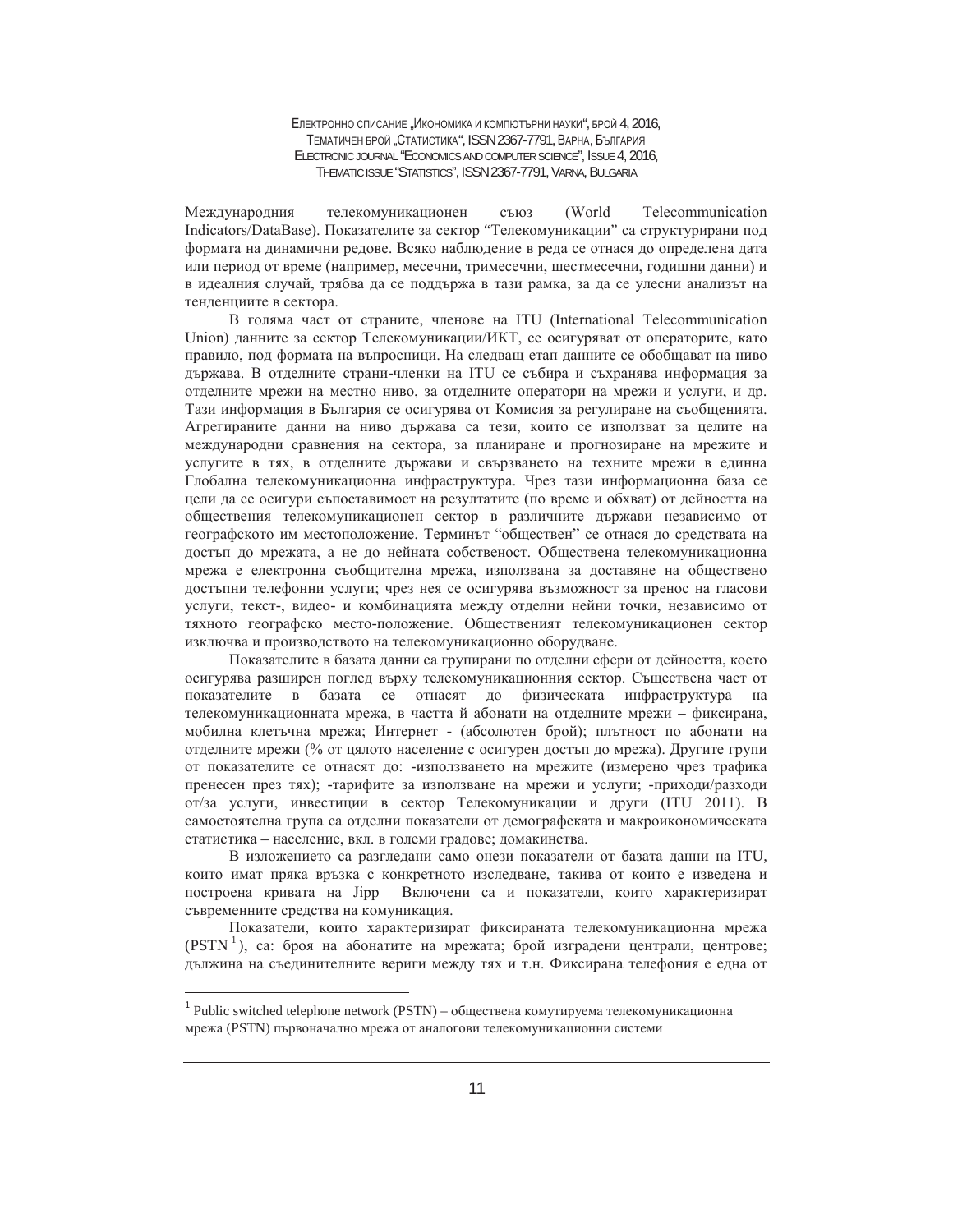Международния телекомуникационен съюз (World Telecommunication Indicators/DataBase). Показателите за сектор "Телекомуникации" са структурирани под формата на динамични редове. Всяко наблюдение в реда се отнася до определена дата или период от време (например, месечни, тримесечни, шестмесечни, годишни данни) и в идеалния случай, трябва да се поддържа в тази рамка, за да се улесни анализът на тенденциите в сектора.

В голяма част от страните, членове на ITU (International Telecommunication Union) данните за сектор Телекомуникации/ИКТ, се осигуряват от операторите, като правило, под формата на въпросници. На следващ етап данните се обобщават на ниво държава. В отделните страни-членки на ITU се събира и съхранява информация за отделните мрежи на местно ниво, за отделните оператори на мрежи и услуги, и др. Тази информация в България се осигурява от Комисия за регулиране на съобщенията. Агрегираните данни на ниво държава са тези, които се използват за целите на международни сравнения на сектора, за планиране и прогнозиране на мрежите и услугите в тях, в отделните държави и свързването на техните мрежи в единна Глобална телекомуникационна инфраструктура. Чрез тази информационна база се цели да се осигури съпоставимост на резултатите (по време и обхват) от дейността на обществения телекомуникационен сектор в различните държави независимо от географското им местоположение. Терминът "обществен" се отнася до средствата на достъп до мрежата, а не до нейната собственост. Обществена телекомуникационна мрежа е електронна съобщителна мрежа, използвана за доставяне на обществено достъпни телефонни услуги; чрез нея се осигурява възможност за пренос на гласови услуги, текст-, видео- и комбинацията между отделни нейни точки, независимо от тяхното географско место-положение. Общественият телекомуникационен сектор изключва и производството на телекомуникационно оборудване.

Показателите в базата данни са групирани по отделни сфери от дейността, което осигурява разширен поглед върху телекомуникационния сектор. Съществена част от показателите в базата се отнасят до физическата инфраструктура на телекомуникационната мрежа, в частта ѝ абонати на отделните мрежи – фиксирана, мобилна клетъчна мрежа; Интернет - (абсолютен брой); плътност по абонати на отделните мрежи (% от цялото население с осигурен достъп до мрежа). Другите групи от показателите се отнасят до: -използването на мрежите (измерено чрез трафика пренесен през тях); -тарифите за използване на мрежи и услуги; -приходи/разходи от/за услуги, инвестиции в сектор Телекомуникации и други (ITU 2011). В самостоятелна група са отделни показатели от демографската и макроикономическата статистика – население, вкл. в големи градове; домакинства.

В изложението са разгледани само онези показатели от базата данни на ITU, които имат пряка връзка с конкретното изследване, такива от които е изведена и построена кривата на Jipp Включени са и показатели, които характеризират съвременните средства на комуникация.

Показатели, които характеризират фиксираната телекомуникационна мрежа (PSTN[1]), са: броя на абонатите на мрежата; брой изградени централи, центрове; дължина на съединителните вериги между тях и т.н. Фиксирана телефония е една от

---

[1] Public switched telephone network (PSTN) – обществена комутируема телекомуникационна мрежа (PSTN) първоначално мрежа от аналогови телекомуникационни системи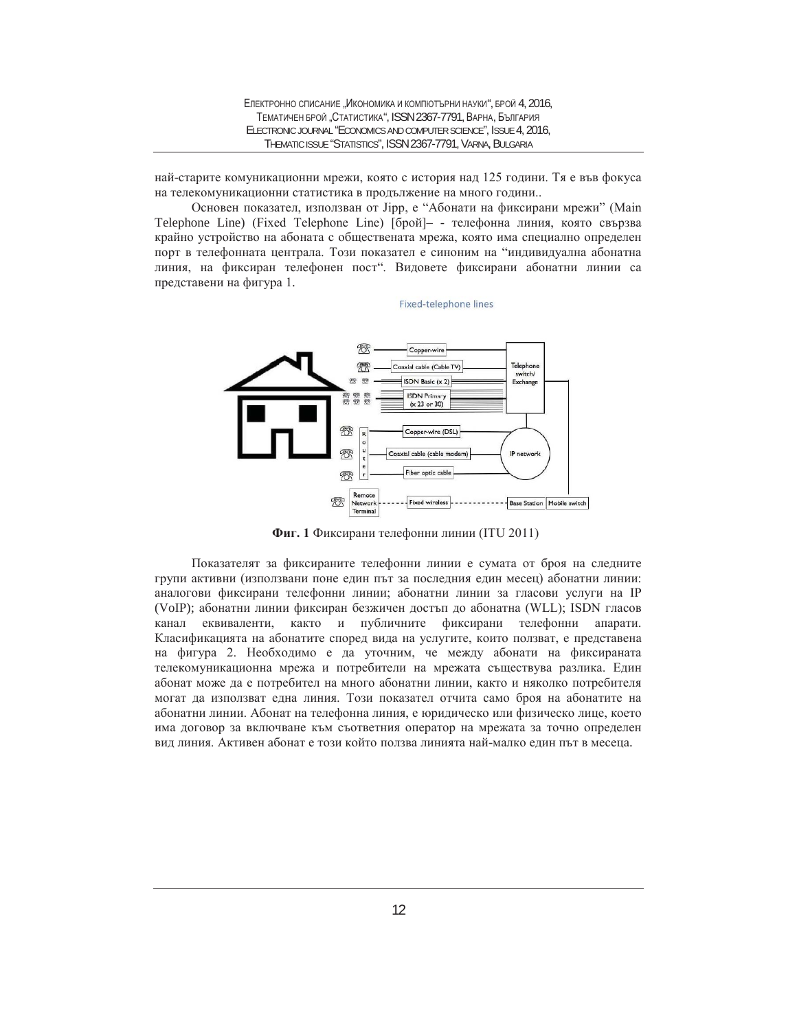най-старите комуникационни мрежи, която с история над 125 години. Тя е във фокуса на телекомуникационни статистика в продължение на много години..

Основен показател, използван от Jipp, е "Абонати на фиксирани мрежи" (Main Telephone Line) (Fixed Telephone Line) [брой]– - телефонна линия, която свързва крайно устройство на абоната с обществената мрежа, която има специално определен порт в телефонната централа. Този показател е синоним на "индивидуална абонатна линия, на фиксиран телефонен пост". Видовете фиксирани абонатни линии са представени на фигура 1.

**Фиг. 1** Фиксирани телефонни линии (ITU 2011)

Показателят за фиксираните телефонни линии е сумата от броя на следните групи активни (използвани поне един път за последния един месец) абонатни линии: аналогови фиксирани телефонни линии; абонатни линии за гласови услуги на IP (VoIP); абонатни линии фиксиран безжичен достъп до абонатна (WLL); ISDN гласов канал еквиваленти, както и публичните фиксирани телефонни апарати. Класификацията на абонатите според вида на услугите, които ползват, е представена на фигура 2. Необходимо е да уточним, че между абонати на фиксираната телекомуникационна мрежа и потребители на мрежата съществува разлика. Един абонат може да е потребител на много абонатни линии, както и няколко потребителя могат да използват една линия. Този показател отчита само броя на абонатите на абонатни линии. Абонат на телефонна линия, е юридическо или физическо лице, което има договор за включване към съответния оператор на мрежата за точно определен вид линия. Активен абонат е този който ползва линията най-малко един път в месеца.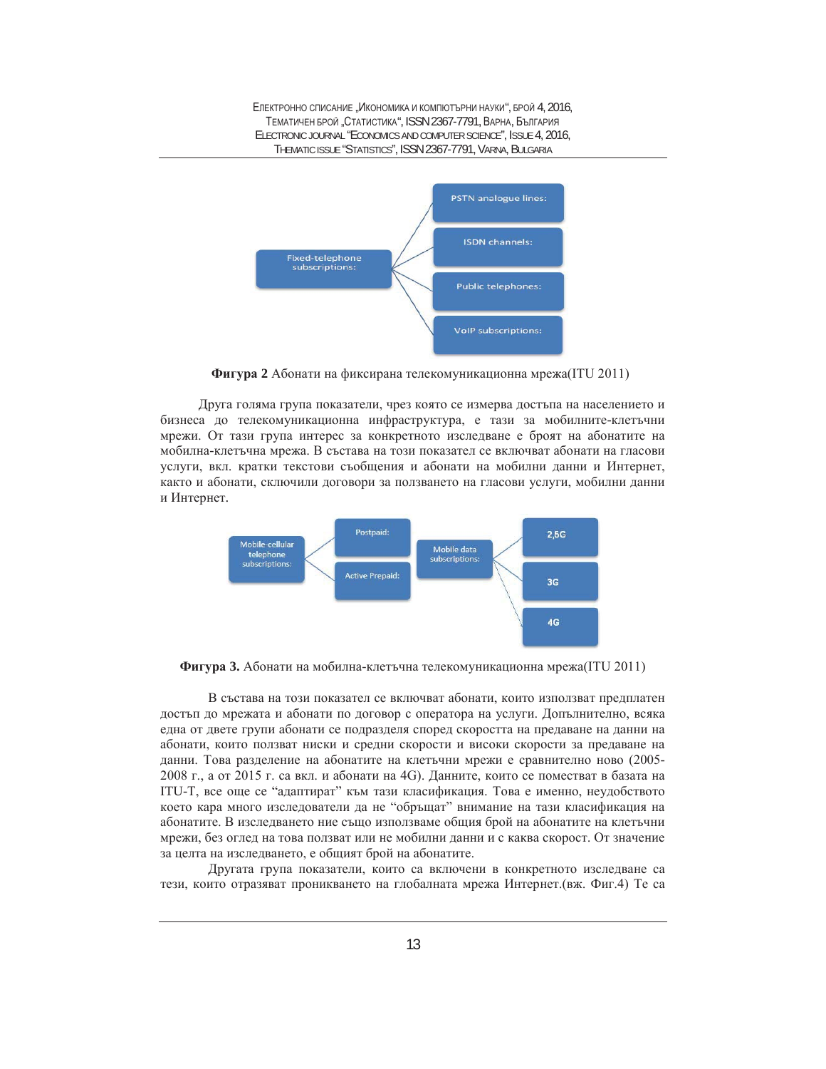Fixed-telephone subscriptions:

- PSTN analogue lines:
- ISDN channels:
- Public telephones:
- VoIP subscriptions:

**Фигура 2** Абонати на фиксирана телекомуникационна мрежа(ITU 2011)

Друга голяма група показатели, чрез която се измерва достъпа на населението и бизнеса до телекомуникационна инфраструктура, е тази за мобилните-клетъчни мрежи. От тази група интерес за конкретното изследване е броят на абонатите на мобилна-клетъчна мрежа. В състава на този показател се включват абонати на гласови услуги, вкл. кратки текстови съобщения и абонати на мобилни данни и Интернет, както и абонати, сключили договори за ползването на гласови услуги, мобилни данни и Интернет.

Mobile-cellular telephone subscriptions:

- Postpaid:
- Active Prepaid:

Mobile data subscriptions:

- 2,5G
- 3G
- 4G

**Фигура 3.** Абонати на мобилна-клетъчна телекомуникационна мрежа(ITU 2011)

В състава на този показател се включват абонати, които използват предплатен достъп до мрежата и абонати по договор с оператора на услуги. Допълнително, всяка една от двете групи абонати се подразделя според скоростта на предаване на данни на абонати, които ползват ниски и средни скорости и високи скорости за предаване на данни. Това разделение на абонатите на клетъчни мрежи е сравнително ново (2005-2008 г., а от 2015 г. са вкл. и абонати на 4G). Данните, които се поместват в базата на ITU-T, все още се "адаптират" към тази класификация. Това е именно, неудобството което кара много изследователи да не "обръщат" внимание на тази класификация на абонатите. В изследването ние също използваме общия брой на абонатите на клетъчни мрежи, без оглед на това ползват или не мобилни данни и с каква скорост. От значение за целта на изследването, е общият брой на абонатите.

Другата група показатели, които са включени в конкретното изследване са тези, които отразяват проникването на глобалната мрежа Интернет.(вж. Фиг.4) Те са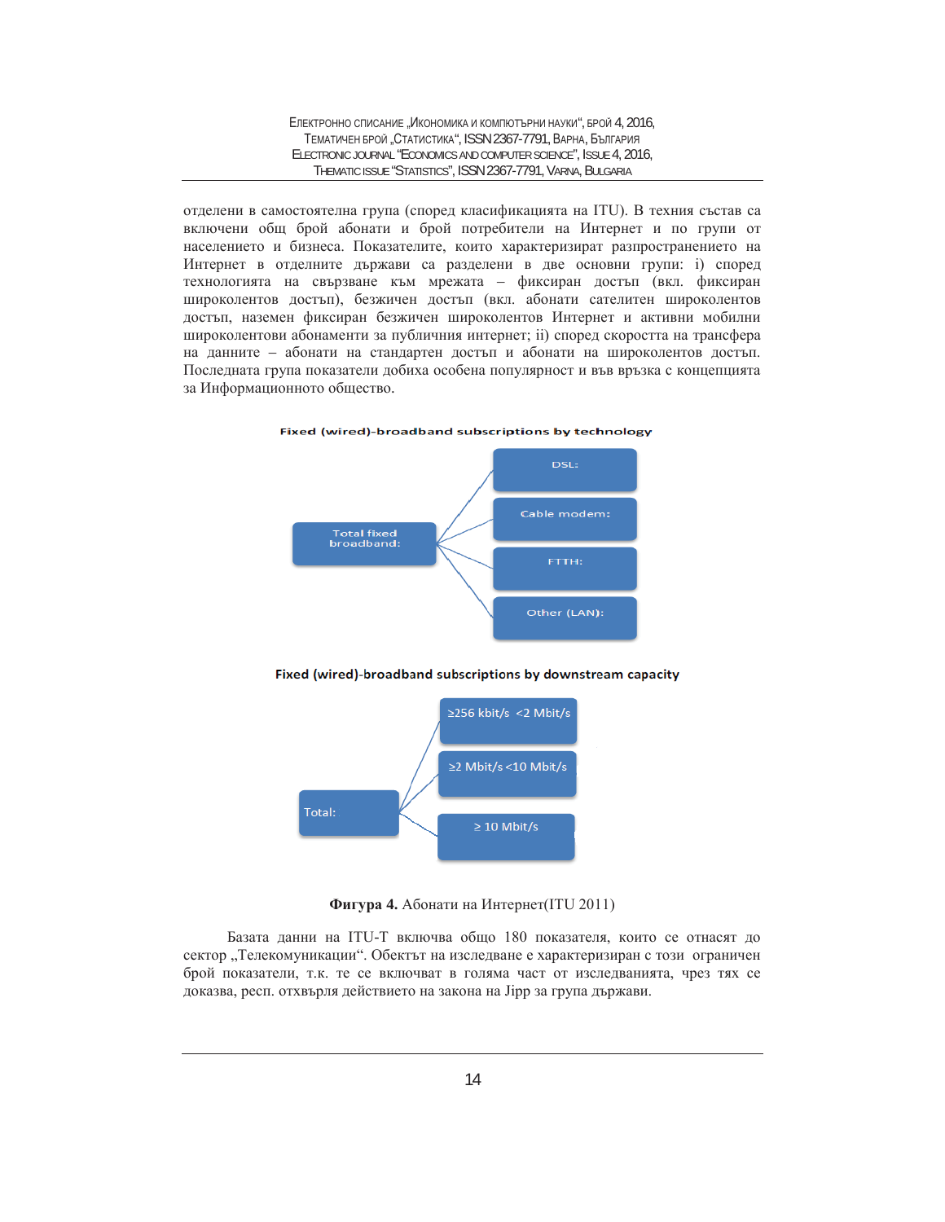отделени в самостоятелна група (според класификацията на ITU). В техния състав са включени общ брой абонати и брой потребители на Интернет и по групи от населението и бизнеса. Показателите, които характеризират разпространението на Интернет в отделните държави са разделени в две основни групи: i) според технологията на свързване към мрежата – фиксиран достъп (вкл. фиксиран широколентов достъп), безжичен достъп (вкл. абонати сателитен широколентов достъп, наземен фиксиран безжичен широколентов Интернет и активни мобилни широколентови абонаменти за публичния интернет; ii) според скоростта на трансфера на данните – абонати на стандартен достъп и абонати на широколентов достъп. Последната група показатели добиха особена популярност и във връзка с концепцията за Информационното общество.

**Fixed (wired)-broadband subscriptions by technology**

Total fixed broadband:
- DSL:
- Cable modem:
- FTTH:
- Other (LAN):

**Fixed (wired)-broadband subscriptions by downstream capacity**

Total:
- ≥256 kbit/s <2 Mbit/s
- ≥2 Mbit/s <10 Mbit/s
- ≥ 10 Mbit/s

**Фигура 4.** Абонати на Интернет(ITU 2011)

Базата данни на ITU-T включва общо 180 показателя, които се отнасят до сектор „Телекомуникации". Обектът на изследване е характеризиран с този ограничен брой показатели, т.к. те се включват в голяма част от изследванията, чрез тях се доказва, респ. отхвърля действието на закона на Jipp за група държави.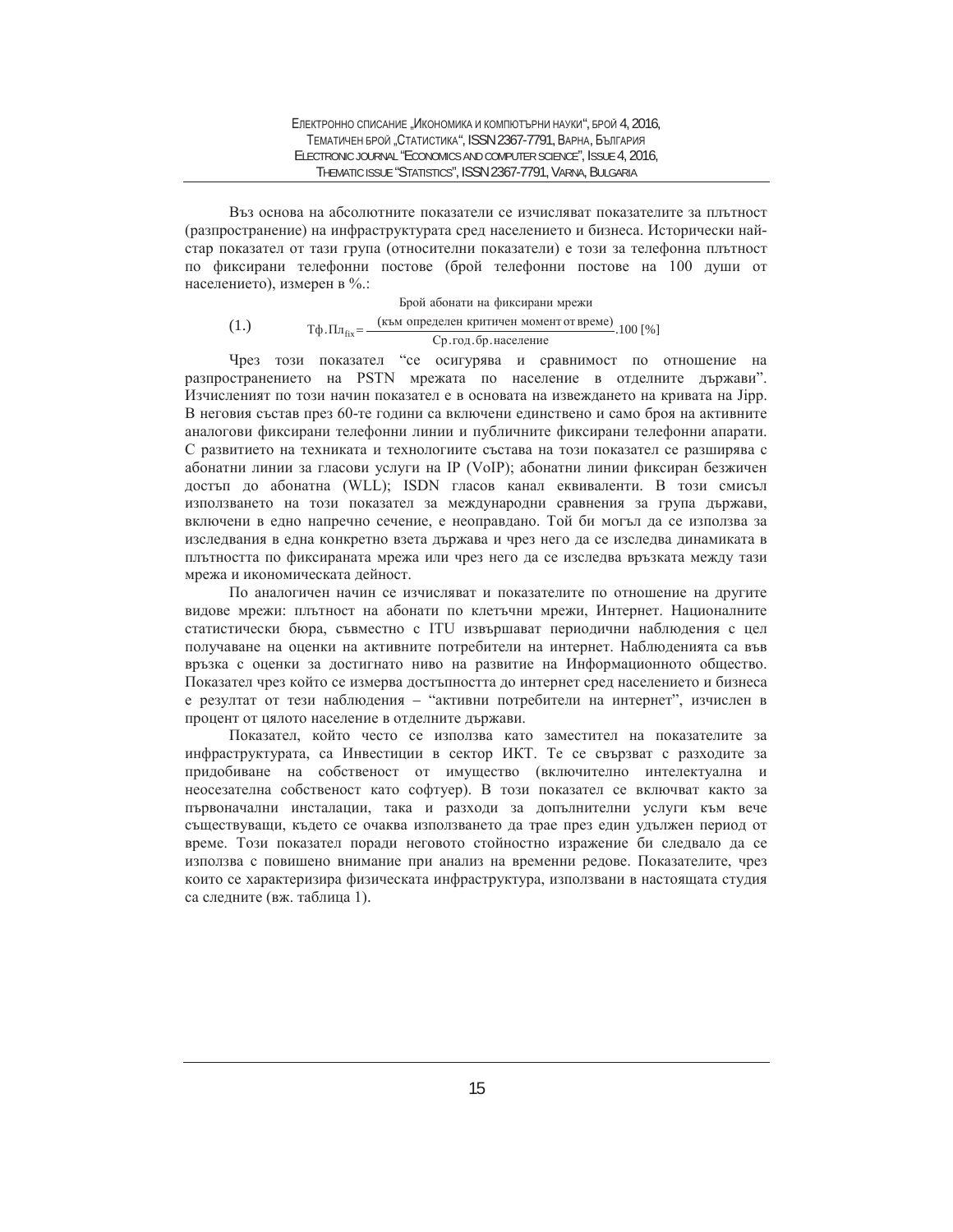Въз основа на абсолютните показатели се изчисляват показателите за плътност (разпространение) на инфраструктурата сред населението и бизнеса. Исторически най-стар показател от тази група (относителни показатели) е този за телефонна плътност по фиксирани телефонни постове (брой телефонни постове на 100 души от населението), измерен в %.:

$$(1.) \qquad \text{Тф.Пл}_{fix} = \frac{\begin{array}{c}\text{Брой абонати на фиксирани мрежи}\\ \text{(към определен критичен момент от време)}\end{array}}{\text{Ср.год.бр.население}} .100\ [\%]$$

Чрез този показател "се осигурява и сравнимост по отношение на разпространението на PSTN мрежата по население в отделните държави". Изчисленият по този начин показател е в основата на извеждането на кривата на Jipp. В неговия състав през 60-те години са включени единствено и само броя на активните аналогови фиксирани телефонни линии и публичните фиксирани телефонни апарати. С развитието на техниката и технологиите състава на този показател се разширява с абонатни линии за гласови услуги на IP (VoIP); абонатни линии фиксиран безжичен достъп до абонатна (WLL); ISDN гласов канал еквиваленти. В този смисъл използването на този показател за международни сравнения за група държави, включени в едно напречно сечение, е неоправдано. Той би могъл да се използва за изследвания в една конкретно взета държава и чрез него да се изследва динамиката в плътността по фиксираната мрежа или чрез него да се изследва връзката между тази мрежа и икономическата дейност.

По аналогичен начин се изчисляват и показателите по отношение на другите видове мрежи: плътност на абонати по клетъчни мрежи, Интернет. Националните статистически бюра, съвместно с ITU извършават периодични наблюдения с цел получаване на оценки на активните потребители на интернет. Наблюденията са във връзка с оценки за достигнато ниво на развитие на Информационното общество. Показател чрез който се измерва достъпността до интернет сред населението и бизнеса е резултат от тези наблюдения – "активни потребители на интернет", изчислен в процент от цялото население в отделните държави.

Показател, който често се използва като заместител на показателите за инфраструктурата, са Инвестиции в сектор ИКТ. Те се свързват с разходите за придобиване на собственост от имущество (включително интелектуална и неосезателна собственост като софтуер). В този показател се включват както за първоначални инсталации, така и разходи за допълнителни услуги към вече съществуващи, където се очаква използването да трае през един удължен период от време. Този показател поради неговото стойностно изражение би следвало да се използва с повишено внимание при анализ на временни редове. Показателите, чрез които се характеризира физическата инфраструктура, използвани в настоящата студия са следните (вж. таблица 1).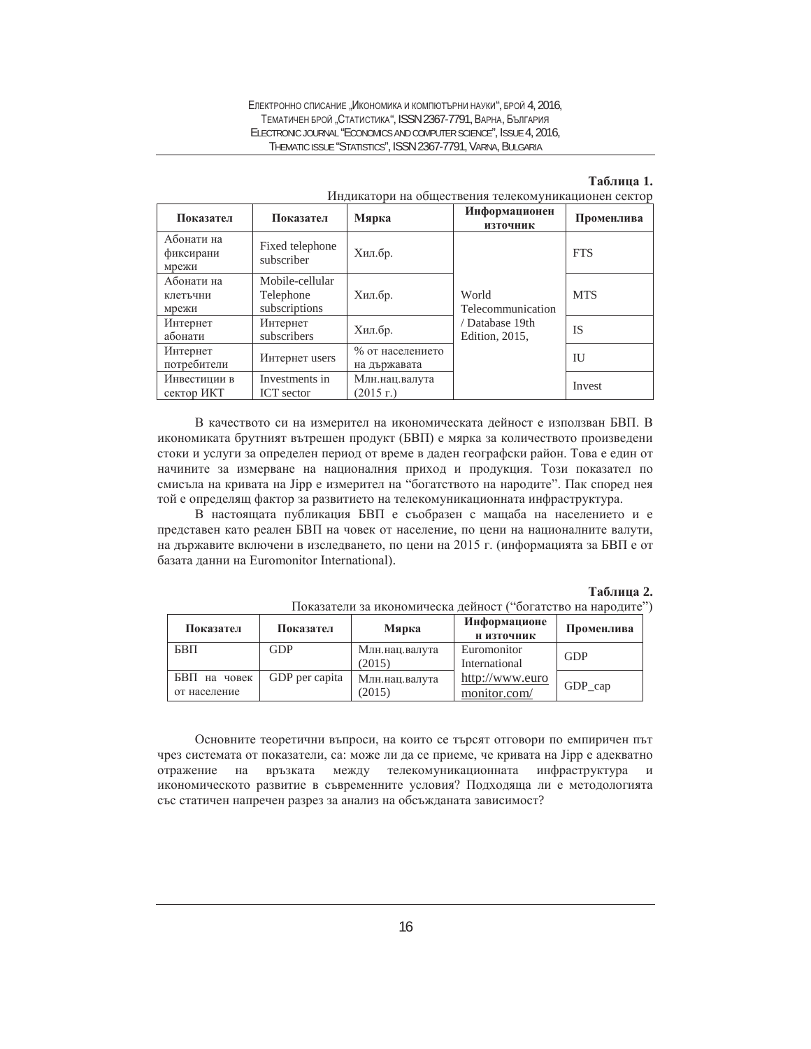**Таблица 1.**

Индикатори на обществения телекомуникационен сектор

| Показател | Показател | Мярка | Информационен източник | Променлива |
|---|---|---|---|---|
| Абонати на фиксирани мрежи | Fixed telephone subscriber | Хил.бр. | World Telecommunication / Database 19th Edition, 2015, | FTS |
| Абонати на клетъчни мрежи | Mobile-cellular Telephone subscriptions | Хил.бр. | | MTS |
| Интернет абонати | Интернет subscribers | Хил.бр. | | IS |
| Интернет потребители | Интернет users | % от населението на държавата | | IU |
| Инвестиции в сектор ИКТ | Investments in ICT sector | Млн.нац.валута (2015 г.) | | Invest |

В качеството си на измерител на икономическата дейност е използван БВП. В икономиката брутният вътрешен продукт (БВП) е мярка за количеството произведени стоки и услуги за определен период от време в даден географски район. Това е един от начините за измерване на националния приход и продукция. Този показател по смисъла на кривата на Jipp е измерител на "богатството на народите". Пак според нея той е определящ фактор за развитието на телекомуникационната инфраструктура.

В настоящата публикация БВП е съобразен с мащаба на населението и е представен като реален БВП на човек от население, по цени на националните валути, на държавите включени в изследването, по цени на 2015 г. (информацията за БВП е от базата данни на Euromonitor International).

**Таблица 2.**

Показатели за икономическа дейност ("богатство на народите")

| Показател | Показател | Мярка | Информационен източник | Променлива |
|---|---|---|---|---|
| БВП | GDP | Млн.нац.валута (2015) | Euromonitor International http://www.euromonitor.com/ | GDP |
| БВП на човек от население | GDP per capita | Млн.нац.валута (2015) | | GDP_cap |

Основните теоретични въпроси, на които се търсят отговори по емпиричен път чрез системата от показатели, са: може ли да се приеме, че кривата на Jipp е адекватно отражение на връзката между телекомуникационната инфраструктура и икономическото развитие в съвременните условия? Подходяща ли е методологията със статичен напречен разрез за анализ на обсъжданата зависимост?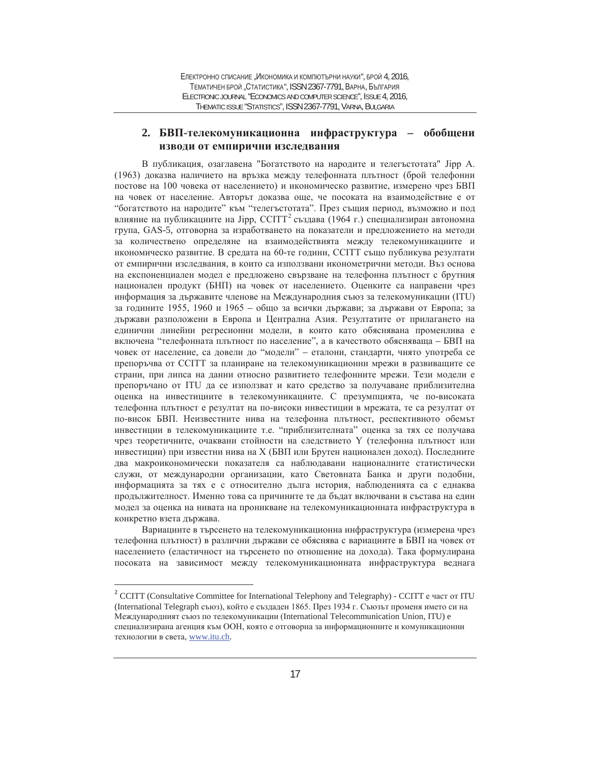## 2. БВП-телекомуникационна инфраструктура – обобщени изводи от емпирични изследвания

В публикация, озаглавена "Богатството на народите и телегъстотата" Jipp A. (1963) доказва наличието на връзка между телефонната плътност (брой телефонни постове на 100 човека от населението) и икономическо развитие, измерено чрез БВП на човек от население. Авторът доказва още, че посоката на взаимодействие е от "богатството на народите" към "телегъстотата". През същия период, възможно и под влияние на публикациите на Jipp, CCITT[2] създава (1964 г.) специализиран автономна група, GAS-5, отговорна за изработването на показатели и предложението на методи за количествено определяне на взаимодействията между телекомуникациите и икономическо развитие. В средата на 60-те години, CCITT също публикува резултати от емпирични изследвания, в които са използвани иконометрични методи. Въз основа на експоненциален модел е предложено свързване на телефонна плътност с брутния национален продукт (БНП) на човек от населението. Оценките са направени чрез информация за държавите членове на Международния съюз за телекомуникации (ITU) за годините 1955, 1960 и 1965 – общо за всички държави; за държави от Европа; за държави разположени в Европа и Централна Азия. Резултатите от прилагането на единични линейни регресионни модели, в които като обяснявана променлива е включена "телефонната плътност по население", а в качеството обясняваща – БВП на човек от население, са довели до "модели" – еталони, стандарти, чиято употреба се препоръчва от CCITT за планиране на телекомуникационни мрежи в развиващите се страни, при липса на данни относно развитието телефонните мрежи. Тези модели е препоръчано от ITU да се използват и като средство за получаване приблизителна оценка на инвестициите в телекомуникациите. С презумпцията, че по-високата телефонна плътност е резултат на по-високи инвестиции в мрежата, те са резултат от по-висок БВП. Неизвестните нива на телефонна плътност, респективното обемът инвестиции в телекомуникациите т.е. "приблизителната" оценка за тях се получава чрез теоретичните, очаквани стойности на следствието Y (телефонна плътност или инвестиции) при известни нива на X (БВП или Брутен национален доход). Последните два макроикономически показателя са наблюдавани националните статистически служи, от международни организации, като Световната Банка и други подобни, информацията за тях е с относително дълга история, наблюденията са с еднаква продължителност. Именно това са причините те да бъдат включвани в състава на един модел за оценка на нивата на проникване на телекомуникационната инфраструктура в конкретно взета държава.

Вариациите в търсенето на телекомуникационна инфраструктура (измерена чрез телефонна плътност) в различни държави се обяснява с вариациите в БВП на човек от населението (еластичност на търсенето по отношение на дохода). Така формулирана посоката на зависимост между телекомуникационната инфраструктура веднага

---

[2] CCITT (Consultative Committee for International Telephony and Telegraphy) - CCITT е част от ITU (International Telegraph съюз), който е създаден 1865. През 1934 г. Съюзът променя името си на Международният съюз по телекомуникации (International Telecommunication Union, ITU) е специализирана агенция към ООН, която е отговорна за информационните и комуникационни технологии в света, www.itu.ch.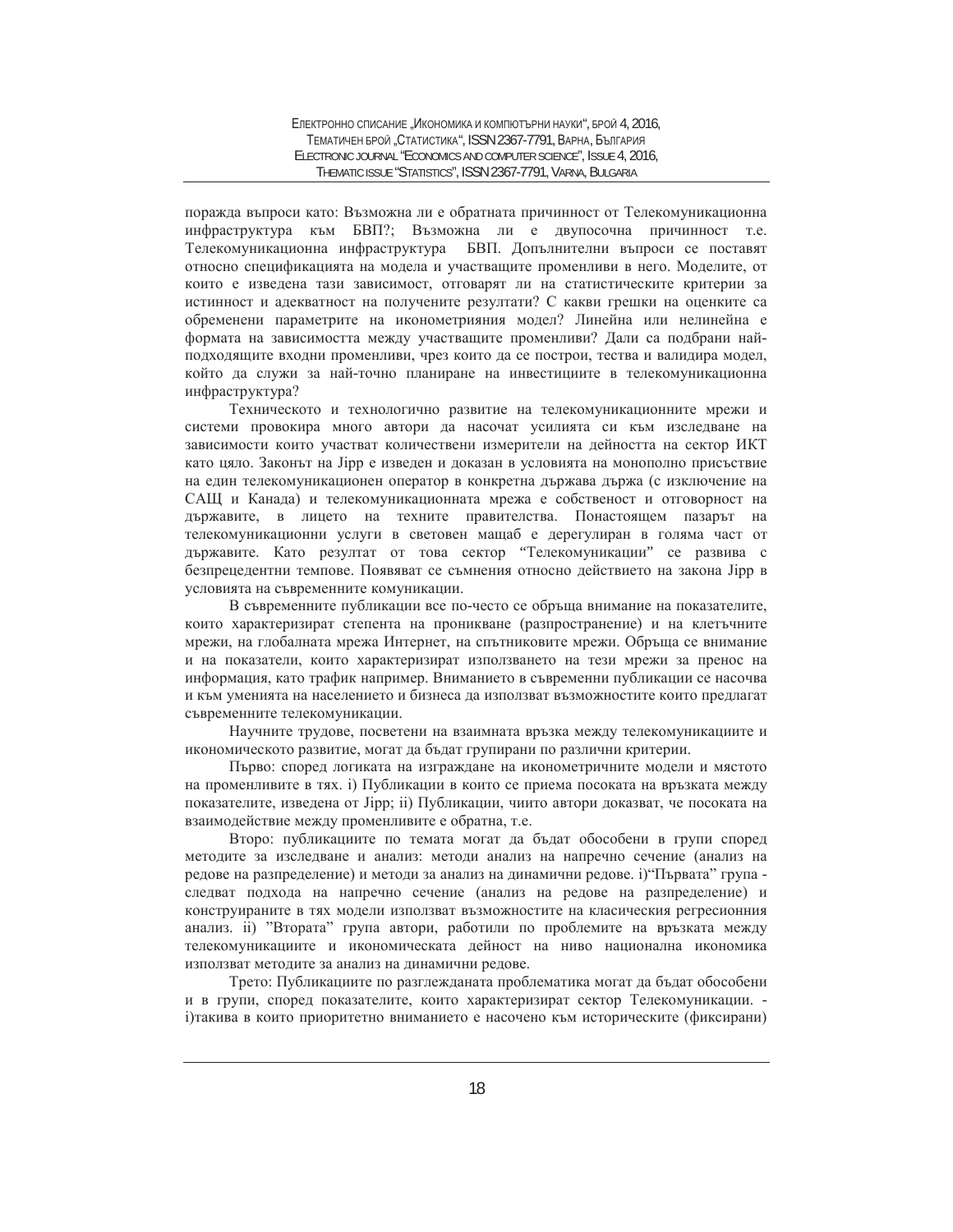поражда въпроси като: Възможна ли е обратната причинност от Телекомуникационна инфраструктура към БВП?; Възможна ли е двупосочна причинност т.е. Телекомуникационна инфраструктура БВП. Допълнителни въпроси се поставят относно спецификацията на модела и участващите променливи в него. Моделите, от които е изведена тази зависимост, отговарят ли на статистическите критерии за истинност и адекватност на получените резултати? С какви грешки на оценките са обременени параметрите на иконометрияния модел? Линейна или нелинейна е формата на зависимостта между участващите променливи? Дали са подбрани най-подходящите входни променливи, чрез които да се построи, тества и валидира модел, който да служи за най-точно планиране на инвестициите в телекомуникационна инфраструктура?

Техническото и технологично развитие на телекомуникационните мрежи и системи провокира много автори да насочат усилията си към изследване на зависимости които участват количествени измерители на дейността на сектор ИКТ като цяло. Законът на Jipp е изведен и доказан в условията на монополно присъствие на един телекомуникационен оператор в конкретна държава държа (с изключение на САЩ и Канада) и телекомуникационната мрежа е собственост и отговорност на държавите, в лицето на техните правителства. Понастоящем пазарът на телекомуникационни услуги в световен мащаб е дерегулиран в голяма част от държавите. Като резултат от това сектор "Телекомуникации" се развива с безпрецедентни темпове. Появяват се съмнения относно действието на закона Jipp в условията на съвременните комуникации.

В съвременните публикации все по-често се обръща внимание на показателите, които характеризират степента на проникване (разпространение) и на клетъчните мрежи, на глобалната мрежа Интернет, на спътниковите мрежи. Обръща се внимание и на показатели, които характеризират използването на тези мрежи за пренос на информация, като трафик например. Вниманието в съвременни публикации се насочва и към уменията на населението и бизнеса да използват възможностите които предлагат съвременните телекомуникации.

Научните трудове, посветени на взаимната връзка между телекомуникациите и икономическото развитие, могат да бъдат групирани по различни критерии.

Първо: според логиката на изграждане на иконометричните модели и мястото на променливите в тях. i) Публикации в които се приема посоката на връзката между показателите, изведена от Jipp; ii) Публикации, чиито автори доказват, че посоката на взаимодействие между променливите е обратна, т.е.

Второ: публикациите по темата могат да бъдат обособени в групи според методите за изследване и анализ: методи анализ на напречно сечение (анализ на редове на разпределение) и методи за анализ на динамични редове. i)"Първата" група - следват подхода на напречно сечение (анализ на редове на разпределение) и конструираните в тях модели използват възможностите на класическия регресионния анализ. ii) "Втората" група автори, работили по проблемите на връзката между телекомуникациите и икономическата дейност на ниво национална икономика използват методите за анализ на динамични редове.

Трето: Публикациите по разглежданата проблематика могат да бъдат обособени и в групи, според показателите, които характеризират сектор Телекомуникации. - i)такива в които приоритетно вниманието е насочено към историческите (фиксирани)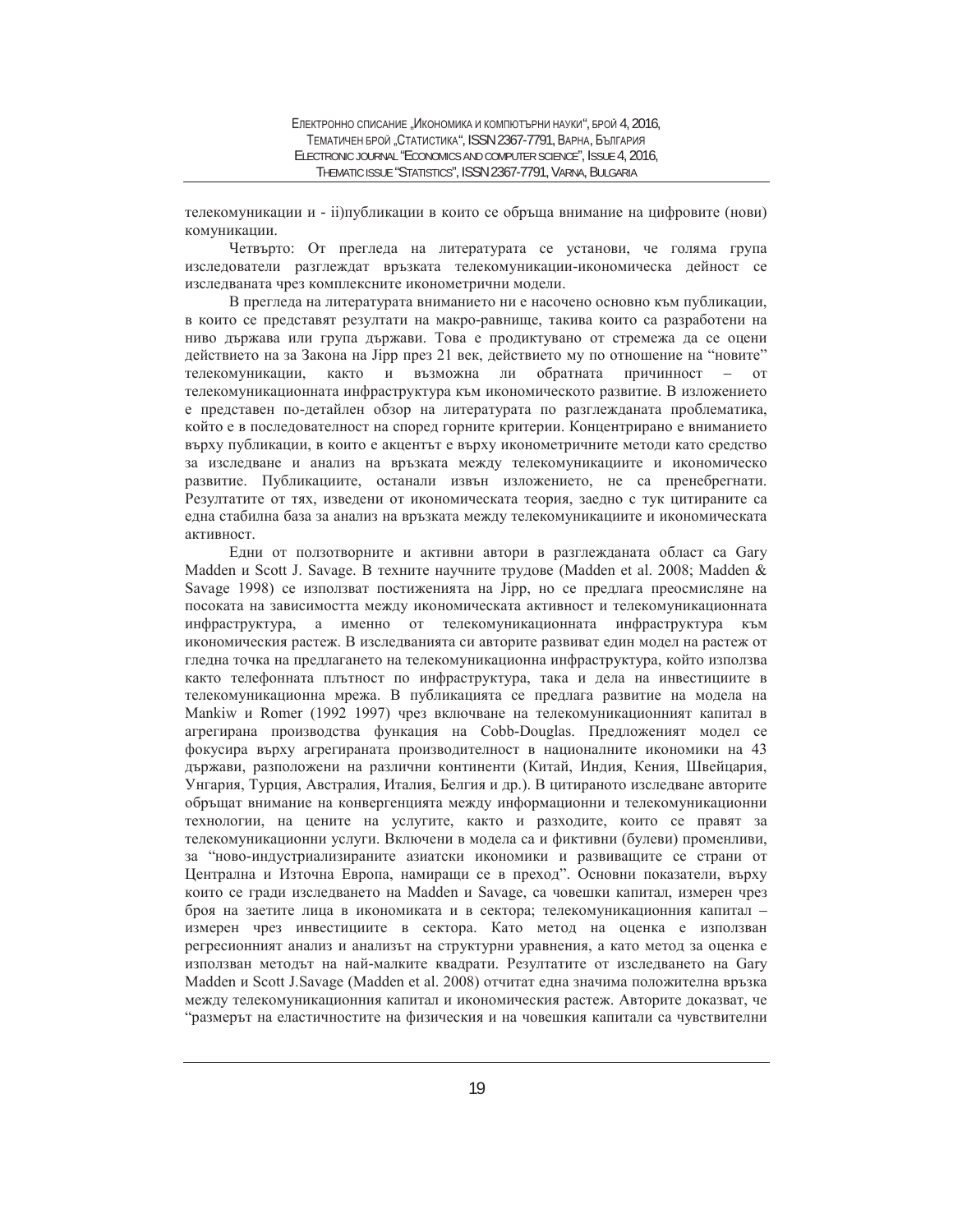телекомуникации и - ii)публикации в които се обръща внимание на цифровите (нови) комуникации.

Четвърто: От прегледа на литературата се установи, че голяма група изследователи разглеждат връзката телекомуникации-икономическа дейност се изследваната чрез комплексните иконометрични модели.

В прегледа на литературата вниманието ни е насочено основно към публикации, в които се представят резултати на макро-равнище, такива които са разработени на ниво държава или група държави. Това е продиктувано от стремежа да се оцени действието на за Закона на Jipp през 21 век, действието му по отношение на "новите" телекомуникации, както и възможна ли обратната причинност – от телекомуникационната инфраструктура към икономическото развитие. В изложението е представен по-детайлен обзор на литературата по разглежданата проблематика, който е в последователност на според горните критерии. Концентрирано е вниманието върху публикации, в които е акцентът е върху иконометричните методи като средство за изследване и анализ на връзката между телекомуникациите и икономическо развитие. Публикациите, останали извън изложението, не са пренебрегнати. Резултатите от тях, изведени от икономическата теория, заедно с тук цитираните са една стабилна база за анализ на връзката между телекомуникациите и икономическата активност.

Едни от ползотворните и активни автори в разглежданата област са Gary Madden и Scott J. Savage. В техните научните трудове (Madden et al. 2008; Madden & Savage 1998) се използват постиженията на Jipp, но се предлага преосмисляне на посоката на зависимостта между икономическата активност и телекомуникационната инфраструктура, а именно от телекомуникационната инфраструктура към икономическия растеж. В изследванията си авторите развиват един модел на растеж от гледна точка на предлагането на телекомуникационна инфраструктура, който използва както телефонната плътност по инфраструктура, така и дела на инвестициите в телекомуникационна мрежа. В публикацията се предлага развитие на модела на Mankiw и Romer (1992 1997) чрез включване на телекомуникационният капитал в агрегирана производства функция на Cobb-Douglas. Предложеният модел се фокусира върху агрегираната производителност в националните икономики на 43 държави, разположени на различни континенти (Китай, Индия, Кения, Швейцария, Унгария, Турция, Австралия, Италия, Белгия и др.). В цитираното изследване авторите обръщат внимание на конвергенцията между информационни и телекомуникационни технологии, на цените на услугите, както и разходите, които се правят за телекомуникационни услуги. Включени в модела са и фиктивни (булеви) променливи, за "ново-индустриализираните азиатски икономики и развиващите се страни от Централна и Източна Европа, намиращи се в преход". Основни показатели, върху които се гради изследването на Madden и Savage, са човешки капитал, измерен чрез броя на заетите лица в икономиката и в сектора; телекомуникационния капитал – измерен чрез инвестициите в сектора. Като метод на оценка е използван регресионният анализ и анализът на структурни уравнения, а като метод за оценка е използван методът на най-малките квадрати. Резултатите от изследването на Gary Madden и Scott J.Savage (Madden et al. 2008) отчитат една значима положителна връзка между телекомуникационния капитал и икономическия растеж. Авторите доказват, че "размерът на еластичностите на физическия и на човешкия капитали са чувствителни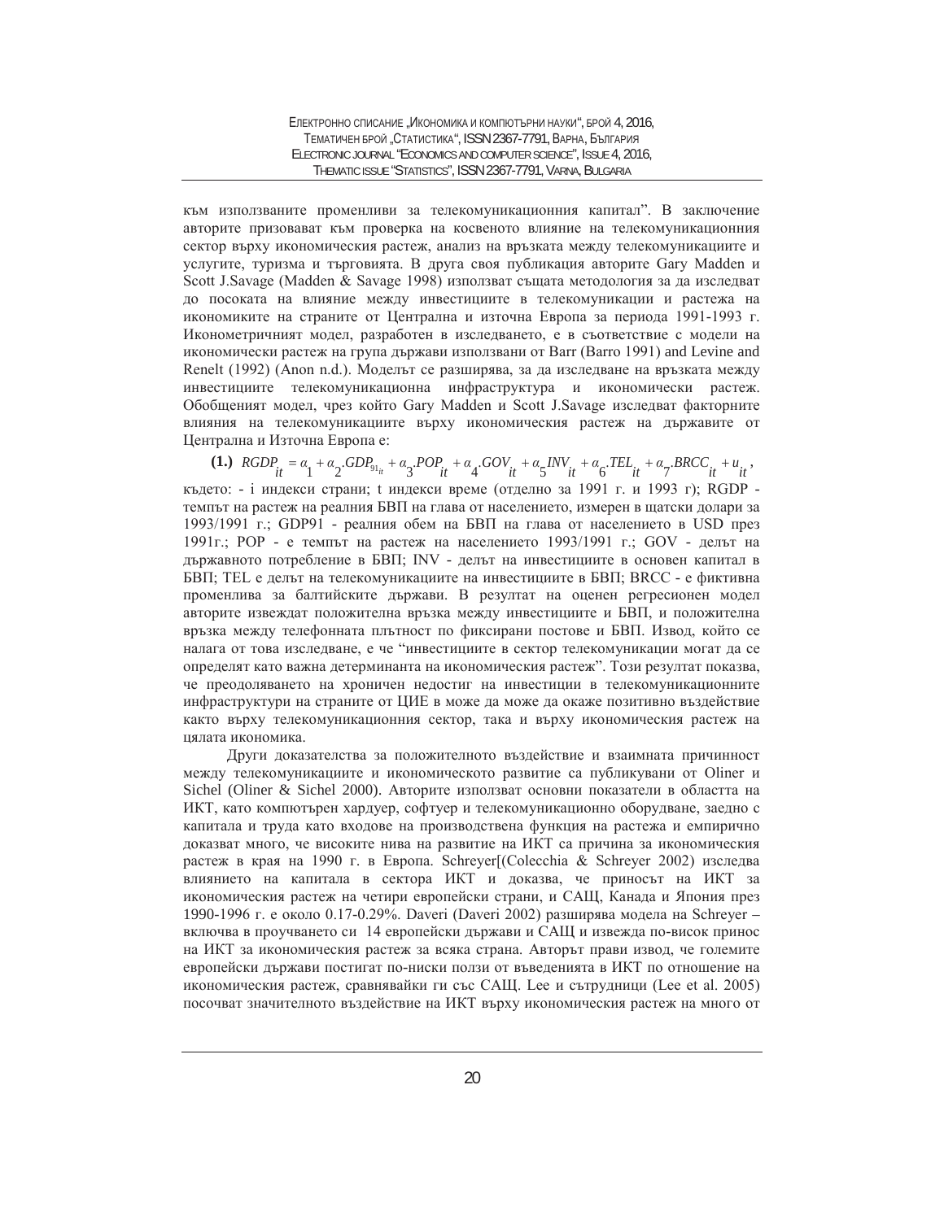към използваните променливи за телекомуникационния капитал". В заключение авторите призовават към проверка на косвеното влияние на телекомуникационния сектор върху икономическия растеж, анализ на връзката между телекомуникациите и услугите, туризма и търговията. В друга своя публикация авторите Gary Madden и Scott J.Savage (Madden & Savage 1998) използват същата методология за да изследват до посоката на влияние между инвестициите в телекомуникации и растежа на икономиките на страните от Централна и източна Европа за периода 1991-1993 г. Иконометричният модел, разработен в изследването, е в съответствие с модели на икономически растеж на група държави използвани от Barr (Barro 1991) and Levine and Renelt (1992) (Anon n.d.). Моделът се разширява, за да изследване на връзката между инвестициите телекомуникационна инфраструктура и икономически растеж. Обобщеният модел, чрез който Gary Madden и Scott J.Savage изследват факторните влияния на телекомуникациите върху икономическия растеж на държавите от Централна и Източна Европа е:

**(1.)** $RGDP_{it} = \alpha_1 + \alpha_2.GDP_{91_{it}} + \alpha_3.POP_{it} + \alpha_4.GOV_{it} + \alpha_5 INV_{it} + \alpha_6.TEL_{it} + \alpha_7.BRCC_{it} + u_{it}$,

където: - i индекси страни; t индекси време (отделно за 1991 г. и 1993 г); RGDP - темпът на растеж на реалния БВП на глава от населението, измерен в щатски долари за 1993/1991 г.; GDP91 - реалния обем на БВП на глава от населението в USD през 1991г.; POP - е темпът на растеж на населението 1993/1991 г.; GOV - делът на държавното потребление в БВП; INV - делът на инвестициите в основен капитал в БВП; TEL е делът на телекомуникациите на инвестициите в БВП; BRCC - е фиктивна променлива за балтийските държави. В резултат на оценен регресионен модел авторите извеждат положителна връзка между инвестициите и БВП, и положителна връзка между телефонната плътност по фиксирани постове и БВП. Извод, който се налага от това изследване, е че "инвестициите в сектор телекомуникации могат да се определят като важна детерминанта на икономическия растеж". Този резултат показва, че преодоляването на хроничен недостиг на инвестиции в телекомуникационните инфраструктури на страните от ЦИЕ в може да може да окаже позитивно въздействие както върху телекомуникационния сектор, така и върху икономическия растеж на цялата икономика.

Други доказателства за положителното въздействие и взаимната причинност между телекомуникациите и икономическото развитие са публикувани от Oliner и Sichel (Oliner & Sichel 2000). Авторите използват основни показатели в областта на ИКТ, като компютърен хардуер, софтуер и телекомуникационно оборудване, заедно с капитала и труда като входове на производствена функция на растежа и емпирично доказват много, че високите нива на развитие на ИКТ са причина за икономическия растеж в края на 1990 г. в Европа. Schreyer[(Colecchia & Schreyer 2002) изследва влиянието на капитала в сектора ИКТ и доказва, че приносът на ИКТ за икономическия растеж на четири европейски страни, и САЩ, Канада и Япония през 1990-1996 г. е около 0.17-0.29%. Daveri (Daveri 2002) разширява модела на Schreyer – включва в проучването си 14 европейски държави и САЩ и извежда по-висок принос на ИКТ за икономическия растеж за всяка страна. Авторът прави извод, че големите европейски държави постигат по-ниски ползи от въведенията в ИКТ по отношение на икономическия растеж, сравнявайки ги със САЩ. Lee и сътрудници (Lee et al. 2005) посочват значителното въздействие на ИКТ върху икономическия растеж на много от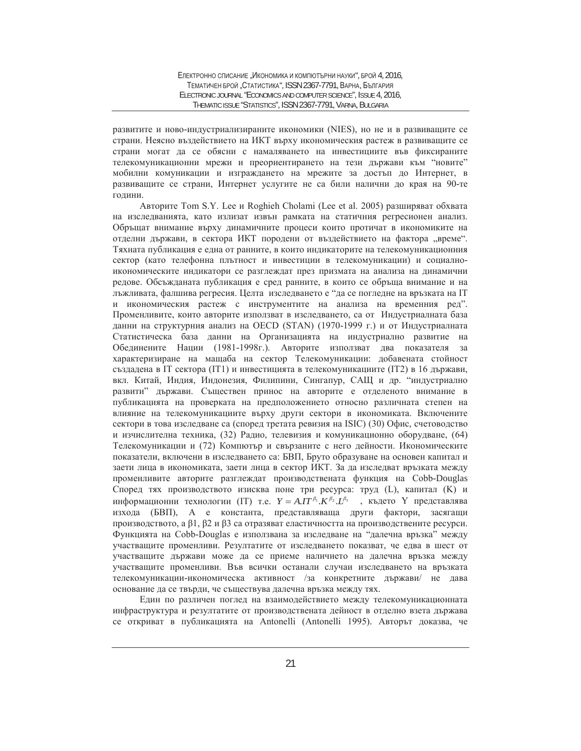развитите и ново-индустриализираните икономики (NIES), но не и в развиващите се страни. Неясно въздействието на ИКТ върху икономическия растеж в развиващите се страни могат да се обясни с намаляването на инвестициите във фиксираните телекомуникационни мрежи и преориентирането на тези държави към "новите" мобилни комуникации и изграждането на мрежите за достъп до Интернет, в развиващите се страни, Интернет услугите не са били налични до края на 90-те години.

Авторите Tom S.Y. Lee и Roghieh Cholami (Lee et al. 2005) разширяват обхвата на изследванията, като излизат извън рамката на статичния регресионен анализ. Обръщат внимание върху динамичните процеси които протичат в икономиките на отделни държави, в сектора ИКТ породени от въздействието на фактора „време". Тяхната публикация е една от ранните, в които индикаторите на телекомуникационния сектор (като телефонна плътност и инвестиции в телекомуникации) и социално-икономическите индикатори се разглеждат през призмата на анализа на динамични редове. Обсъжданата публикация е сред ранните, в които се обръща внимание и на лъжливата, фалшива регресия. Целта изследването е "да се погледне на връзката на IT и икономическия растеж с инструментите на анализа на временния ред". Променливите, които авторите използват в изследването, са от Индустриалната база данни на структурния анализ на OECD (STAN) (1970-1999 г.) и от Индустриалната Статистическа база данни на Организацията на индустриално развитие на Обединените Нации (1981-1998г.). Авторите използват два показателя за характеризиране на мащаба на сектор Телекомуникации: добавената стойност създадена в IT сектора (IT1) и инвестицията в телекомуникациите (IT2) в 16 държави, вкл. Китай, Индия, Индонезия, Филипини, Сингапур, САЩ и др. "индустриално развити" държави. Съществен принос на авторите е отделеното внимание в публикацията на проверката на предположението относно различната степен на влияние на телекомуникациите върху други сектори в икономиката. Включените сектори в това изследване са (според третата ревизия на ISIC) (30) Офис, счетоводство и изчислителна техника, (32) Радио, телевизия и комуникационно оборудване, (64) Телекомуникации и (72) Компютър и свързаните с него дейности. Икономическите показатели, включени в изследването са: БВП, Бруто образуване на основен капитал и заети лица в икономиката, заети лица в сектор ИКТ. За да изследват връзката между променливите авторите разглеждат производствената функция на Cobb-Douglas Според тях производството изисква поне три ресурса: труд (L), капитал (K) и информационни технологии (IT) т.е. $Y = A.IT^{\beta_1}.K^{\beta_2}.L^{\beta_3}$ , където Y представлява изхода (БВП), A е константа, представляваща други фактори, засягащи производството, а β1, β2 и β3 са отразяват еластичността на производствените ресурси. Функцията на Cobb-Douglas е използвана за изследване на "далечна връзка" между участващите променливи. Резултатите от изследването показват, че едва в шест от участващите държави може да се приеме наличието на далечна връзка между участващите променливи. Във всички останали случаи изследването на връзката телекомуникации-икономическа активност /за конкретните държави/ не дава основание да се твърди, че съществува далечна връзка между тях.

Един по различен поглед на взаимодействието между телекомуникационната инфраструктура и резултатите от производствената дейност в отделно взета държава се откриват в публикацията на Antonelli (Antonelli 1995). Авторът доказва, че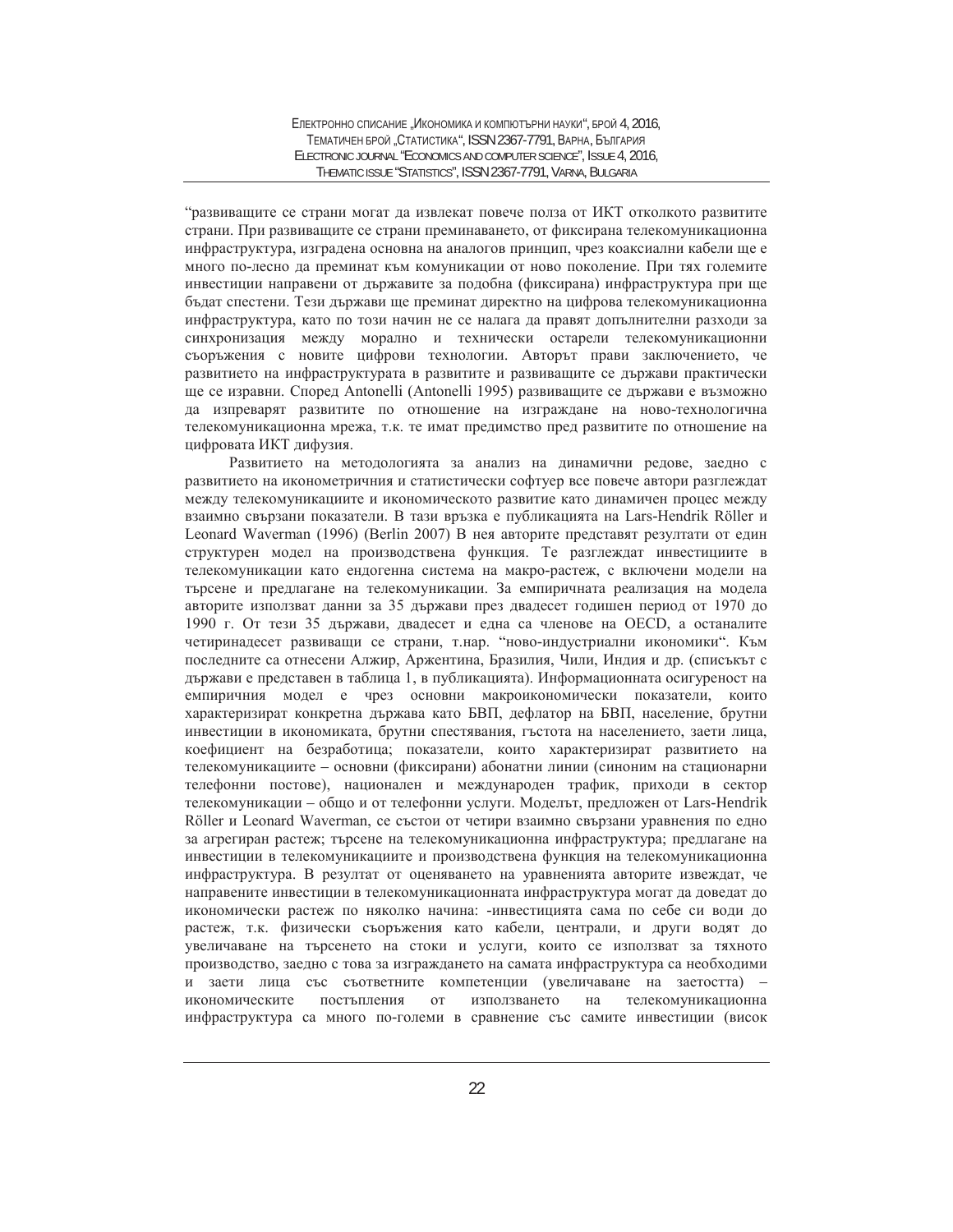“развиващите се страни могат да извлекат повече полза от ИКТ отколкото развитите страни. При развиващите се страни преминаването, от фиксирана телекомуникационна инфраструктура, изградена основна на аналогов принцип, чрез коаксиални кабели ще е много по-лесно да преминат към комуникации от ново поколение. При тях големите инвестиции направени от държавите за подобна (фиксирана) инфраструктура при ще бъдат спестени. Тези държави ще преминат директно на цифрова телекомуникационна инфраструктура, като по този начин не се налага да правят допълнителни разходи за синхронизация между морално и технически остарели телекомуникационни съоръжения с новите цифрови технологии. Авторът прави заключението, че развитието на инфраструктурата в развитите и развиващите се държави практически ще се изравни. Според Antonelli (Antonelli 1995) развиващите се държави е възможно да изпреварят развитите по отношение на изграждане на ново-технологична телекомуникационна мрежа, т.к. те имат предимство пред развитите по отношение на цифровата ИКТ дифузия.

Развитието на методологията за анализ на динамични редове, заедно с развитието на иконометричния и статистически софтуер все повече автори разглеждат между телекомуникациите и икономическото развитие като динамичен процес между взаимно свързани показатели. В тази връзка е публикацията на Lars-Hendrik Röller и Leonard Waverman (1996) (Berlin 2007) В нея авторите представят резултати от един структурен модел на производствена функция. Те разглеждат инвестициите в телекомуникации като ендогенна система на макро-растеж, с включени модели на търсене и предлагане на телекомуникации. За емпиричната реализация на модела авторите използват данни за 35 държави през двадесет годишен период от 1970 до 1990 г. От тези 35 държави, двадесет и една са членове на OECD, а останалите четиринадесет развиващи се страни, т.нар. “ново-индустриални икономики“. Към последните са отнесени Алжир, Аржентина, Бразилия, Чили, Индия и др. (списъкът с държави е представен в таблица 1, в публикацията). Информационната осигуреност на емпиричния модел е чрез основни макроикономически показатели, които характеризират конкретна държава като БВП, дефлатор на БВП, население, брутни инвестиции в икономиката, брутни спестявания, гъстота на населението, заети лица, коефициент на безработица; показатели, които характеризират развитието на телекомуникациите – основни (фиксирани) абонатни линии (синоним на стационарни телефонни постове), национален и международен трафик, приходи в сектор телекомуникации – общо и от телефонни услуги. Моделът, предложен от Lars-Hendrik Röller и Leonard Waverman, се състои от четири взаимно свързани уравнения по едно за агрегиран растеж; търсене на телекомуникационна инфраструктура; предлагане на инвестиции в телекомуникациите и производствена функция на телекомуникационна инфраструктура. В резултат от оценяването на уравненията авторите извеждат, че направените инвестиции в телекомуникационната инфраструктура могат да доведат до икономически растеж по няколко начина: -инвестицията сама по себе си води до растеж, т.к. физически съоръжения като кабели, централи, и други водят до увеличаване на търсенето на стоки и услуги, които се използват за тяхното производство, заедно с това за изграждането на самата инфраструктура са необходими и заети лица със съответните компетенции (увеличаване на заетостта) – икономическите постъпления от използването на телекомуникационна инфраструктура са много по-големи в сравнение със самите инвестиции (висок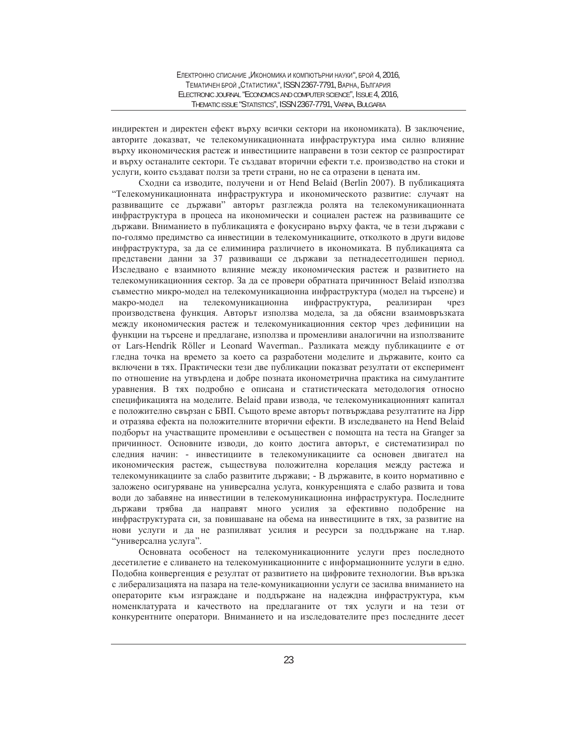индиректен и директен ефект върху всички сектори на икономиката). В заключение, авторите доказват, че телекомуникационната инфраструктура има силно влияние върху икономическия растеж и инвестициите направени в този сектор се разпростират и върху останалите сектори. Те създават вторични ефекти т.е. производство на стоки и услуги, които създават ползи за трети страни, но не са отразени в цената им.

Сходни са изводите, получени и от Hend Belaid (Berlin 2007). В публикацията "Телекомуникационната инфраструктура и икономическото развитие: случаят на развиващите се държави" авторът разглежда ролята на телекомуникационната инфраструктура в процеса на икономически и социален растеж на развиващите се държави. Вниманието в публикацията е фокусирано върху факта, че в тези държави с по-голямо предимство са инвестиции в телекомуникациите, отколкото в други видове инфраструктура, за да се елиминира различието в икономиката. В публикацията са представени данни за 37 развиващи се държави за петнадесетгодишен период. Изследвано е взаимното влияние между икономическия растеж и развитието на телекомуникационния сектор. За да се провери обратната причинност Belaid използва съвместно микро-модел на телекомуникационна инфраструктура (модел на търсене) и макро-модел на телекомуникационна инфраструктура, реализиран чрез производствена функция. Авторът използва модела, за да обясни взаимовръзката между икономическия растеж и телекомуникационния сектор чрез дефиниции на функции на търсене и предлагане, използва и променливи аналогични на използваните от Lars-Hendrik Röller и Leonard Waverman.. Разликата между публикациите е от гледна точка на времето за което са разработени моделите и държавите, които са включени в тях. Практически тези две публикации показват резултати от експеримент по отношение на утвърдена и добре позната иконометрична практика на симулантите уравнения. В тях подробно е описана и статистическата методология относно спецификацията на моделите. Belaid прави извода, че телекомуникационният капитал е положително свързан с БВП. Същото време авторът потвърждава резултатите на Jipp и отразява ефекта на положителните вторични ефекти. В изследването на Hend Belaid подборът на участващите променливи е осъществен с помощта на теста на Granger за причинност. Основните изводи, до които достига авторът, е систематизирал по следния начин: - инвестициите в телекомуникациите са основен двигател на икономическия растеж, съществува положителна корелация между растежа и телекомуникациите за слабо развитите държави; - В държавите, в които нормативно е заложено осигуряване на универсална услуга, конкуренцията е слабо развита и това води до забавяне на инвестиции в телекомуникационна инфраструктура. Последните държави трябва да направят много усилия за ефективно подобрение на инфраструктурата си, за повишаване на обема на инвестициите в тях, за развитие на нови услуги и да не разпиляват усилия и ресурси за поддържане на т.нар. "универсална услуга".

Основната особеност на телекомуникационните услуги през последното десетилетие е сливането на телекомуникационните с информационните услуги в едно. Подобна конвергенция е резултат от развитието на цифровите технологии. Във връзка с либерализацията на пазара на теле-комуникационни услуги се засилва вниманието на операторите към изграждане и поддържане на надеждна инфраструктура, към номенклатурата и качеството на предлаганите от тях услуги и на тези от конкурентните оператори. Вниманието и на изследователите през последните десет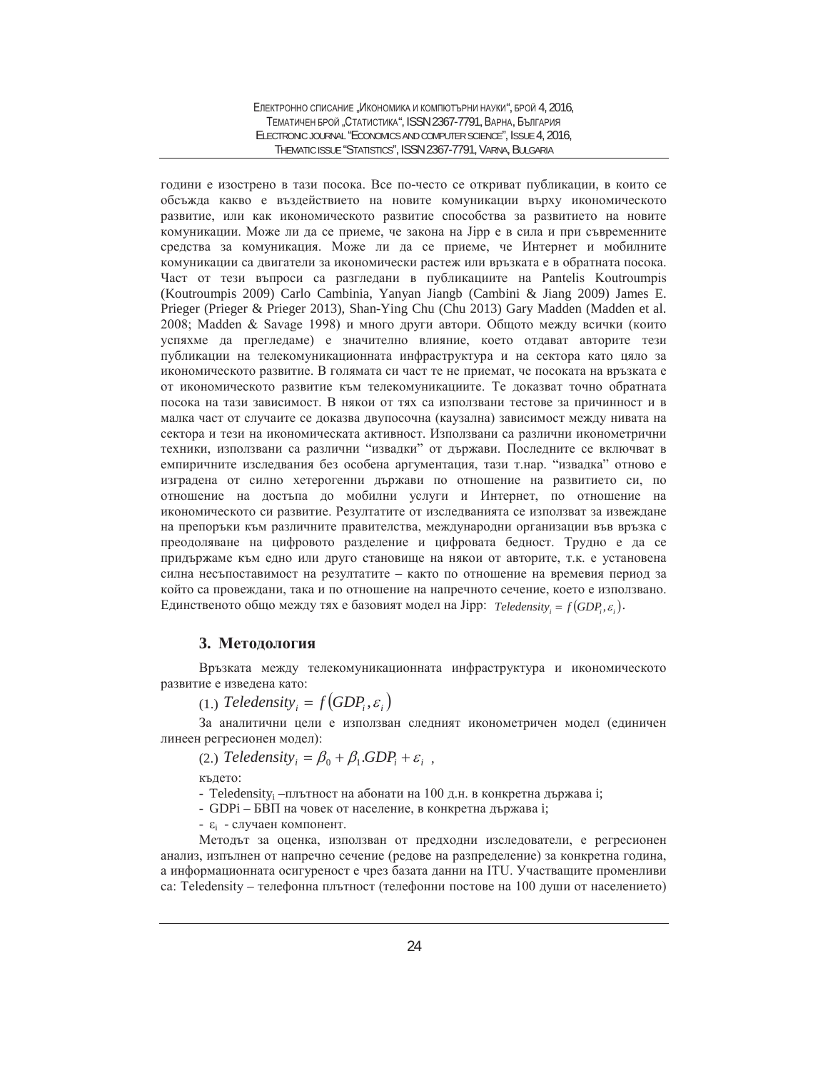години е изострено в тази посока. Все по-често се откриват публикации, в които се обсъжда какво е въздействието на новите комуникации върху икономическото развитие, или как икономическото развитие способства за развитието на новите комуникации. Може ли да се приеме, че закона на Jipp е в сила и при съвременните средства за комуникация. Може ли да се приеме, че Интернет и мобилните комуникации са двигатели за икономически растеж или връзката е в обратната посока. Част от тези въпроси са разгледани в публикациите на Pantelis Koutroumpis (Koutroumpis 2009) Carlo Cambinia, Yanyan Jiangb (Cambini & Jiang 2009) James E. Prieger (Prieger & Prieger 2013), Shan-Ying Chu (Chu 2013) Gary Madden (Madden et al. 2008; Madden & Savage 1998) и много други автори. Общото между всички (които успяхме да прегледаме) е значително влияние, което отдават авторите тези публикации на телекомуникационната инфраструктура и на сектора като цяло за икономическото развитие. В голямата си част те не приемат, че посоката на връзката е от икономическото развитие към телекомуникациите. Те доказват точно обратната посока на тази зависимост. В някои от тях са използвани тестове за причинност и в малка част от случаите се доказва двупосочна (каузална) зависимост между нивата на сектора и тези на икономическата активност. Използвани са различни иконометрични техники, използвани са различни "извадки" от държави. Последните се включват в емпиричните изследвания без особена аргументация, тази т.нар. "извадка" отново е изградена от силно хетерогенни държави по отношение на развитието си, по отношение на достъпа до мобилни услуги и Интернет, по отношение на икономическото си развитие. Резултатите от изследванията се използват за извеждане на препоръки към различните правителства, международни организации във връзка с преодоляване на цифровото разделение и цифровата бедност. Трудно е да се придържаме към едно или друго становище на някои от авторите, т.к. е установена силна несъпоставимост на резултатите – както по отношение на времевия период за който са провеждани, така и по отношение на напречното сечение, което е използвано. Единственото общо между тях е базовият модел на Jipp: $Teledensity_i = f(GDP_i, \varepsilon_i)$.

## 3. Методология

Връзката между телекомуникационната инфраструктура и икономическото развитие е изведена като:

(1.) $Teledensity_i = f(GDP_i, \varepsilon_i)$

За аналитични цели е използван следният иконометричен модел (единичен линеен регресионен модел):

(2.) $Teledensity_i = \beta_0 + \beta_1 . GDP_i + \varepsilon_i$ ,

където:

- $Teledensity_i$ –плътност на абонати на 100 д.н. в конкретна държава i;
- GDPi – БВП на човек от население, в конкретна държава i;
- $\varepsilon_i$ - случаен компонент.

Методът за оценка, използван от предходни изследователи, е регресионен анализ, изпълнен от напречно сечение (редове на разпределение) за конкретна година, а информационната осигуреност е чрез базата данни на ITU. Участващите променливи са: Teledensity – телефонна плътност (телефонни постове на 100 души от населението)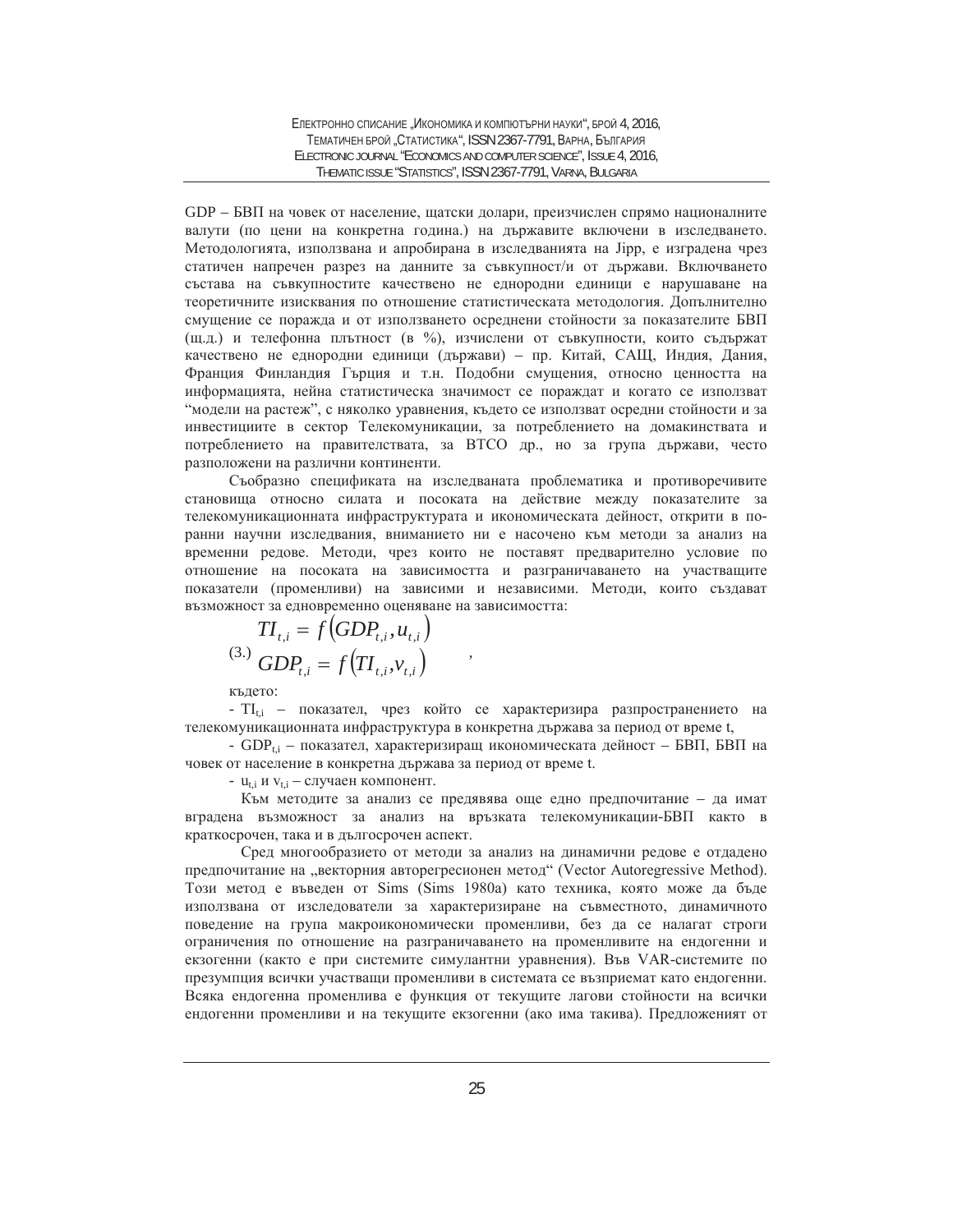GDP – БВП на човек от население, щатски долари, преизчислен спрямо националните валути (по цени на конкретна година.) на държавите включени в изследването. Методологията, използвана и апробирана в изследванията на Jipp, е изградена чрез статичен напречен разрез на данните за съвкупност/и от държави. Включването състава на съвкупностите качествено не еднородни единици е нарушаване на теоретичните изисквания по отношение статистическата методология. Допълнително смущение се поражда и от използването осреднени стойности за показателите БВП (щ.д.) и телефонна плътност (в %), изчислени от съвкупности, които съдържат качествено не еднородни единици (държави) – пр. Китай, САЩ, Индия, Дания, Франция Финландия Гърция и т.н. Подобни смущения, относно ценността на информацията, нейна статистическа значимост се пораждат и когато се използват "модели на растеж", с няколко уравнения, където се използват осредни стойности и за инвестициите в сектор Телекомуникации, за потреблението на домакинствата и потреблението на правителствата, за ВТСО др., но за група държави, често разположени на различни континенти.

Съобразно спецификата на изследваната проблематика и противоречивите становища относно силата и посоката на действие между показателите за телекомуникационната инфраструктура и икономическата дейност, открити в по-ранни научни изследвания, вниманието ни е насочено към методи за анализ на времени редове. Методи, чрез които не поставят предварително условие по отношение на посоката на зависимостта и разграничаването на участващите показатели (променливи) на зависими и независими. Методи, които създават възможност за едновременно оценяване на зависимостта:

$$
(3.)\quad \begin{aligned} TI_{t,i} &= f\left(GDP_{t,i}, u_{t,i}\right) \\ GDP_{t,i} &= f\left(TI_{t,i}, v_{t,i}\right) \end{aligned} \quad ,
$$

където:

- $TI_{t,i}$ – показател, чрез който се характеризира разпространението на телекомуникационната инфраструктура в конкретна държава за период от време t,
- $GDP_{t,i}$ – показател, характеризиращ икономическата дейност – БВП, БВП на човек от население в конкретна държава за период от време t.
- $u_{t,i}$ и $v_{t,i}$ – случаен компонент.

Към методите за анализ се предявява още едно предпочитание – да имат вградена възможност за анализ на връзката телекомуникации-БВП както в краткосрочен, така и в дългосрочен аспект.

Сред многообразието от методи за анализ на динамични редове е отдадено предпочитание на „векторния авторегресионен метод" (Vector Autoregressive Method). Този метод е въведен от Sims (Sims 1980a) като техника, която може да бъде използвана от изследователи за характеризиране на съвместното, динамичното поведение на група макроикономически променливи, без да се налагат строги ограничения по отношение на разграничаването на променливите на ендогенни и екзогенни (както е при системите симулантни уравнения). Във VAR-системите по презумпция всички участващи променливи в системата се възприемат като ендогенни. Всяка ендогенна променлива е функция от текущите лагови стойности на всички ендогенни променливи и на текущите екзогенни (ако има такива). Предложеният от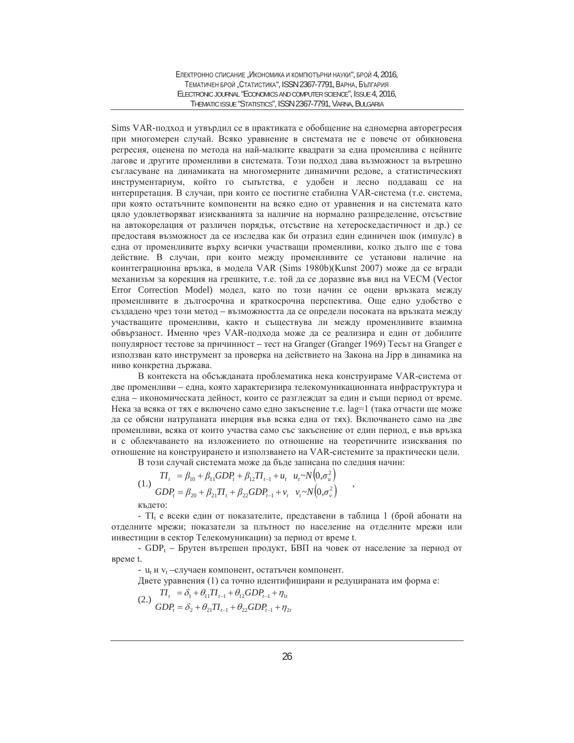Sims VAR-подход и утвърдил се в практиката е обобщение на едномерна авторегресия при многомерен случай. Всяко уравнение в системата не е повече от обикновена регресия, оценена по метода на най-малките квадрати за една променлива с нейните лагове и другите променливи в системата. Този подход дава възможност за вътрешно съгласуване на динамиката на многомерните динамични редове, а статистическият инструментариум, който го съпътства, е удобен и лесно поддаващ се на интерпретация. В случаи, при които се постигне стабилна VAR-система (т.е. система, при която остатъчните компоненти на всяко едно от уравнения и на системата като цяло удовлетворяват изискванията за наличие на нормално разпределение, отсъствие на автокорелация от различен порядък, отсъствие на хетероскедастичност и др.) се предоставя възможност да се изследва как би отразил един единичен шок (импулс) в една от променливите върху всички участващи променливи, колко дълго ще е това действие. В случаи, при които между променливите се установи наличие на коинтеграционна връзка, в модела VAR (Sims 1980b)(Kunst 2007) може да се вгради механизъм за корекция на грешките, т.е. той да се доразвие във вид на VECM (Vector Error Correction Model) модел, като по този начин се оцени връзката между променливите в дългосрочна и краткосрочна перспектива. Още едно удобство е създадено чрез този метод – възможността да се определи посоката на връзката между участващите променливи, както и съществува ли между променливите взаимна обвързаност. Именно чрез VAR-подхода може да се реализира и един от добилите популярност тестове за причинност – тест на Granger (Granger 1969) Тесът на Granger е използван като инструмент за проверка на действието на Закона на Jipp в динамика на ниво конкретна държава.

В контекста на обсъжданата проблематика нека конструираме VAR-система от две променливи – една, която характеризира телекомуникационната инфраструктура и една – икономическата дейност, които се разглеждат за един и същи период от време. Нека за всяка от тях е включено само едно закъснение т.е. lag=1 (така отчасти ще може да се обясни натрупаната инерция във всяка една от тях). Включването само на две променливи, всяка от които участва само със закъснение от един период, е във връзка и с облекчаването на изложението по отношение на теоретичните изисквания по отношение на конструирането и използването на VAR-системите за практически цели.

В този случай системата може да бъде записана по следния начин:

$$
(1.)\quad \begin{aligned} TI_t &= \beta_{10} + \beta_{11} GDP_t + \beta_{12} TI_{t-1} + u_t \quad u_t \sim N\left(0, \sigma_u^2\right) \\ GDP_t &= \beta_{20} + \beta_{21} TI_t + \beta_{22} GDP_{t-1} + v_t \quad v_t \sim N\left(0, \sigma_v^2\right) \end{aligned} \quad ,
$$

където:

- $TI_t$ е всеки един от показателите, представени в таблица 1 (брой абонати на отделните мрежи; показатели за плътност по население на отделните мрежи или инвестиции в сектор Телекомуникации) за период от време t.

- $GDP_t$ – Брутен вътрешен продукт, БВП на човек от население за период от време t.

- $u_t$ и $v_t$ –случаен компонент, остатъчен компонент.

Двете уравнения (1) са точно идентифицирани и редуцираната им форма е:

$$
(2.)\quad \begin{aligned} TI_t &= \delta_1 + \theta_{11} TI_{t-1} + \theta_{12} GDP_{t-1} + \eta_{1t} \\ GDP_t &= \delta_2 + \theta_{21} TI_{t-1} + \theta_{22} GDP_{t-1} + \eta_{2t} \end{aligned}
$$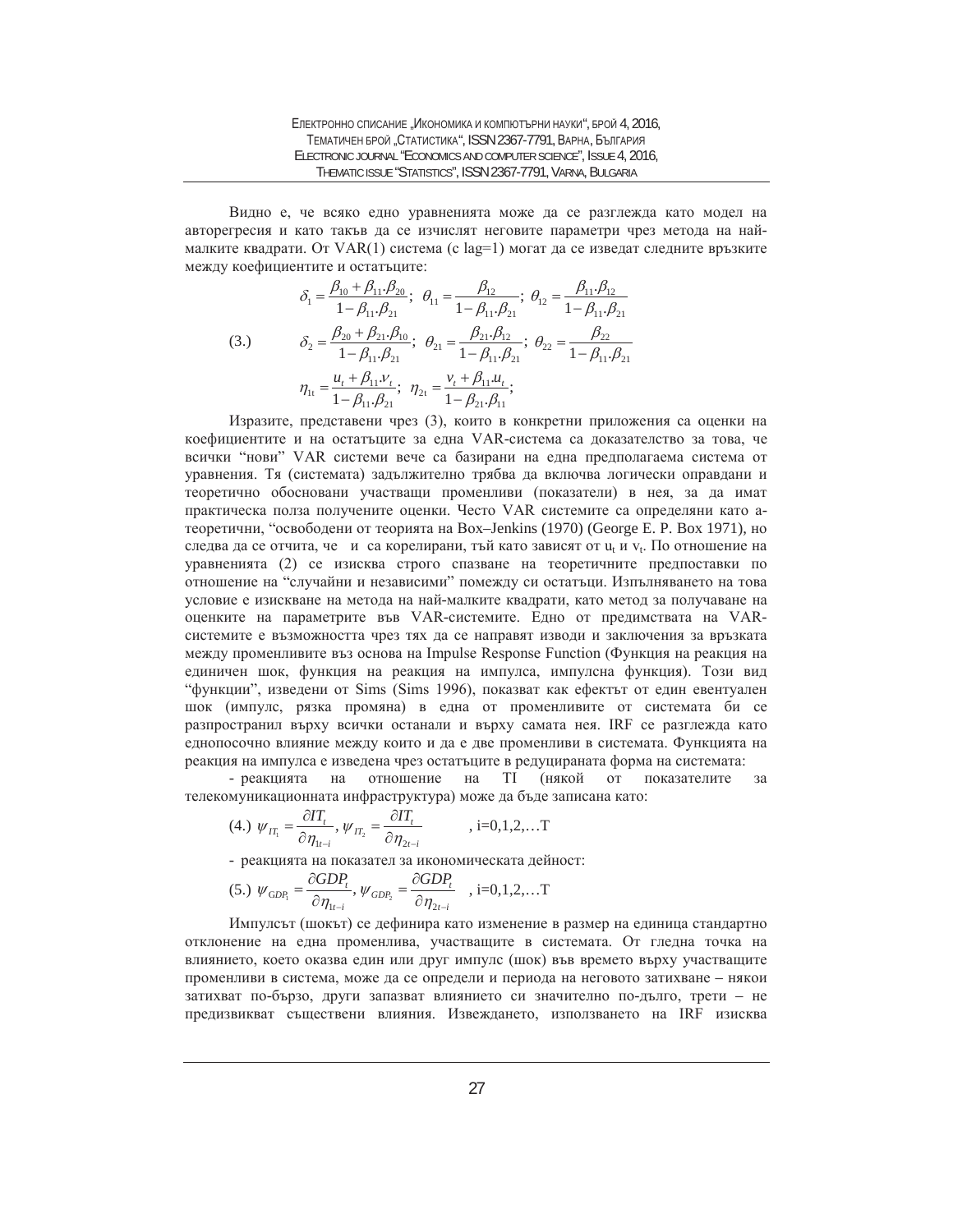Видно е, че всяко едно уравненията може да се разглежда като модел на авторегресия и като такъв да се изчислят неговите параметри чрез метода на най-малките квадрати. От VAR(1) система (с lag=1) могат да се изведат следните връзките между коефициентите и остатъците:

$$
\begin{aligned}
(3.)\qquad & \delta_1 = \frac{\beta_{10} + \beta_{11}.\beta_{20}}{1-\beta_{11}.\beta_{21}};\ \ \theta_{11} = \frac{\beta_{12}}{1-\beta_{11}.\beta_{21}};\ \ \theta_{12} = \frac{\beta_{11}.\beta_{12}}{1-\beta_{11}.\beta_{21}} \\
& \delta_2 = \frac{\beta_{20} + \beta_{21}.\beta_{10}}{1-\beta_{11}.\beta_{21}};\ \ \theta_{21} = \frac{\beta_{21}.\beta_{12}}{1-\beta_{11}.\beta_{21}};\ \ \theta_{22} = \frac{\beta_{22}}{1-\beta_{11}.\beta_{21}} \\
& \eta_{1t} = \frac{u_t + \beta_{11}.v_t}{1-\beta_{11}.\beta_{21}};\ \ \eta_{2t} = \frac{v_t + \beta_{11}.u_t}{1-\beta_{21}.\beta_{11}};
\end{aligned}
$$

Изразите, представени чрез (3), които в конкретни приложения са оценки на коефициентите и на остатъците за една VAR-система са доказателство за това, че всички "нови" VAR системи вече са базирани на една предполагаема система от уравнения. Тя (системата) задължително трябва да включва логически оправдани и теоретично обосновани участващи променливи (показатели) в нея, за да имат практическа полза получените оценки. Често VAR системите са определяни като а-теоретични, "освободени от теорията на Box–Jenkins (1970) (George E. P. Box 1971), но следва да се отчита, че и са корелирани, тъй като зависят от $u_t$ и $v_t$. По отношение на уравненията (2) се изисква строго спазване на теоретичните предпоставки по отношение на "случайни и независими" помежду си остатъци. Изпълняването на това условие е изискване на метода на най-малките квадрати, като метод за получаване на оценките на параметрите във VAR-системите. Едно от предимствата на VAR-системите е възможността чрез тях да се направят изводи и заключения за връзката между променливите въз основа на Impulse Response Function (Функция на реакция на единичен шок, функция на реакция на импулса, импулсна функция). Този вид "функции", изведени от Sims (Sims 1996), показват как ефектът от един евентуален шок (импулс, рязка промяна) в една от променливите от системата би се разпространил върху всички останали и върху самата нея. IRF се разглежда като еднопосочно влияние между които и да е две променливи в системата. Функцията на реакция на импулса е изведена чрез остатъците в редуцираната форма на системата:

- реакцията на отношение на TI (някой от показателите за телекомуникационната инфраструктура) може да бъде записана като:

$$
(4.)\ \ \psi_{IT_1} = \frac{\partial IT_t}{\partial \eta_{1t-i}},\ \psi_{IT_2} = \frac{\partial IT_t}{\partial \eta_{2t-i}} \qquad ,\ i=0,1,2,\ldots T
$$

- реакцията на показател за икономическата дейност:

$$
(5.)\ \ \psi_{GDP_1} = \frac{\partial GDP_t}{\partial \eta_{1t-i}},\ \psi_{GDP_2} = \frac{\partial GDP_t}{\partial \eta_{2t-i}} \quad ,\ i=0,1,2,\ldots T
$$

Импулсът (шокът) се дефинира като изменение в размер на единица стандартно отклонение на една променлива, участващите в системата. От гледна точка на влиянието, което оказва един или друг импулс (шок) във времето върху участващите променливи в система, може да се определи и периода на неговото затихване – някои затихват по-бързо, други запазват влиянието си значително по-дълго, трети – не предизвикват съществени влияния. Извеждането, използването на IRF изисква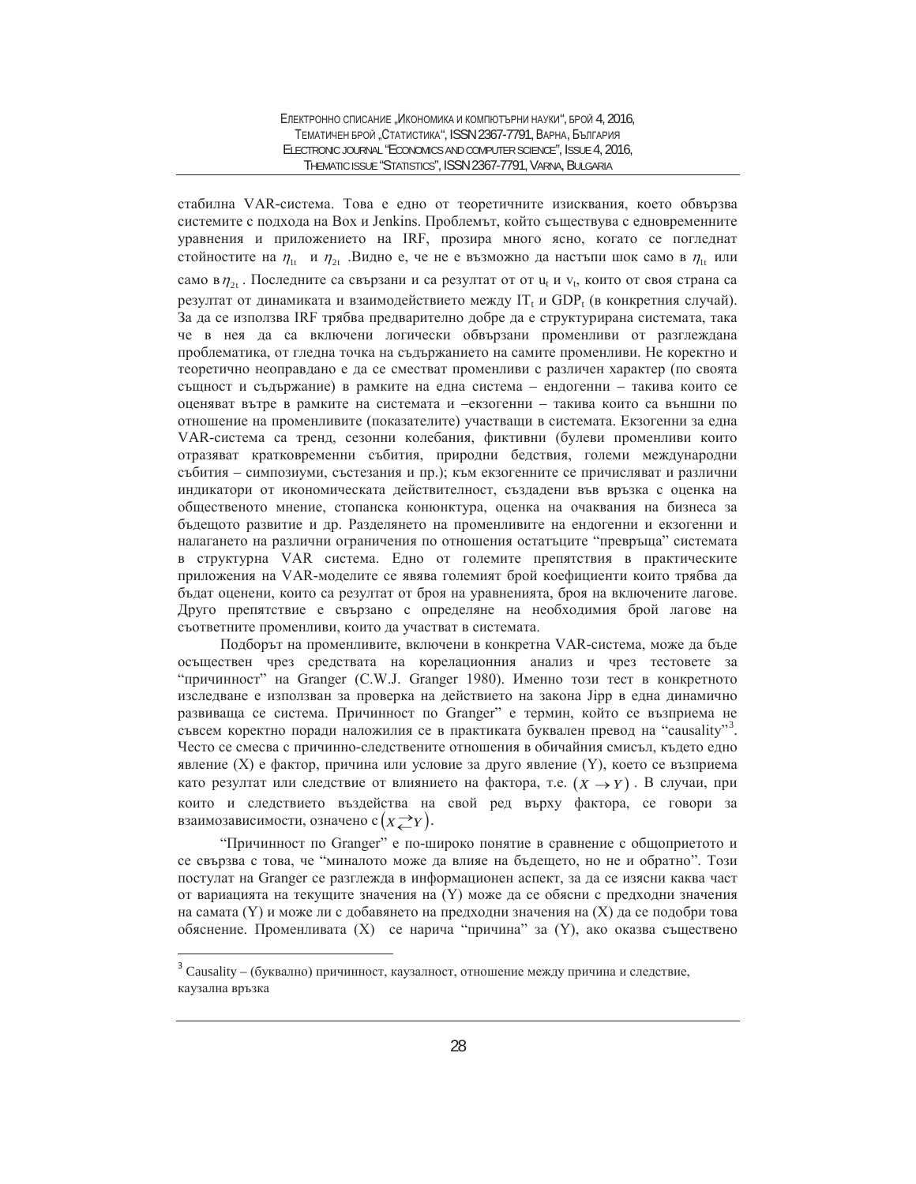стабилна VAR-система. Това е едно от теоретичните изисквания, което обвързва системите с подхода на Box и Jenkins. Проблемът, който съществува с едновременните уравнения и приложението на IRF, прозира много ясно, когато се погледнат стойностите на $\eta_{1t}$ и $\eta_{2t}$ .Видно е, че не е възможно да настъпи шок само в $\eta_{1t}$ или само в $\eta_{2t}$ . Последните са свързани и са резултат от от $u_t$ и $v_t$, които от своя страна са резултат от динамиката и взаимодействието между $IT_t$ и $GDP_t$ (в конкретния случай). За да се използва IRF трябва предварително добре да е структурирана системата, така че в нея да са включени логически обвързани променливи от разглеждана проблематика, от гледна точка на съдържанието на самите променливи. Не коректно и теоретично неоправдано е да се смесват променливи с различен характер (по своята същност и съдържание) в рамките на една система – ендогенни – такива които се оценяват вътре в рамките на системата и –екзогенни – такива които са външни по отношение на променливите (показателите) участващи в системата. Екзогенни за една VAR-система са тренд, сезонни колебания, фиктивни (булеви променливи които отразяват кратковременни събития, природни бедствия, големи международни събития – симпозиуми, състезания и пр.); към екзогенните се причисляват и различни индикатори от икономическата действителност, създадени във връзка с оценка на общественото мнение, стопанска конюнктура, оценка на очаквания на бизнеса за бъдещото развитие и др. Разделянето на променливите на ендогенни и екзогенни и налагането на различни ограничения по отношения остатъците "превръща" системата в структурна VAR система. Едно от големите препятствия в практическите приложения на VAR-моделите се явява големият брой коефициенти които трябва да бъдат оценени, които са резултат от броя на уравненията, броя на включените лагове. Друго препятствие е свързано с определяне на необходимия брой лагове на съответните променливи, които да участват в системата.

Подборът на променливите, включени в конкретна VAR-система, може да бъде осъществен чрез средствата на корелационния анализ и чрез тестовете за "причинност" на Granger (C.W.J. Granger 1980). Именно този тест в конкретното изследване е използван за проверка на действието на закона Jipp в една динамично развиваща се система. Причинност по Granger" е термин, който се възприема не съвсем коректно поради наложилия се в практиката буквален превод на "causality"[3]. Често се смесва с причинно-следствените отношения в обичайния смисъл, където едно явление (X) е фактор, причина или условие за друго явление (Y), което се възприема като резултат или следствие от влиянието на фактора, т.е. $(X \rightarrow Y)$ . В случаи, при които и следствието въздейства на свой ред върху фактора, се говори за взаимозависимости, означено с $(X \rightleftarrows Y)$.

"Причинност по Granger" е по-широко понятие в сравнение с общоприетото и се свързва с това, че "миналото може да влияе на бъдещето, но не и обратно". Този постулат на Granger се разглежда в информационен аспект, за да се изясни каква част от вариацията на текущите значения на (Y) може да се обясни с предходни значения на самата (Y) и може ли с добавянето на предходни значения на (X) да се подобри това обяснение. Променливата (X) се нарича "причина" за (Y), ако оказва съществено

[3] Causality – (буквално) причинност, каузалност, отношение между причина и следствие, каузална връзка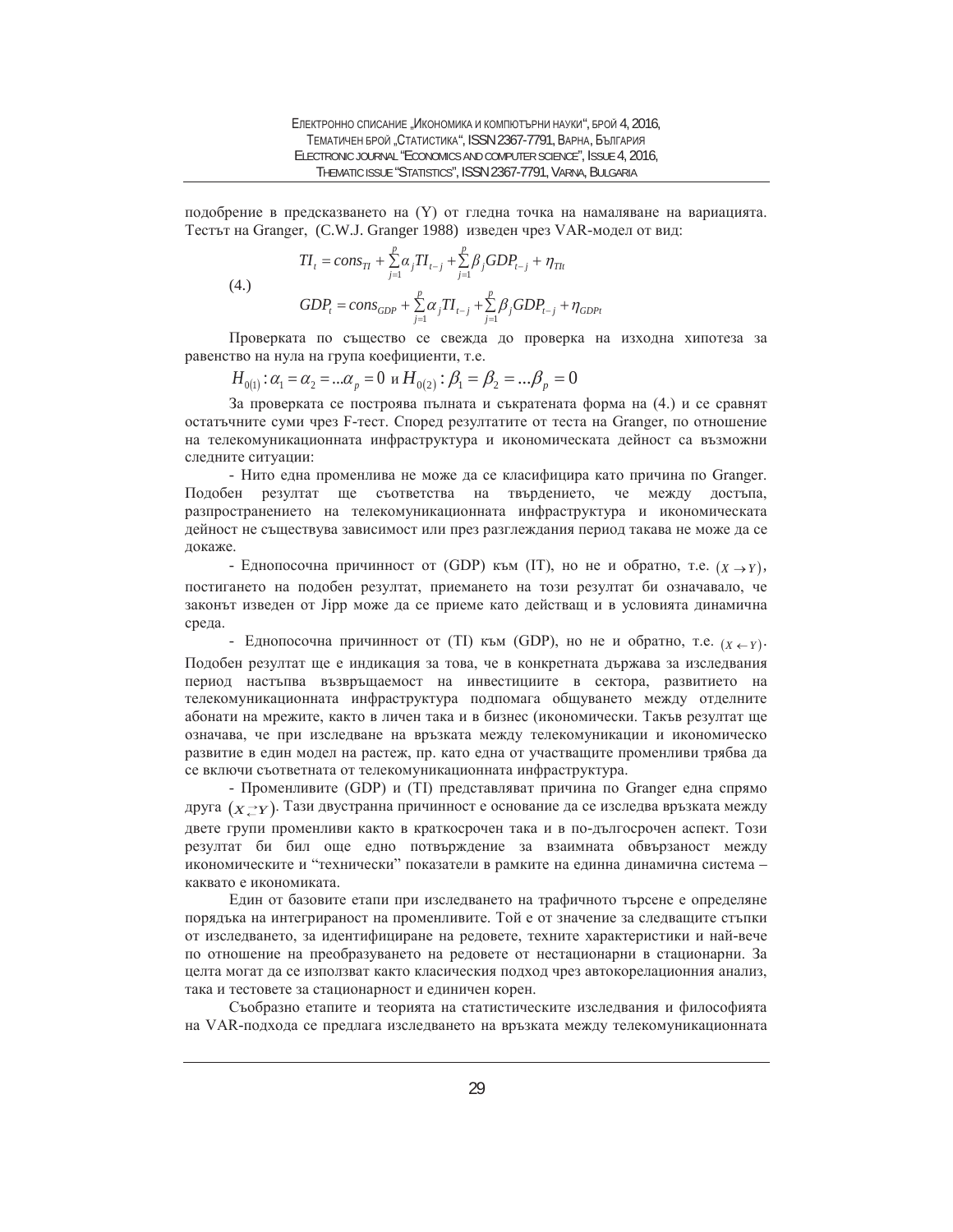подобрение в предсказването на (Y) от гледна точка на намаляване на вариацията. Тестът на Granger, (C.W.J. Granger 1988) изведен чрез VAR-модел от вид:

$$
\begin{aligned}
TI_t &= cons_{TI} + \sum_{j=1}^{p} \alpha_j TI_{t-j} + \sum_{j=1}^{p} \beta_j GDP_{t-j} + \eta_{TIt} \\
GDP_t &= cons_{GDP} + \sum_{j=1}^{p} \alpha_j TI_{t-j} + \sum_{j=1}^{p} \beta_j GDP_{t-j} + \eta_{GDPt}
\end{aligned} \tag{4.}
$$

Проверката по същество се свежда до проверка на изходна хипотеза за равенство на нула на група коефициенти, т.е.

$H_{0(1)}: \alpha_1 = \alpha_2 = ...\alpha_p = 0$ и $H_{0(2)}: \beta_1 = \beta_2 = ...\beta_p = 0$

За проверката се построява пълната и съкратената форма на (4.) и се сравнят остатъчните суми чрез F-тест. Според резултатите от теста на Granger, по отношение на телекомуникационната инфраструктура и икономическата дейност са възможни следните ситуации:

- Нито една променлива не може да се класифицира като причина по Granger. Подобен резултат ще съответства на твърдението, че между достъпа, разпространението на телекомуникационната инфраструктура и икономическата дейност не съществува зависимост или през разглеждания период такава не може да се докаже.

- Еднопосочна причинност от (GDP) към (IT), но не и обратно, т.е. $(X \rightarrow Y)$, постигането на подобен резултат, приемането на този резултат би означавало, че законът изведен от Jipp може да се приеме като действащ и в условията динамична среда.

- Еднопосочна причинност от (TI) към (GDP), но не и обратно, т.е. $(X \leftarrow Y)$. Подобен резултат ще е индикация за това, че в конкретната държава за изследвания период настъпва възвръщаемост на инвестициите в сектора, развитието на телекомуникационната инфраструктура подпомага общуването между отделните абонати на мрежите, както в личен така и в бизнес (икономически. Такъв резултат ще означава, че при изследване на връзката между телекомуникации и икономическо развитие в един модел на растеж, пр. като една от участващите променливи трябва да се включи съответната от телекомуникационната инфраструктура.

- Променливите (GDP) и (TI) представляват причина по Granger една спрямо друга $(X \rightleftarrows Y)$. Тази двустранна причинност е основание да се изследва връзката между двете групи променливи както в краткосрочен така и в по-дългосрочен аспект. Този резултат би бил още едно потвърждение за взаимната обвързаност между икономическите и "технически" показатели в рамките на единна динамична система – каквато е икономиката.

Един от базовите етапи при изследването на трафичното търсене е определяне порядъка на интегрираност на променливите. Той е от значение за следващите стъпки от изследването, за идентифициране на редовете, техните характеристики и най-вече по отношение на преобразуването на редовете от нестационарни в стационарни. За целта могат да се използват както класическия подход чрез автокорелационния анализ, така и тестовете за стационарност и единичен корен.

Съобразно етапите и теорията на статистическите изследвания и философията на VAR-подхода се предлага изследването на връзката между телекомуникационната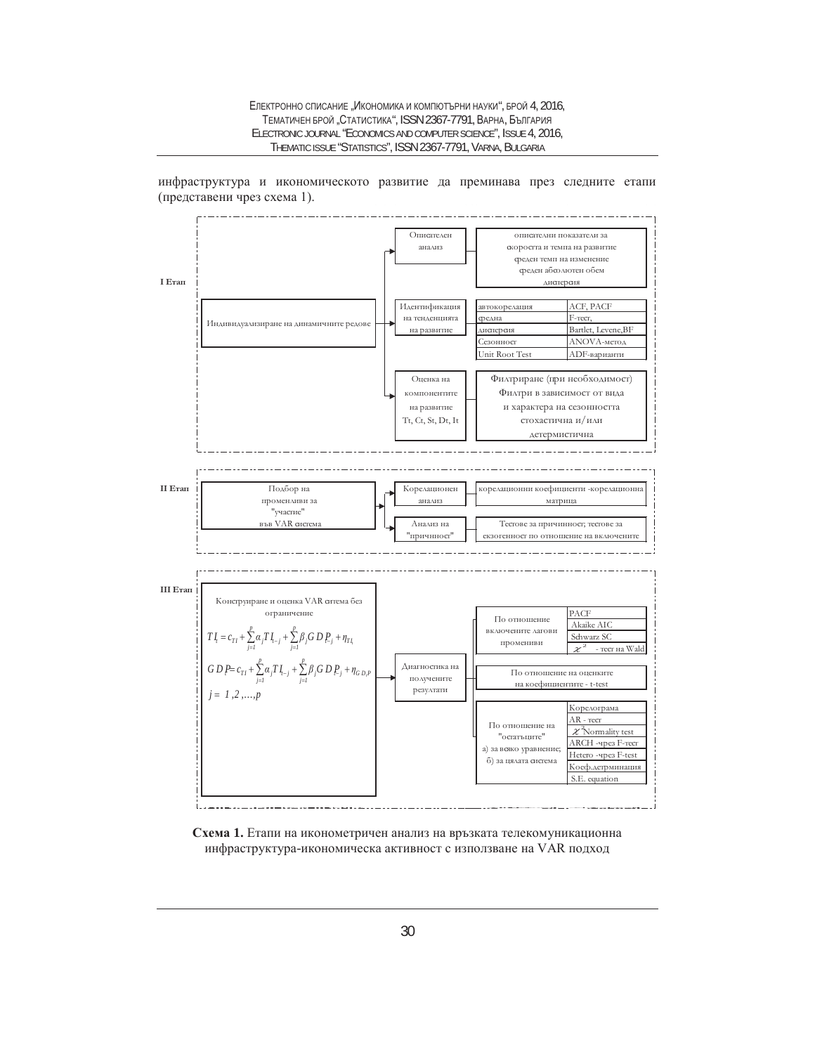инфраструктура и икономическото развитие да преминава през следните етапи (представени чрез схема 1).

**I Етап**

Индивидуализиране на динамичните редове →

- **Описателен анализ** → описателни показатели за скоростта и темпа на развитие; среден темп на изменение; среден абсолютен обем; дисперсия
- **Идентификация на тенденцията на развитие** →

| | |
|---|---|
| автокорелация | ACF, PACF |
| средна | F-тест, |
| дисперсия | Bartlet, Levene,BF |
| Сезонност | ANOVA-метод |
| Unit Root Test | ADF-варианти |

- **Оценка на компонентите на развитие Tt, Ct, St, Dt, It** → Филтриране (при необходимост) Филтри в зависимост от вида и характера на сезонността стохастична и/или детерминистична

**II Етап**

Подбор на променливи за "участие" във VAR система →

- **Корелационен анализ** → корелационни коефициенти -корелационна матрица
- **Анализ на "причиност"** → Тестове за причинност; тестове за екзогенност по отношение на включените

**III Етап**

Конструиране и оценка VAR система без ограничение

$$TI_t = c_{TI} + \sum_{j=1}^{p} \alpha_j TI_{t-j} + \sum_{j=1}^{p} \beta_j GDP_{t-j} + \eta_{TI_t}$$

$$GDP_t = c_{TI} + \sum_{j=1}^{p} \alpha_j TI_{t-j} + \sum_{j=1}^{p} \beta_j GDP_{t-j} + \eta_{GDP_t}$$

$$j = 1, 2, \ldots, p$$

→ **Диагностика на получените резултати** →

- **По отношение включените лагови променливи** →

| |
|---|
| PACF |
| Akaike AIC |
| Schwarz SC |
| $\chi^2$ - тест на Wald |

- **По отношение на оценките на коефициентите - t-test**
- **По отношение на "остатъците" а) за всяко уравнение; б) за цялата система** →

| |
|---|
| Корелограма |
| AR - тест |
| $\chi^2$ Normality test |
| ARCH -чрез F-тест |
| Hetero -чрез F-test |
| Коеф.детрминация |
| S.E. equation |

**Схема 1.** Етапи на иконометричен анализ на връзката телекомуникационна инфраструктура-икономическа активност с използване на VAR подход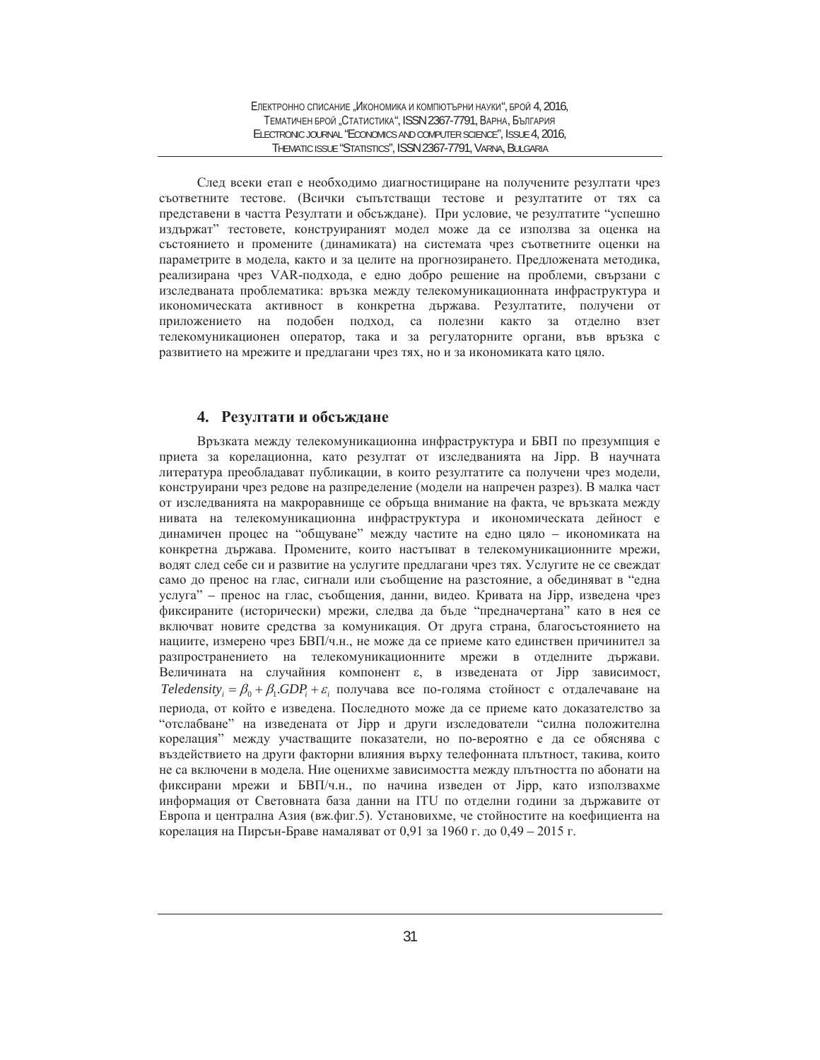След всеки етап е необходимо диагностициране на получените резултати чрез съответните тестове. (Всички съпътстващи тестове и резултатите от тях са представени в частта Резултати и обсъждане). При условие, че резултатите "успешно издържат" тестовете, конструираният модел може да се използва за оценка на състоянието и промените (динамиката) на системата чрез съответните оценки на параметрите в модела, както и за целите на прогнозирането. Предложената методика, реализирана чрез VAR-подхода, е едно добро решение на проблеми, свързани с изследваната проблематика: връзка между телекомуникационната инфраструктура и икономическата активност в конкретна държава. Резултатите, получени от приложението на подобен подход, са полезни както за отделно взет телекомуникационен оператор, така и за регулаторните органи, във връзка с развитието на мрежите и предлагани чрез тях, но и за икономиката като цяло.

## 4. Резултати и обсъждане

Връзката между телекомуникационна инфраструктура и БВП по презумпция е приета за корелационна, като резултат от изследванията на Jipp. В научната литература преобладават публикации, в които резултатите са получени чрез модели, конструирани чрез редове на разпределение (модели на напречен разрез). В малка част от изследванията на макроравнище се обръща внимание на факта, че връзката между нивата на телекомуникационна инфраструктура и икономическата дейност е динамичен процес на "общуване" между частите на едно цяло – икономиката на конкретна държава. Промените, които настъпват в телекомуникационните мрежи, водят след себе си и развитие на услугите предлагани чрез тях. Услугите не се свеждат само до пренос на глас, сигнали или съобщение на разстояние, а обединяват в "една услуга" – пренос на глас, съобщения, данни, видео. Кривата на Jipp, изведена чрез фиксираните (исторически) мрежи, следва да бъде "предначертана" като в нея се включват новите средства за комуникация. От друга страна, благосъстоянието на нациите, измерено чрез БВП/ч.н., не може да се приеме като единствен причинител за разпространението на телекомуникационните мрежи в отделните държави. Величината на случайния компонент ε, в изведената от Jipp зависимост, $Teledensity_i = \beta_0 + \beta_1.GDP_i + \varepsilon_i$ получава все по-голяма стойност с отдалечаване на периода, от който е изведена. Последното може да се приеме като доказателство за "отслабване" на изведената от Jipp и други изследователи "силна положителна корелация" между участващите показатели, но по-вероятно е да се обяснява с въздействието на други факторни влияния върху телефонната плътност, такива, които не са включени в модела. Ние оценихме зависимостта между плътността по абонати на фиксирани мрежи и БВП/ч.н., по начина изведен от Jipp, като използвахме информация от Световната база данни на ITU по отделни години за държавите от Европа и централна Азия (вж.фиг.5). Установихме, че стойностите на коефициента на корелация на Пирсън-Браве намаляват от 0,91 за 1960 г. до 0,49 – 2015 г.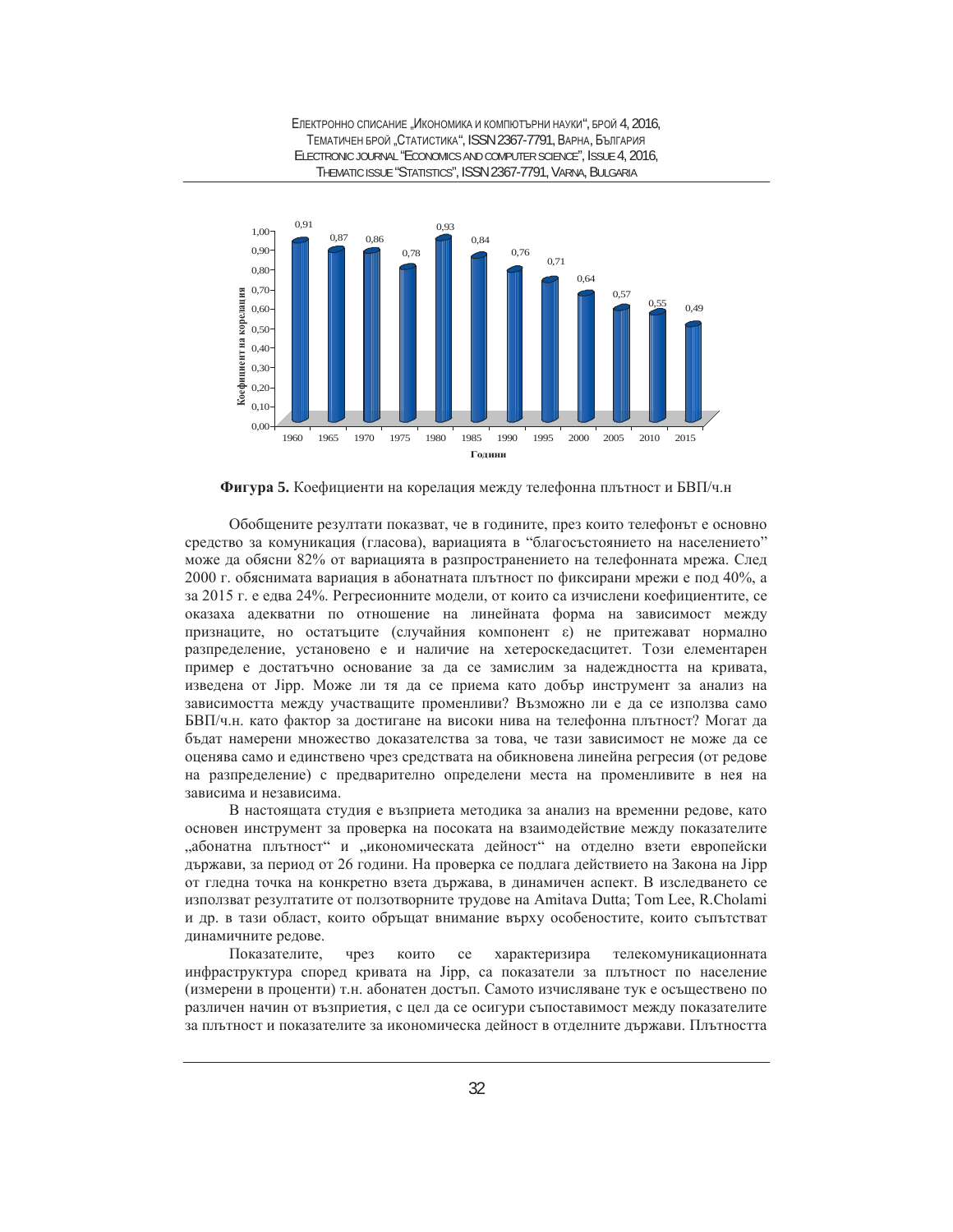**Фигура 5.** Коефициенти на корелация между телефонна плътност и БВП/ч.н

Обобщените резултати показват, че в годините, през които телефонът е основно средство за комуникация (гласова), вариацията в "благосъстоянието на населението" може да обясни 82% от вариацията в разпространението на телефонната мрежа. След 2000 г. обяснимата вариация в абонатната плътност по фиксирани мрежи е под 40%, а за 2015 г. е едва 24%. Регресионните модели, от които са изчислени коефициентите, се оказаха адекватни по отношение на линейната форма на зависимост между признаците, но остатъците (случайния компонент ε) не притежават нормално разпределение, установено е и наличие на хетероскедасцитет. Този елементарен пример е достатъчно основание за да се замислим за надеждността на кривата, изведена от Jipp. Може ли тя да се приема като добър инструмент за анализ на зависимостта между участващите променливи? Възможно ли е да се използва само БВП/ч.н. като фактор за достигане на високи нива на телефонна плътност? Могат да бъдат намерени множество доказателства за това, че тази зависимост не може да се оценява само и единствено чрез средствата на обикновена линейна регресия (от редове на разпределение) с предварително определени места на променливите в нея на зависима и независима.

В настоящата студия е възприета методика за анализ на временни редове, като основен инструмент за проверка на посоката на взаимодействие между показателите „абонатна плътност" и „икономическата дейност" на отделно взети европейски държави, за период от 26 години. На проверка се подлага действието на Закона на Jipp от гледна точка на конкретно взета държава, в динамичен аспект. В изследването се използват резултатите от ползотворните трудове на Amitava Dutta; Tom Lee, R.Cholami и др. в тази област, които обръщат внимание върху особеностите, които съпътстват динамичните редове.

Показателите, чрез които се характеризира телекомуникационната инфраструктура според кривата на Jipp, са показатели за плътност по население (измерени в проценти) т.н. абонатен достъп. Самото изчисляване тук е осъществено по различен начин от възприетия, с цел да се осигури съпоставимост между показателите за плътност и показателите за икономическа дейност в отделните държави. Плътността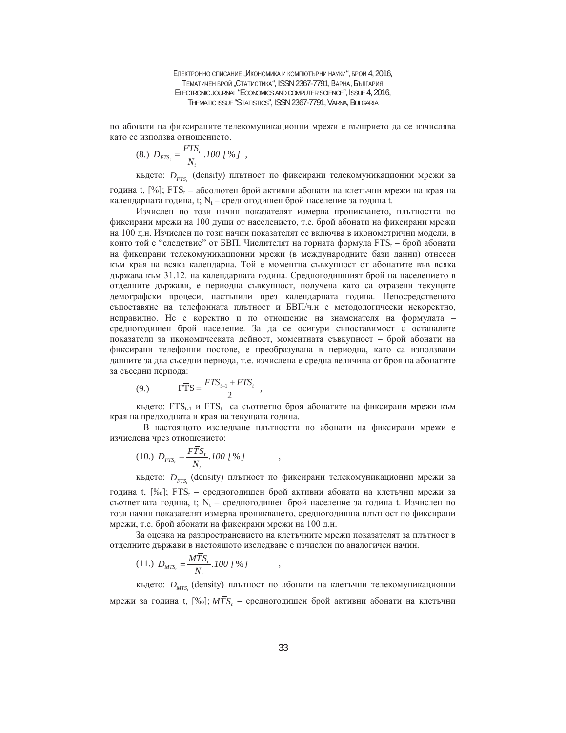по абонати на фиксираните телекомуникационни мрежи е възприето да се изчислява като се използва отношението.

$$(8.)\ D_{FTS_t} = \frac{FTS_t}{N_t}.100\ [\%]\ ,$$

където: $D_{FTS_t}$ (density) плътност по фиксирани телекомуникационни мрежи за година t, [%]; $FTS_t$ – абсолютен брой активни абонати на клетъчни мрежи на края на календарната година, t; $N_t$ – средногодишен брой население за година t.

Изчислен по този начин показателят измерва проникването, плътността по фиксирани мрежи на 100 души от населението, т.е. брой абонати на фиксирани мрежи на 100 д.н. Изчислен по този начин показателят се включва в иконометрични модели, в които той е "следствие" от БВП. Числителят на горната формула $FTS_t$ – брой абонати на фиксирани телекомуникационни мрежи (в международните бази данни) отнесен към края на всяка календарна. Той е моментна съвкупност от абонатите във всяка държава към 31.12. на календарната година. Средногодишният брой на населението в отделните държави, е периодна съвкупност, получена като са отразени текущите демографски процеси, настъпили през календарната година. Непосредственото съпоставяне на телефонната плътност и БВП/ч.н е методологически некоректно, неправилно. Не е коректно и по отношение на знаменателя на формулата – средногодишен брой население. За да се осигури съпоставимост с останалите показатели за икономическата дейност, моментната съвкупност – брой абонати на фиксирани телефонни постове, е преобразувана в периодна, като са използвани данните за два съседни периода, т.е. изчислена е средна величина от броя на абонатите за съседни периода:

$$(9.)\qquad F\overline{T}S = \frac{FTS_{t-1} + FTS_t}{2}\ ,$$

където: $FTS_{t-1}$ и $FTS_t$ са съответно броя абонатите на фиксирани мрежи към края на предходната и края на текущата година.

В настоящото изследване плътността по абонати на фиксирани мрежи е изчислена чрез отношението:

$$(10.)\ D_{FTS_t} = \frac{F\overline{T}S_t}{N_t}.100\ [\%]\ ,$$

където: $D_{FTS_t}$ (density) плътност по фиксирани телекомуникационни мрежи за година t, [‰]; $FTS_t$ – средногодишен брой активни абонати на клетъчни мрежи за съответната година, t; $N_t$ – средногодишен брой население за година t. Изчислен по този начин показателят измерва проникването, средногодишна плътност по фиксирани мрежи, т.е. брой абонати на фиксирани мрежи на 100 д.н.

За оценка на разпространението на клетъчните мрежи показателят за плътност в отделните държави в настоящото изследване е изчислен по аналогичен начин.

$$(11.)\ D_{MTS_t} = \frac{M\overline{T}S_t}{N_t}.100\ [\%]\ ,$$

където: $D_{MTS_t}$ (density) плътност по абонати на клетъчни телекомуникационни мрежи за година t, [‰]; $M\overline{T}S_t$ – средногодишен брой активни абонати на клетъчни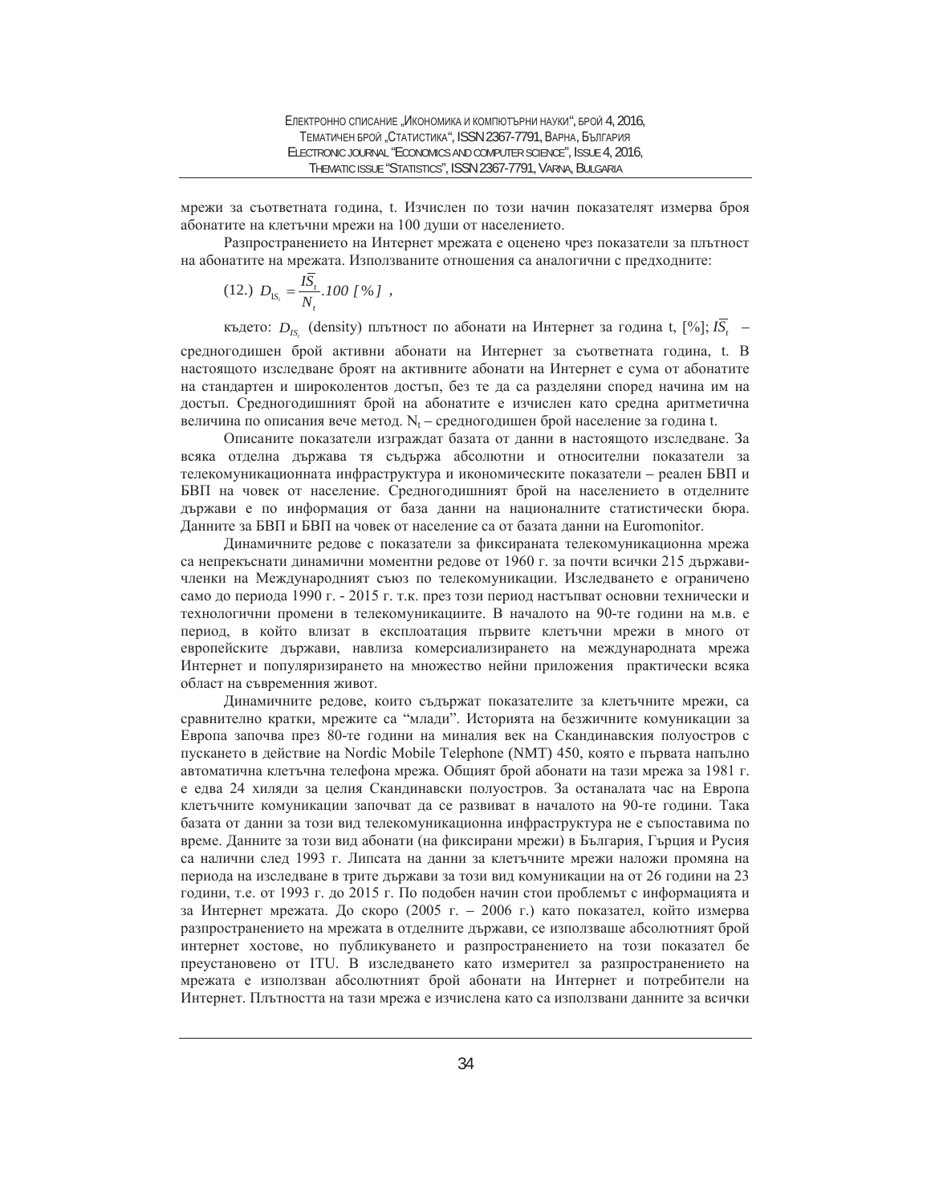мрежи за съответната година, t. Изчислен по този начин показателят измерва броя абонатите на клетъчни мрежи на 100 души от населението.

Разпространението на Интернет мрежата е оценено чрез показатели за плътност на абонатите на мрежата. Използваните отношения са аналогични с предходните:

$$(12.)\ D_{IS_t} = \frac{\overline{IS}_t}{N_t}.100\ [\%]\ ,$$

където: $D_{IS_t}$ (density) плътност по абонати на Интернет за година t, [%]; $\overline{IS}_t$ – средногодишен брой активни абонати на Интернет за съответната година, t. В настоящото изследване броят на активните абонати на Интернет е сума от абонатите на стандартен и широколентов достъп, без те да са разделяни според начина им на достъп. Средногодишният брой на абонатите е изчислен като средна аритметична величина по описания вече метод. $N_t$ – средногодишен брой население за година t.

Описаните показатели изграждат базата от данни в настоящото изследване. За всяка отделна държава тя съдържа абсолютни и относителни показатели за телекомуникационната инфраструктура и икономическите показатели – реален БВП и БВП на човек от население. Средногодишният брой на населението в отделните държави е по информация от база данни на националните статистически бюра. Данните за БВП и БВП на човек от население са от базата данни на Euromonitor.

Динамичните редове с показатели за фиксираната телекомуникационна мрежа са непрекъснати динамични моментни редове от 1960 г. за почти всички 215 държави-членки на Международният съюз по телекомуникации. Изследването е ограничено само до периода 1990 г. - 2015 г. т.к. през този период настъпват основни технически и технологични промени в телекомуникациите. В началото на 90-те години на м.в. е период, в който влизат в експлоатация първите клетъчни мрежи в много от европейските държави, навлиза комерсиализирането на международната мрежа Интернет и популяризирането на множество нейни приложения практически всяка област на съвременния живот.

Динамичните редове, които съдържат показателите за клетъчните мрежи, са сравнително кратки, мрежите са "млади". Историята на безжичните комуникации за Европа започва през 80-те години на миналия век на Скандинавския полуостров с пускането в действие на Nordic Mobile Telephone (NMT) 450, която е първата напълно автоматична клетъчна телефона мрежа. Общият брой абонати на тази мрежа за 1981 г. е едва 24 хиляди за целия Скандинавски полуостров. За останалата час на Европа клетъчните комуникации започват да се развиват в началото на 90-те години. Така базата от данни за този вид телекомуникационна инфраструктура не е съпоставима по време. Данните за този вид абонати (на фиксирани мрежи) в България, Гърция и Русия са налични след 1993 г. Липсата на данни за клетъчните мрежи наложи промяна на периода на изследване в трите държави за този вид комуникации на от 26 години на 23 години, т.е. от 1993 г. до 2015 г. По подобен начин стои проблемът с информацията и за Интернет мрежата. До скоро (2005 г. – 2006 г.) като показател, който измерва разпространението на мрежата в отделните държави, се използваше абсолютният брой интернет хостове, но публикуването и разпространението на този показател бе преустановено от ITU. В изследването като измерител за разпространението на мрежата е използван абсолютният брой абонати на Интернет и потребители на Интернет. Плътността на тази мрежа е изчислена като са използвани данните за всички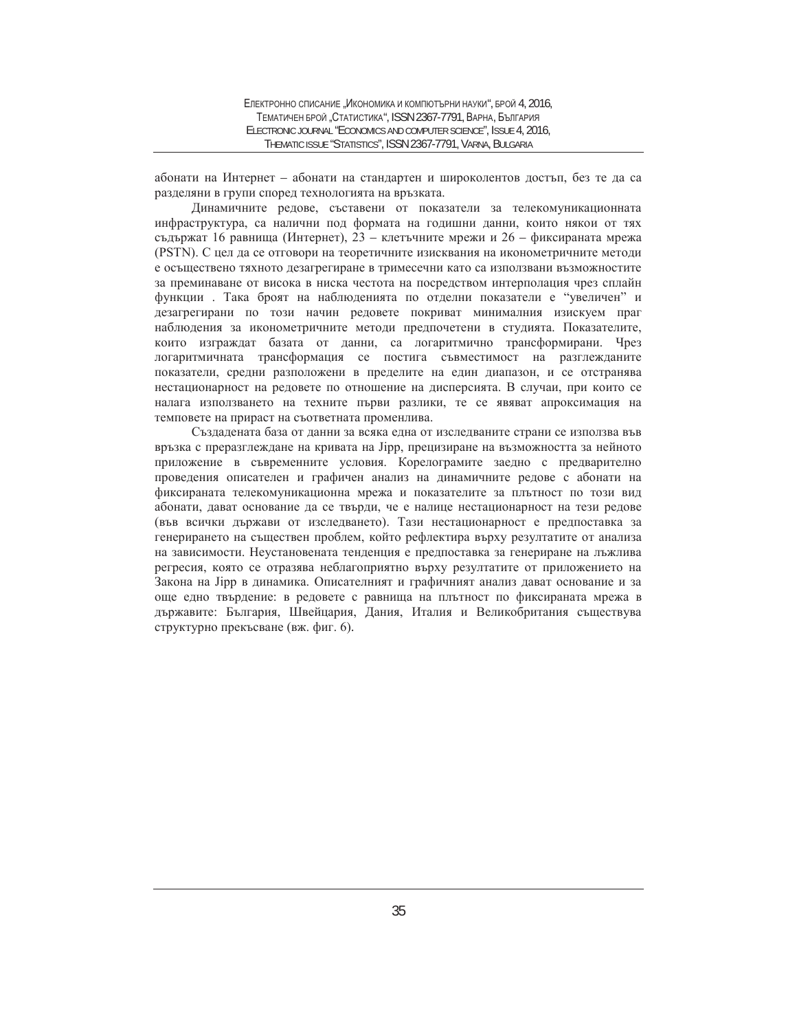абонати на Интернет – абонати на стандартен и широколентов достъп, без те да са разделяни в групи според технологията на връзката.

Динамичните редове, съставени от показатели за телекомуникационната инфраструктура, са налични под формата на годишни данни, които някои от тях съдържат 16 равнища (Интернет), 23 – клетъчните мрежи и 26 – фиксираната мрежа (PSTN). С цел да се отговори на теоретичните изисквания на иконометричните методи е осъществено тяхното дезагрегиране в тримесечни като са използвани възможностите за преминаване от висока в ниска честота на посредством интерполация чрез сплайн функции . Така броят на наблюденията по отделни показатели е "увеличен" и дезагрегирани по този начин редовете покриват минималния изискуем праг наблюдения за иконометричните методи предпочетени в студията. Показателите, които изграждат базата от данни, са логаритмично трансформирани. Чрез логаритмичната трансформация се постига съвместимост на разглежданите показатели, средни разположени в пределите на един диапазон, и се отстранява нестационарност на редовете по отношение на дисперсията. В случаи, при които се налага използването на техните първи разлики, те се явяват апроксимация на темповете на прираст на съответната променлива.

Създадената база от данни за всяка една от изследваните страни се използва във връзка с преразглеждане на кривата на Jipp, прецизиране на възможността за нейното приложение в съвременните условия. Корелограмите заедно с предварително проведения описателен и графичен анализ на динамичните редове с абонати на фиксираната телекомуникационна мрежа и показателите за плътност по този вид абонати, дават основание да се твърди, че е налице нестационарност на тези редове (във всички държави от изследването). Тази нестационарност е предпоставка за генерирането на съществен проблем, който рефлектира върху резултатите от анализа на зависимости. Неустановената тенденция е предпоставка за генериране на лъжлива регресия, която се отразява неблагоприятно върху резултатите от приложението на Закона на Jipp в динамика. Описателният и графичният анализ дават основание и за още едно твърдение: в редовете с равнища на плътност по фиксираната мрежа в държавите: България, Швейцария, Дания, Италия и Великобритания съществува структурно прекъсване (вж. фиг. 6).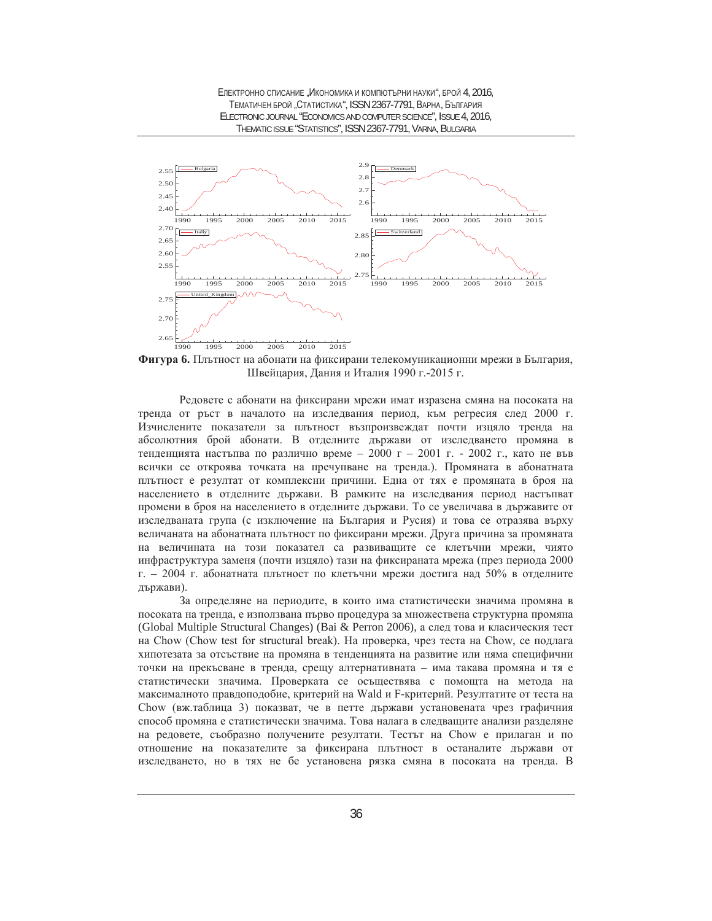**Фигура 6.** Плътност на абонати на фиксирани телекомуникационни мрежи в България, Швейцария, Дания и Италия 1990 г.-2015 г.

Редовете с абонати на фиксирани мрежи имат изразена смяна на посоката на тренда от ръст в началото на изследвания период, към регресия след 2000 г. Изчислените показатели за плътност възпроизвеждат почти изцяло тренда на абсолютния брой абонати. В отделните държави от изследването промяна в тенденцията настъпва по различно време – 2000 г – 2001 г. - 2002 г., като не във всички се откроява точката на пречупване на тренда.). Промяната в абонатната плътност е резултат от комплексни причини. Една от тях е промяната в броя на населението в отделните държави. В рамките на изследвания период настъпват промени в броя на населението в отделните държави. То се увеличава в държавите от изследваната група (с изключение на България и Русия) и това се отразява върху величаната на абонатната плътност по фиксирани мрежи. Друга причина за промяната на величината на този показател са развиващите се клетъчни мрежи, чиято инфраструктура заменя (почти изцяло) тази на фиксираната мрежа (през периода 2000 г. – 2004 г. абонатната плътност по клетъчни мрежи достига над 50% в отделните държави).

За определяне на периодите, в които има статистически значима промяна в посоката на тренда, е използвана първо процедура за множествена структурна промяна (Global Multiple Structural Changes) (Bai & Perron 2006), а след това и класическия тест на Chow (Chow test for structural break). На проверка, чрез теста на Chow, се подлага хипотезата за отсъствие на промяна в тенденцията на развитие или няма специфични точки на прекъсване в тренда, срещу алтернативната – има такава промяна и тя е статистически значима. Проверката се осъществява с помощта на метода на максималното правдоподобие, критерий на Wald и F-критерий. Резултатите от теста на Chow (вж.таблица 3) показват, че в петте държави установената чрез графичния способ промяна е статистически значима. Това налага в следващите анализи разделяне на редовете, съобразно получените резултати. Тестът на Chow е прилаган и по отношение на показателите за фиксирана плътност в останалите държави от изследването, но в тях не бе установена рязка смяна в посоката на тренда. В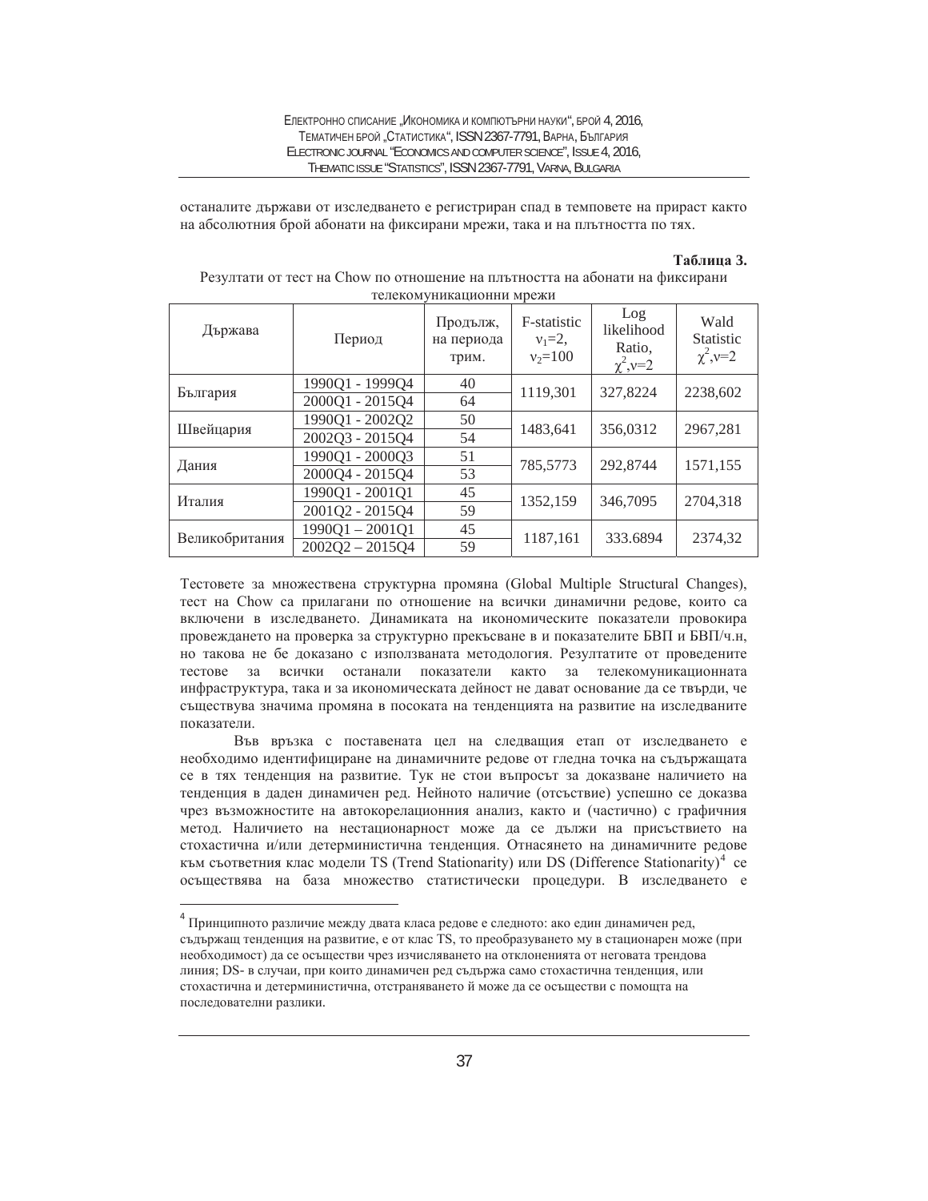останалите държави от изследването е регистриран спад в темповете на прираст както на абсолютния брой абонати на фиксирани мрежи, така и на плътността по тях.

**Таблица 3.**

Резултати от тест на Chow по отношение на плътността на абонати на фиксирани телекомуникационни мрежи

| Държава | Период | Продълж, на периода трим. | F-statistic $\nu_1$=2, $\nu_2$=100 | Log likelihood Ratio, $\chi^2$,$\nu$=2 | Wald Statistic $\chi^2$,$\nu$=2 |
|---|---|---|---|---|---|
| България | 1990Q1 - 1999Q4 | 40 | 1119,301 | 327,8224 | 2238,602 |
| | 2000Q1 - 2015Q4 | 64 | | | |
| Швейцария | 1990Q1 - 2002Q2 | 50 | 1483,641 | 356,0312 | 2967,281 |
| | 2002Q3 - 2015Q4 | 54 | | | |
| Дания | 1990Q1 - 2000Q3 | 51 | 785,5773 | 292,8744 | 1571,155 |
| | 2000Q4 - 2015Q4 | 53 | | | |
| Италия | 1990Q1 - 2001Q1 | 45 | 1352,159 | 346,7095 | 2704,318 |
| | 2001Q2 - 2015Q4 | 59 | | | |
| Великобритания | 1990Q1 – 2001Q1 | 45 | 1187,161 | 333.6894 | 2374,32 |
| | 2002Q2 – 2015Q4 | 59 | | | |

Тестовете за множествена структурна промяна (Global Multiple Structural Changes), тест на Chow са прилагани по отношение на всички динамични редове, които са включени в изследването. Динамиката на икономическите показатели провокира провеждането на проверка за структурно прекъсване в и показателите БВП и БВП/ч.н, но такова не бе доказано с използваната методология. Резултатите от проведените тестове за всички останали показатели както за телекомуникационната инфраструктура, така и за икономическата дейност не дават основание да се твърди, че съществува значима промяна в посоката на тенденцията на развитие на изследваните показатели.

Във връзка с поставената цел на следващия етап от изследването е необходимо идентифициране на динамичните редове от гледна точка на съдържащата се в тях тенденция на развитие. Тук не стои въпросът за доказване наличието на тенденция в даден динамичен ред. Нейното наличие (отсъствие) успешно се доказва чрез възможностите на автокорелационния анализ, както и (частично) с графичния метод. Наличието на нестационарност може да се дължи на присъствието на стохастична и/или детерминистична тенденция. Отнасянето на динамичните редове към съответния клас модели TS (Trend Stationarity) или DS (Difference Stationarity)[4] се осъществява на база множество статистически процедури. В изследването е

[4] Принципното различие между двата класа редове е следното: ако един динамичен ред, съдържащ тенденция на развитие, е от клас TS, то преобразуването му в стационарен може (при необходимост) да се осъществи чрез изчисляването на отклоненията от неговата трендова линия; DS- в случаи, при които динамичен ред съдържа само стохастична тенденция, или стохастична и детерминистична, отстраняването ѝ може да се осъществи с помощта на последователни разлики.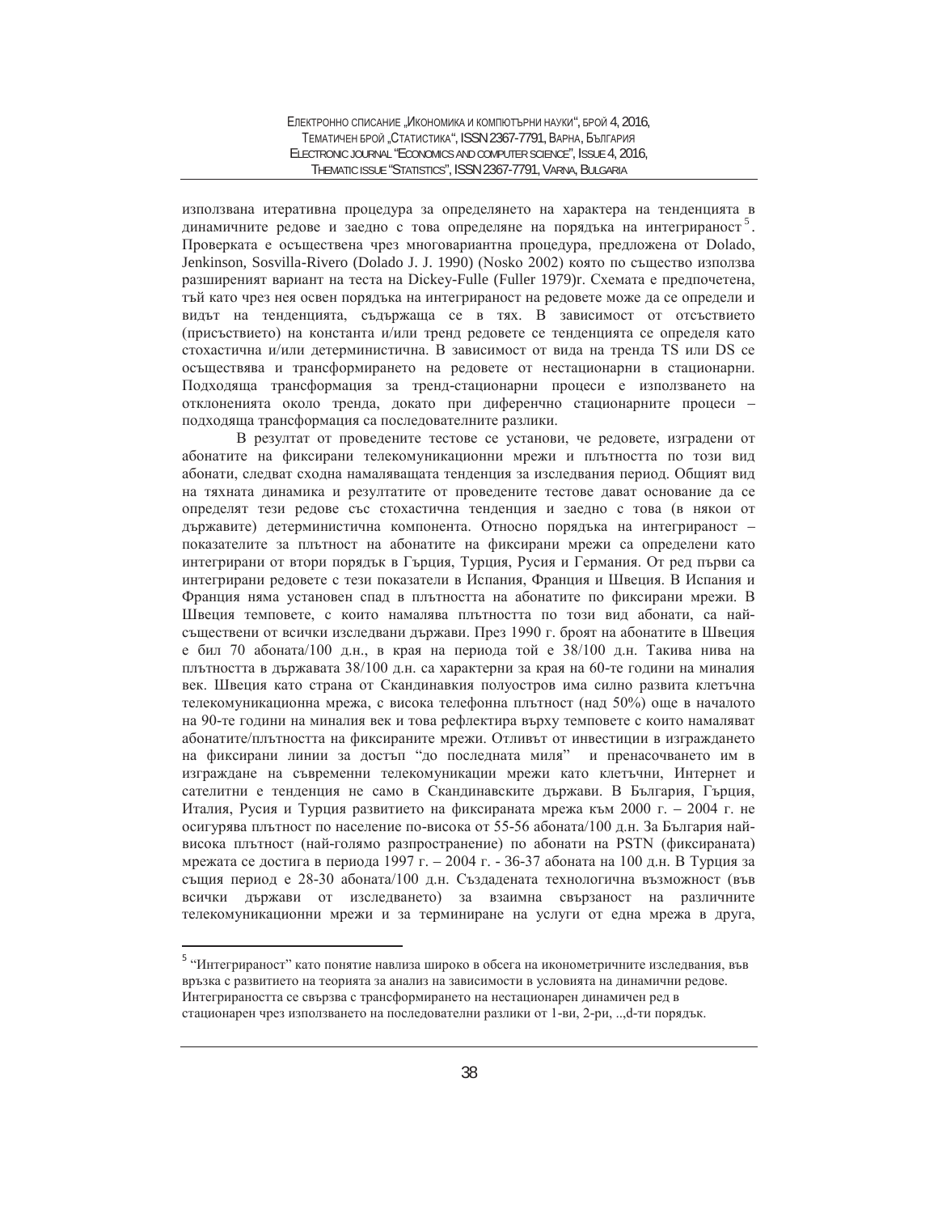използвана итеративна процедура за определянето на характера на тенденцията в динамичните редове и заедно с това определяне на порядъка на интегрираност[5]. Проверката е осъществена чрез многовариантна процедура, предложена от Dolado, Jenkinson, Sosvilla-Rivero (Dolado J. J. 1990) (Nosko 2002) която по същество използва разширеният вариант на теста на Dickey-Fulle (Fuller 1979)г. Схемата е предпочетена, тъй като чрез нея освен порядъка на интегрираност на редовете може да се определи и видът на тенденцията, съдържаща се в тях. В зависимост от отсъствието (присъствието) на константа и/или тренд редовете се тенденцията се определя като стохастична и/или детерминистична. В зависимост от вида на тренда TS или DS се осъществява и трансформирането на редовете от нестационарни в стационарни. Подходяща трансформация за тренд-стационарни процеси е използването на отклоненията около тренда, докато при диференчно стационарните процеси – подходяща трансформация са последователните разлики.

В резултат от проведените тестове се установи, че редовете, изградени от абонатите на фиксирани телекомуникационни мрежи и плътността по този вид абонати, следват сходна намаляващата тенденция за изследвания период. Общият вид на тяхната динамика и резултатите от проведените тестове дават основание да се определят тези редове със стохастична тенденция и заедно с това (в някои от държавите) детерминистична компонента. Относно порядъка на интегрираност – показателите за плътност на абонатите на фиксирани мрежи са определени като интегрирани от втори порядък в Гърция, Турция, Русия и Германия. От ред първи са интегрирани редовете с тези показатели в Испания, Франция и Швеция. В Испания и Франция няма установен спад в плътността на абонатите по фиксирани мрежи. В Швеция темповете, с които намалява плътността по този вид абонати, са най-съществени от всички изследвани държави. През 1990 г. броят на абонатите в Швеция е бил 70 абоната/100 д.н., в края на периода той е 38/100 д.н. Такива нива на плътността в държавата 38/100 д.н. са характерни за края на 60-те години на миналия век. Швеция като страна от Скандинавкия полуостров има силно развита клетъчна телекомуникационна мрежа, с висока телефонна плътност (над 50%) още в началото на 90-те години на миналия век и това рефлектира върху темповете с които намаляват абонатите/плътността на фиксираните мрежи. Отливът от инвестиции в изграждането на фиксирани линии за достъп "до последната миля" и пренасочването им в изграждане на съвременни телекомуникации мрежи като клетъчни, Интернет и сателитни е тенденция не само в Скандинавските държави. В България, Гърция, Италия, Русия и Турция развитието на фиксираната мрежа към 2000 г. – 2004 г. не осигурява плътност по население по-висока от 55-56 абоната/100 д.н. За България най-висока плътност (най-голямо разпространение) по абонати на PSTN (фиксираната) мрежата се достига в периода 1997 г. – 2004 г. - 36-37 абоната на 100 д.н. В Турция за същия период е 28-30 абоната/100 д.н. Създадената технологична възможност (във всички държави от изследването) за взаимна свързаност на различните телекомуникационни мрежи и за терминиране на услуги от една мрежа в друга,

---

[5] "Интегрираност" като понятие навлиза широко в обсега на иконометричните изследвания, във връзка с развитието на теорията за анализ на зависимости в условията на динамични редове. Интегрираността се свързва с трансформирането на нестационарен динамичен ред в стационарен чрез използването на последователни разлики от 1-ви, 2-ри, ..,d-ти порядък.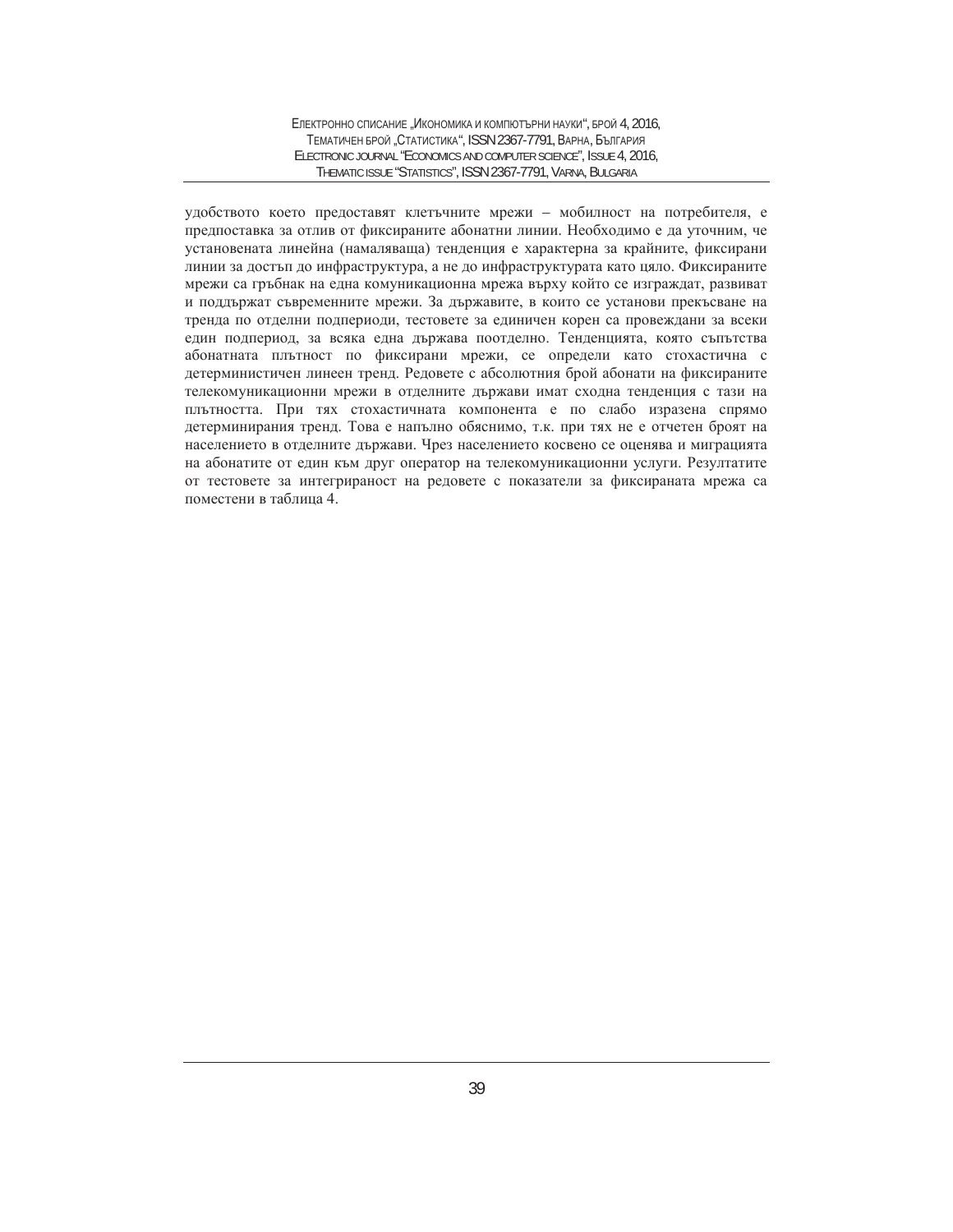удобството което предоставят клетъчните мрежи – мобилност на потребителя, е предпоставка за отлив от фиксираните абонатни линии. Необходимо е да уточним, че установената линейна (намаляваща) тенденция е характерна за крайните, фиксирани линии за достъп до инфраструктура, а не до инфраструктурата като цяло. Фиксираните мрежи са гръбнак на една комуникационна мрежа върху който се изграждат, развиват и поддържат съвременните мрежи. За държавите, в които се установи прекъсване на тренда по отделни подпериоди, тестовете за единичен корен са провеждани за всеки един подпериод, за всяка една държава поотделно. Тенденцията, която съпътства абонатната плътност по фиксирани мрежи, се определи като стохастична с детерминистичен линеен тренд. Редовете с абсолютния брой абонати на фиксираните телекомуникационни мрежи в отделните държави имат сходна тенденция с тази на плътността. При тях стохастичната компонента е по слабо изразена спрямо детерминирания тренд. Това е напълно обяснимо, т.к. при тях не е отчетен броят на населението в отделните държави. Чрез населението косвено се оценява и миграцията на абонатите от един към друг оператор на телекомуникационни услуги. Резултатите от тестовете за интегрираност на редовете с показатели за фиксираната мрежа са поместени в таблица 4.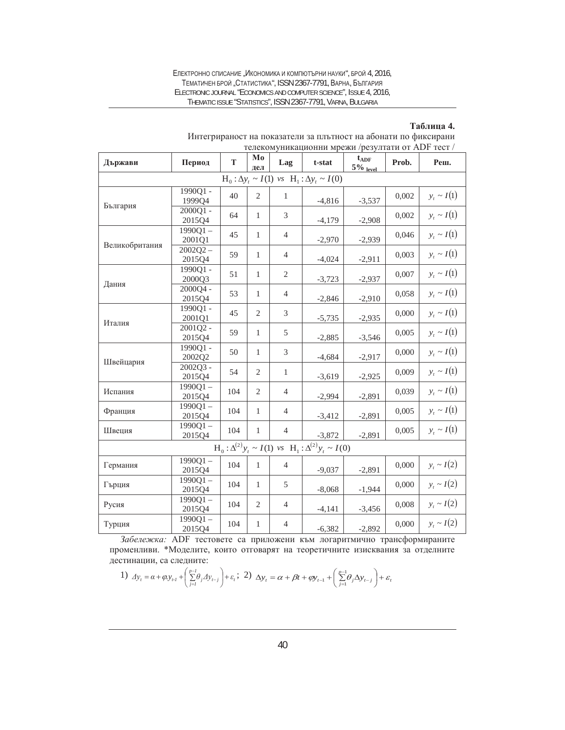**Таблица 4.**

Интегрираност на показатели за плътност на абонати по фиксирани телекомуникационни мрежи /резултати от ADF тест /

| Държави | Период | T | Модел | Lag | t-stat | $t_{ADF}$ 5% level | Prob. | Реш. |
|---|---|---|---|---|---|---|---|---|
| $H_0 : \Delta y_t \sim I(1)$ *vs* $H_1 : \Delta y_t \sim I(0)$ | | | | | | | | |
| България | 1990Q1 - 1999Q4 | 40 | 2 | 1 | -4,816 | -3,537 | 0,002 | $y_t \sim I(1)$ |
| | 2000Q1 - 2015Q4 | 64 | 1 | 3 | -4,179 | -2,908 | 0,002 | $y_t \sim I(1)$ |
| Великобритания | 1990Q1 – 2001Q1 | 45 | 1 | 4 | -2,970 | -2,939 | 0,046 | $y_t \sim I(1)$ |
| | 2002Q2 – 2015Q4 | 59 | 1 | 4 | -4,024 | -2,911 | 0,003 | $y_t \sim I(1)$ |
| Дания | 1990Q1 - 2000Q3 | 51 | 1 | 2 | -3,723 | -2,937 | 0,007 | $y_t \sim I(1)$ |
| | 2000Q4 - 2015Q4 | 53 | 1 | 4 | -2,846 | -2,910 | 0,058 | $y_t \sim I(1)$ |
| Италия | 1990Q1 - 2001Q1 | 45 | 2 | 3 | -5,735 | -2,935 | 0,000 | $y_t \sim I(1)$ |
| | 2001Q2 - 2015Q4 | 59 | 1 | 5 | -2,885 | -3,546 | 0,005 | $y_t \sim I(1)$ |
| Швейцария | 1990Q1 - 2002Q2 | 50 | 1 | 3 | -4,684 | -2,917 | 0,000 | $y_t \sim I(1)$ |
| | 2002Q3 - 2015Q4 | 54 | 2 | 1 | -3,619 | -2,925 | 0,009 | $y_t \sim I(1)$ |
| Испания | 1990Q1 – 2015Q4 | 104 | 2 | 4 | -2,994 | -2,891 | 0,039 | $y_t \sim I(1)$ |
| Франция | 1990Q1 – 2015Q4 | 104 | 1 | 4 | -3,412 | -2,891 | 0,005 | $y_t \sim I(1)$ |
| Швеция | 1990Q1 – 2015Q4 | 104 | 1 | 4 | -3,872 | -2,891 | 0,005 | $y_t \sim I(1)$ |
| $H_0 : \Delta^{(2)} y_t \sim I(1)$ *vs* $H_1 : \Delta^{(2)} y_t \sim I(0)$ | | | | | | | | |
| Германия | 1990Q1 – 2015Q4 | 104 | 1 | 4 | -9,037 | -2,891 | 0,000 | $y_t \sim I(2)$ |
| Гърция | 1990Q1 – 2015Q4 | 104 | 1 | 5 | -8,068 | -1,944 | 0,000 | $y_t \sim I(2)$ |
| Русия | 1990Q1 – 2015Q4 | 104 | 2 | 4 | -4,141 | -3,456 | 0,008 | $y_t \sim I(2)$ |
| Турция | 1990Q1 – 2015Q4 | 104 | 1 | 4 | -6,382 | -2,892 | 0,000 | $y_t \sim I(2)$ |

*Забележка:* ADF тестовете са приложени към логаритмично трансформираните променливи. *Моделите, които отговарят на теоретичните изисквания за отделните дестинации, са следните:

1) $\Delta y_t = \alpha + \varphi_t y_{t-1} + \left( \sum_{j=1}^{p-1} \theta_j \Delta y_{t-j} \right) + \varepsilon_t$; 2) $\Delta y_t = \alpha + \beta t + \varphi y_{t-1} + \left( \sum_{j=1}^{p-1} \theta_j \Delta y_{t-j} \right) + \varepsilon_t$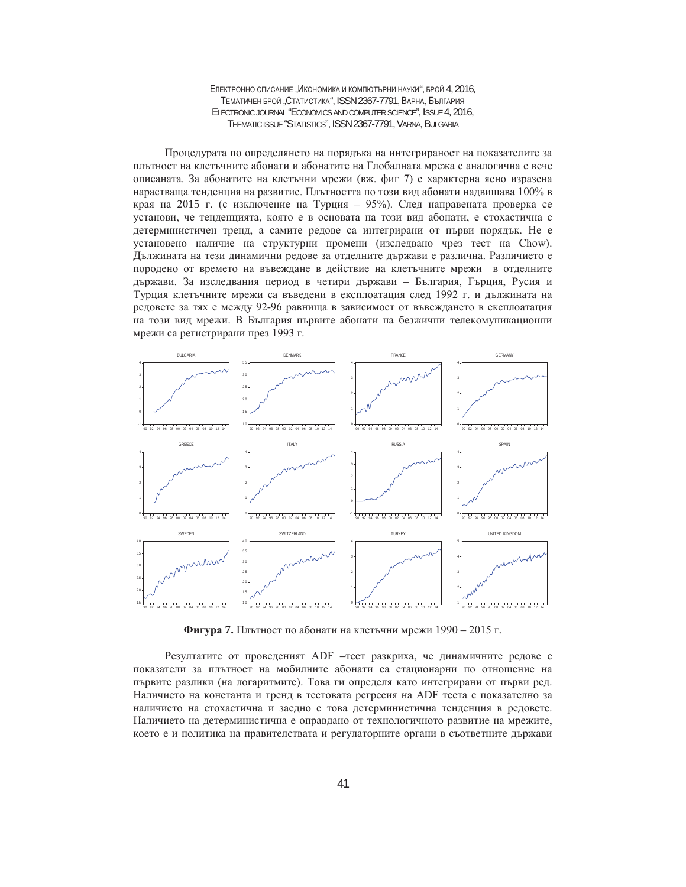Процедурата по определянето на порядъка на интегрираност на показателите за плътност на клетъчните абонати и абонатите на Глобалната мрежа е аналогична с вече описаната. За абонатите на клетъчни мрежи (вж. фиг 7) е характерна ясно изразена нарастваща тенденция на развитие. Плътността по този вид абонати надвишава 100% в края на 2015 г. (с изключение на Турция – 95%). След направената проверка се установи, че тенденцията, която е в основата на този вид абонати, е стохастична с детерминистичен тренд, а самите редове са интегрирани от първи порядък. Не е установено наличие на структурни промени (изследвано чрез тест на Chow). Дължината на тези динамични редове за отделните държави е различна. Различието е породено от времето на въвеждане в действие на клетъчните мрежи в отделните държави. За изследвания период в четири държави – България, Гърция, Русия и Турция клетъчните мрежи са въведени в експлоатация след 1992 г. и дължината на редовете за тях е между 92-96 равнища в зависимост от въвеждането в експлоатация на този вид мрежи. В България първите абонати на безжични телекомуникационни мрежи са регистрирани през 1993 г.

**Фигура 7.** Плътност по абонати на клетъчни мрежи 1990 – 2015 г.

Резултатите от проведеният ADF –тест разкриха, че динамичните редове с показатели за плътност на мобилните абонати са стационарни по отношение на първите разлики (на логаритмите). Това ги определя като интегрирани от първи ред. Наличието на константа и тренд в тестовата регресия на ADF теста е показателно за наличието на стохастична и заедно с това детерминистична тенденция в редовете. Наличието на детерминистична е оправдано от технологичното развитие на мрежите, което е и политика на правителствата и регулаторните органи в съответните държави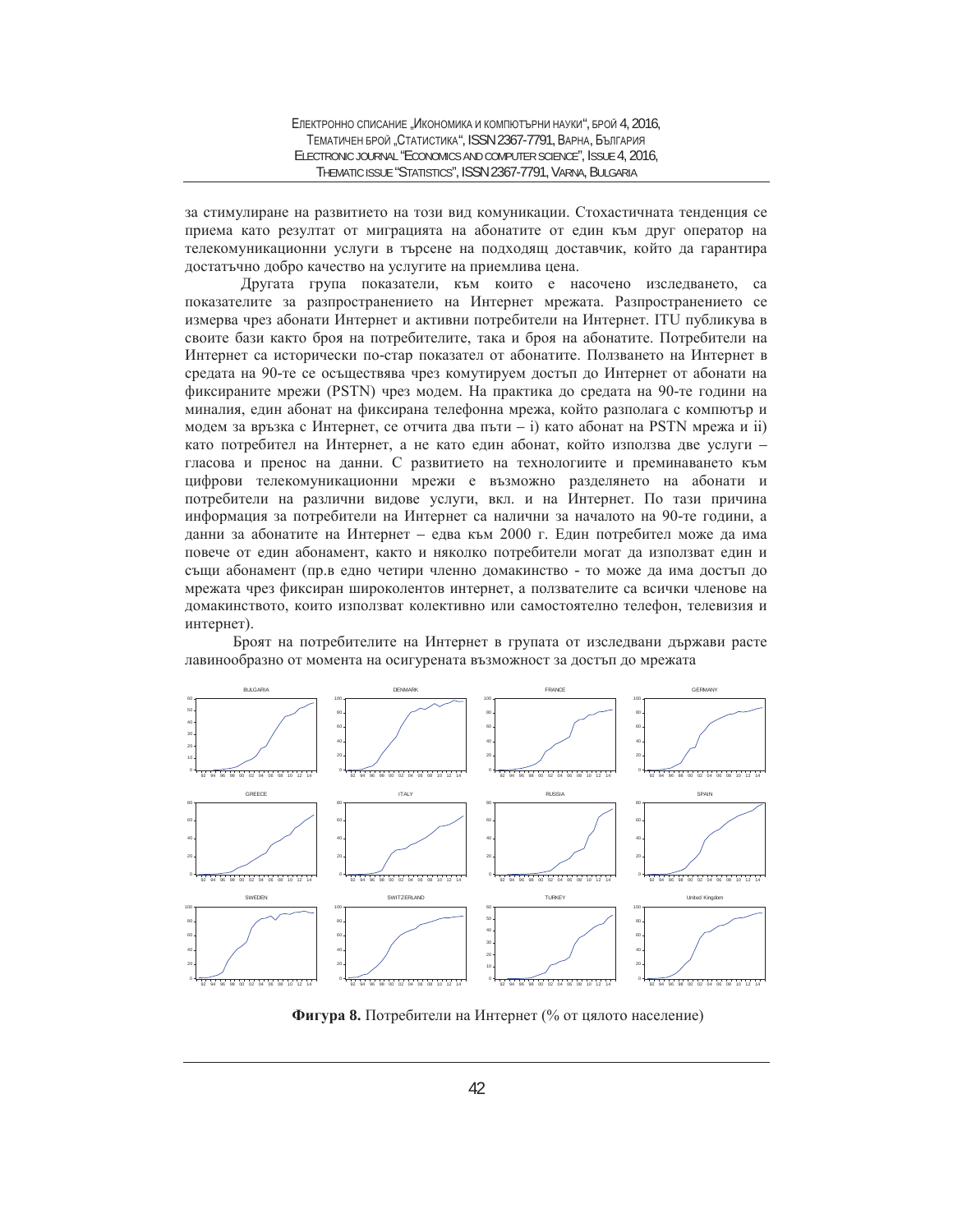за стимулиране на развитието на този вид комуникации. Стохастичната тенденция се приема като резултат от миграцията на абонатите от един към друг оператор на телекомуникационни услуги в търсене на подходящ доставчик, който да гарантира достатъчно добро качество на услугите на приемлива цена.

Другата група показатели, към които е насочено изследването, са показателите за разпространението на Интернет мрежата. Разпространението се измерва чрез абонати Интернет и активни потребители на Интернет. ITU публикува в своите бази както броя на потребителите, така и броя на абонатите. Потребители на Интернет са исторически по-стар показател от абонатите. Ползването на Интернет в средата на 90-те се осъществява чрез комутируем достъп до Интернет от абонати на фиксираните мрежи (PSTN) чрез модем. На практика до средата на 90-те години на миналия, един абонат на фиксирана телефонна мрежа, който разполага с компютър и модем за връзка с Интернет, се отчита два пъти – i) като абонат на PSTN мрежа и ii) като потребител на Интернет, а не като един абонат, който използва две услуги – гласова и пренос на данни. С развитието на технологиите и преминаването към цифрови телекомуникационни мрежи е възможно разделянето на абонати и потребители на различни видове услуги, вкл. и на Интернет. По тази причина информация за потребители на Интернет са налични за началото на 90-те години, а данни за абонатите на Интернет – едва към 2000 г. Един потребител може да има повече от един абонамент, както и няколко потребители могат да използват един и същи абонамент (пр.в едно четири членно домакинство - то може да има достъп до мрежата чрез фиксиран широколентов интернет, а ползвателите са всички членове на домакинството, които използват колективно или самостоятелно телефон, телевизия и интернет).

Броят на потребителите на Интернет в групата от изследвани държави расте лавинообразно от момента на осигурената възможност за достъп до мрежата

**Фигура 8.** Потребители на Интернет (% от цялото население)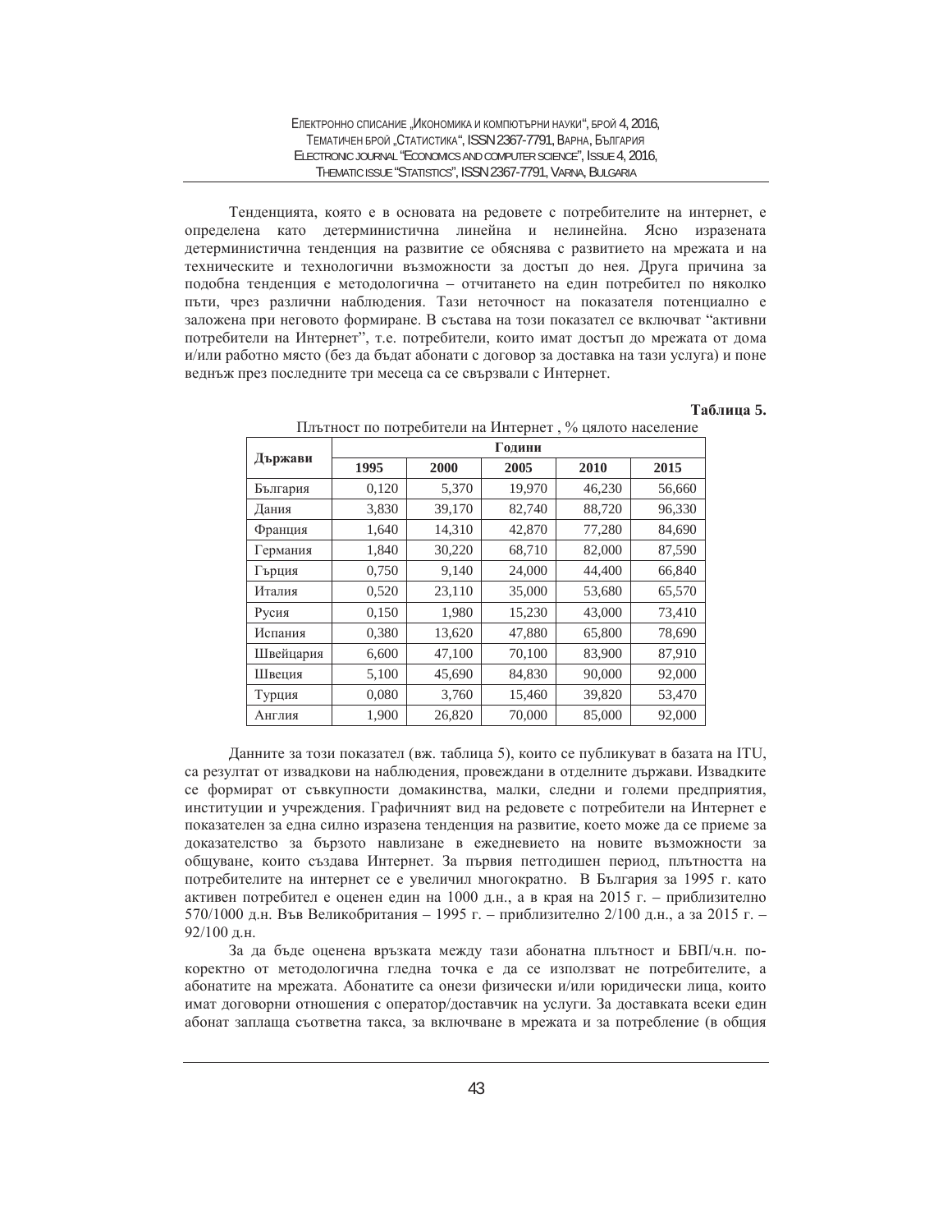Тенденцията, която е в основата на редовете с потребителите на интернет, е определена като детерминистична линейна и нелинейна. Ясно изразената детерминистична тенденция на развитие се обяснява с развитието на мрежата и на техническите и технологични възможности за достъп до нея. Друга причина за подобна тенденция е методологична – отчитането на един потребител по няколко пъти, чрез различни наблюдения. Тази неточност на показателя потенциално е заложена при неговото формиране. В състава на този показател се включват "активни потребители на Интернет", т.е. потребители, които имат достъп до мрежата от дома и/или работно място (без да бъдат абонати с договор за доставка на тази услуга) и поне веднъж през последните три месеца са се свързвали с Интернет.

**Таблица 5.**

Плътност по потребители на Интернет , % цялото население

| Държави | Години | | | | |
|---|---|---|---|---|---|
| | **1995** | **2000** | **2005** | **2010** | **2015** |
| България | 0,120 | 5,370 | 19,970 | 46,230 | 56,660 |
| Дания | 3,830 | 39,170 | 82,740 | 88,720 | 96,330 |
| Франция | 1,640 | 14,310 | 42,870 | 77,280 | 84,690 |
| Германия | 1,840 | 30,220 | 68,710 | 82,000 | 87,590 |
| Гърция | 0,750 | 9,140 | 24,000 | 44,400 | 66,840 |
| Италия | 0,520 | 23,110 | 35,000 | 53,680 | 65,570 |
| Русия | 0,150 | 1,980 | 15,230 | 43,000 | 73,410 |
| Испания | 0,380 | 13,620 | 47,880 | 65,800 | 78,690 |
| Швейцария | 6,600 | 47,100 | 70,100 | 83,900 | 87,910 |
| Швеция | 5,100 | 45,690 | 84,830 | 90,000 | 92,000 |
| Турция | 0,080 | 3,760 | 15,460 | 39,820 | 53,470 |
| Англия | 1,900 | 26,820 | 70,000 | 85,000 | 92,000 |

Данните за този показател (вж. таблица 5), които се публикуват в базата на ITU, са резултат от извадкови наблюдения, провеждани в отделните държави. Извадките се формират от съвкупности домакинства, малки, следни и големи предприятия, институции и учреждения. Графичният вид на редовете с потребители на Интернет е показателен за една силно изразена тенденция на развитие, което може да се приеме за доказателство за бързото навлизане в ежедневието на новите възможности за общуване, които създава Интернет. За първия петгодишен период, плътността на потребителите на интернет се е увеличил многократно. В България за 1995 г. като активен потребител е оценен един на 1000 д.н., а в края на 2015 г. – приблизително 570/1000 д.н. Във Великобритания – 1995 г. – приблизително 2/100 д.н., а за 2015 г. – 92/100 д.н.

За да бъде оценена връзката между тази абонатна плътност и БВП/ч.н. по-коректно от методологична гледна точка е да се използват не потребителите, а абонатите на мрежата. Абонатите са онези физически и/или юридически лица, които имат договорни отношения с оператор/доставчик на услуги. За доставката всеки един абонат заплаща съответна такса, за включване в мрежата и за потребление (в общия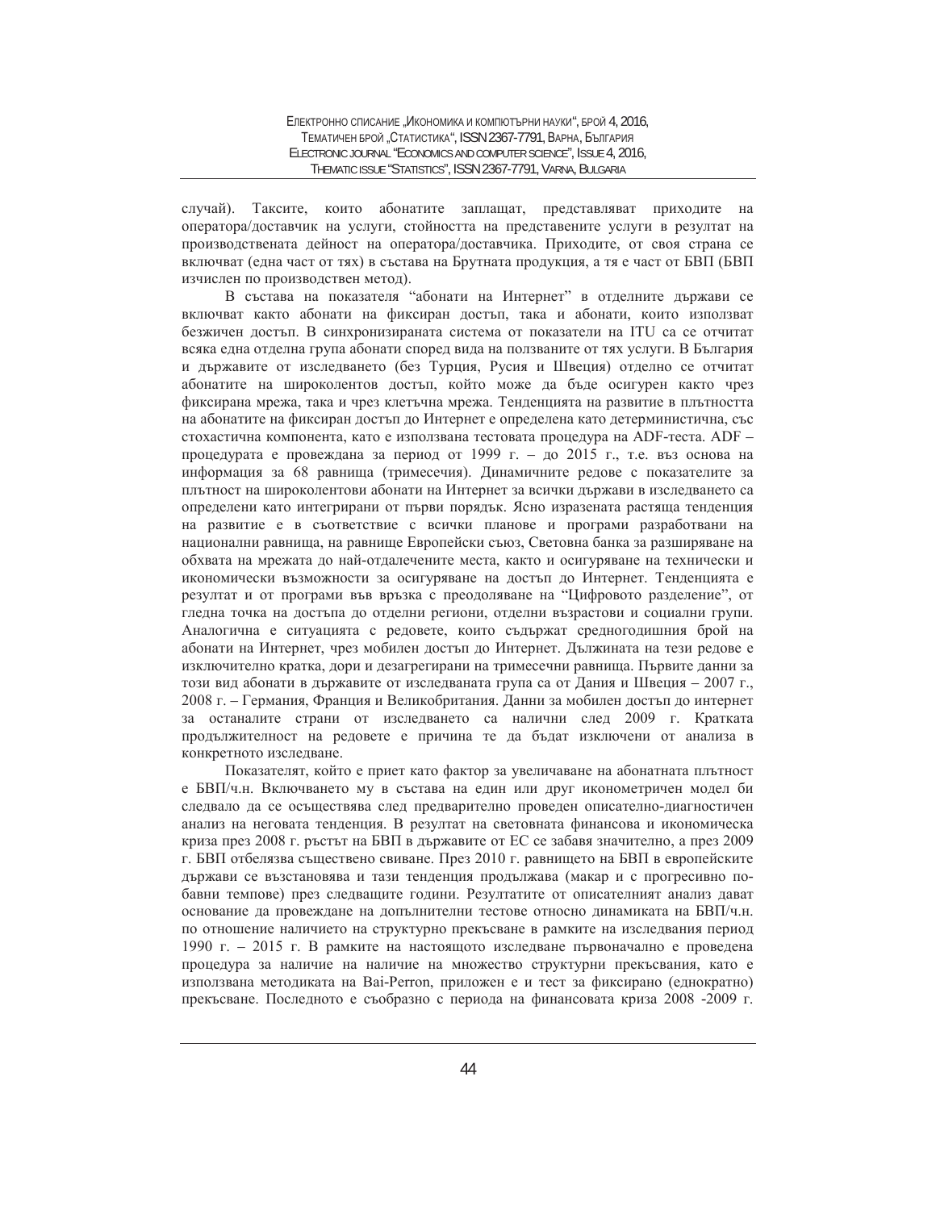случай). Таксите, които абонатите заплащат, представляват приходите на оператора/доставчик на услуги, стойността на представените услуги в резултат на производствената дейност на оператора/доставчика. Приходите, от своя страна се включват (една част от тях) в състава на Брутната продукция, а тя е част от БВП (БВП изчислен по производствен метод).

В състава на показателя "абонати на Интернет" в отделните държави се включват както абонати на фиксиран достъп, така и абонати, които използват безжичен достъп. В синхронизираната система от показатели на ITU са се отчитат всяка една отделна група абонати според вида на ползваните от тях услуги. В България и държавите от изследването (без Турция, Русия и Швеция) отделно се отчитат абонатите на широколентов достъп, който може да бъде осигурен както чрез фиксирана мрежа, така и чрез клетъчна мрежа. Тенденцията на развитие в плътността на абонатите на фиксиран достъп до Интернет е определена като детерминистична, със стохастична компонента, като е използвана тестовата процедура на ADF-теста. ADF – процедурата е провеждана за период от 1999 г. – до 2015 г., т.е. въз основа на информация за 68 равнища (тримесечия). Динамичните редове с показателите за плътност на широколентови абонати на Интернет за всички държави в изследването са определени като интегрирани от първи порядък. Ясно изразената растяща тенденция на развитие е в съответствие с всички планове и програми разработвани на национални равнища, на равнище Европейски съюз, Световна банка за разширяване на обхвата на мрежата до най-отдалечените места, както и осигуряване на технически и икономически възможности за осигуряване на достъп до Интернет. Тенденцията е резултат и от програми във връзка с преодоляване на "Цифровото разделение", от гледна точка на достъпа до отделни региони, отделни възрастови и социални групи. Аналогична е ситуацията с редовете, които съдържат средногодишния брой на абонати на Интернет, чрез мобилен достъп до Интернет. Дължината на тези редове е изключително кратка, дори и дезагрегирани на тримесечни равнища. Първите данни за този вид абонати в държавите от изследваната група са от Дания и Швеция – 2007 г., 2008 г. – Германия, Франция и Великобритания. Данни за мобилен достъп до интернет за останалите страни от изследването са налични след 2009 г. Кратката продължителност на редовете е причина те да бъдат изключени от анализа в конкретното изследване.

Показателят, който е приет като фактор за увеличаване на абонатната плътност е БВП/ч.н. Включването му в състава на един или друг иконометричен модел би следвало да се осъществява след предварително проведен описателно-диагностичен анализ на неговата тенденция. В резултат на световната финансова и икономическа криза през 2008 г. ръстът на БВП в държавите от ЕС се забавя значително, а през 2009 г. БВП отбелязва съществено свиване. През 2010 г. равнището на БВП в европейските държави се възстановява и тази тенденция продължава (макар и с прогресивно по-бавни темпове) през следващите години. Резултатите от описателният анализ дават основание да провеждане на допълнителни тестове относно динамиката на БВП/ч.н. по отношение наличието на структурно прекъсване в рамките на изследвания период 1990 г. – 2015 г. В рамките на настоящото изследване първоначално е проведена процедура за наличие на наличие на множество структурни прекъсвания, като е използвана методиката на Bai-Perron, приложен е и тест за фиксирано (еднократно) прекъсване. Последното е съобразно с периода на финансовата криза 2008 -2009 г.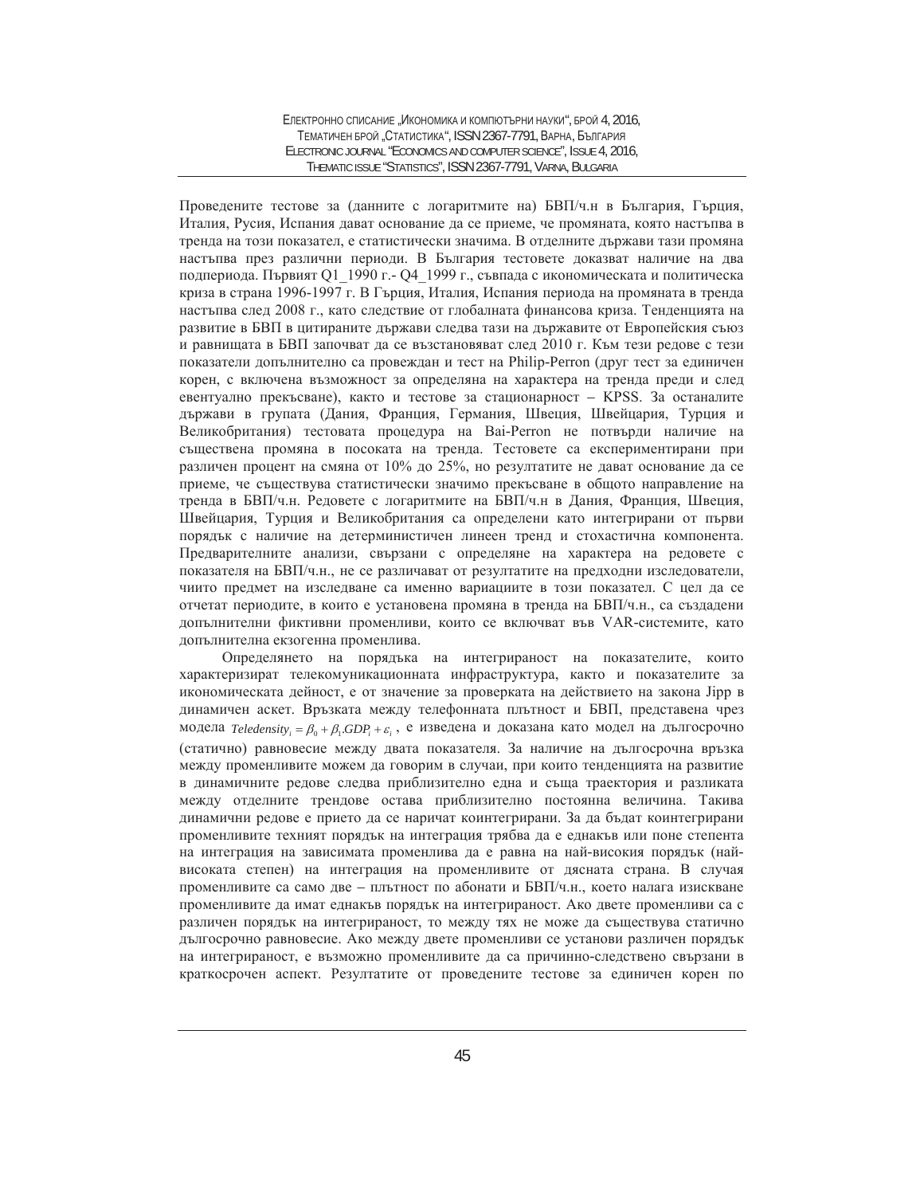Проведените тестове за (данните с логаритмите на) БВП/ч.н в България, Гърция, Италия, Русия, Испания дават основание да се приеме, че промяната, която настъпва в тренда на този показател, е статистически значима. В отделните държави тази промяна настъпва през различни периоди. В България тестовете доказват наличие на два подпериода. Първият Q1_1990 г.- Q4_1999 г., съвпада с икономическата и политическа криза в страна 1996-1997 г. В Гърция, Италия, Испания периода на промяната в тренда настъпва след 2008 г., като следствие от глобалната финансова криза. Тенденцията на развитие в БВП в цитираните държави следва тази на държавите от Европейския съюз и равнищата в БВП започват да се възстановяват след 2010 г. Към тези редове с тези показатели допълнително са провеждан и тест на Philip-Perron (друг тест за единичен корен, с включена възможност за определяна на характера на тренда преди и след евентуално прекъсване), както и тестове за стационарност – KPSS. За останалите държави в групата (Дания, Франция, Германия, Швеция, Швейцария, Турция и Великобритания) тестовата процедура на Bai-Perron не потвърди наличие на съществена промяна в посоката на тренда. Тестовете са експериментирани при различен процент на смяна от 10% до 25%, но резултатите не дават основание да се приеме, че съществува статистически значимо прекъсване в общото направление на тренда в БВП/ч.н. Редовете с логаритмите на БВП/ч.н в Дания, Франция, Швеция, Швейцария, Турция и Великобритания са определени като интегрирани от първи порядък с наличие на детерминистичен линеен тренд и стохастична компонента. Предварителните анализи, свързани с определяне на характера на редовете с показателя на БВП/ч.н., не се различават от резултатите на предходни изследователи, чиито предмет на изследване са именно вариациите в този показател. С цел да се отчетат периодите, в които е установена промяна в тренда на БВП/ч.н., са създадени допълнителни фиктивни променливи, които се включват във VAR-системите, като допълнителна екзогенна променлива.

Определянето на порядъка на интегрираност на показателите, които характеризират телекомуникационната инфраструктура, както и показателите за икономическата дейност, е от значение за проверката на действието на закона Jipp в динамичен аскет. Връзката между телефонната плътност и БВП, представена чрез модела $Teledensity_i = \beta_0 + \beta_1.GDP_i + \varepsilon_i$, е изведена и доказана като модел на дългосрочно (статично) равновесие между двата показателя. За наличие на дългосрочна връзка между променливите можем да говорим в случаи, при които тенденцията на развитие в динамичните редове следва приблизително една и съща траектория и разликата между отделните трендове остава приблизително постоянна величина. Такива динамични редове е прието да се наричат коинтегрирани. За да бъдат коинтегрирани променливите техният порядък на интеграция трябва да е еднакъв или поне степента на интеграция на зависимата променлива да е равна на най-високия порядък (най-високата степен) на интеграция на променливите от дясната страна. В случая променливите са само две – плътност по абонати и БВП/ч.н., което налага изискване променливите да имат еднакъв порядък на интегрираност. Ако двете променливи са с различен порядък на интегрираност, то между тях не може да съществува статично дългосрочно равновесие. Ако между двете променливи се установи различен порядък на интегрираност, е възможно променливите да са причинно-следствено свързани в краткосрочен аспект. Резултатите от проведените тестове за единичен корен по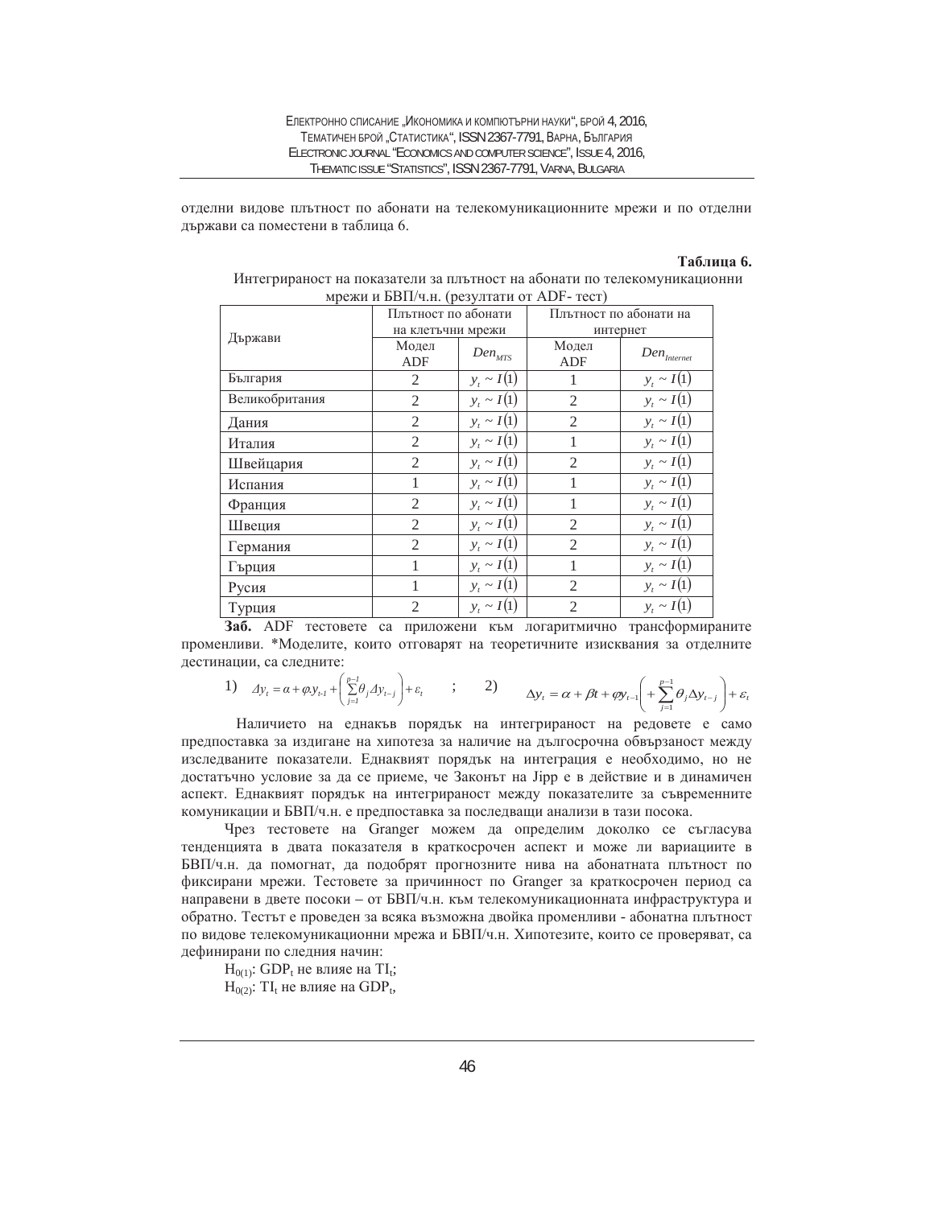отделни видове плътност по абонати на телекомуникационните мрежи и по отделни държави са поместени в таблица 6.

**Таблица 6.**

Интегрираност на показатели за плътност на абонати по телекомуникационни мрежи и БВП/ч.н. (резултати от ADF- тест)

| Държави | Плътност по абонати на клетъчни мрежи | | Плътност по абонати на интернет | |
|---|---|---|---|---|
| | Модел ADF | $Den_{MTS}$ | Модел ADF | $Den_{Internet}$ |
| България | 2 | $y_t \sim I(1)$ | 1 | $y_t \sim I(1)$ |
| Великобритания | 2 | $y_t \sim I(1)$ | 2 | $y_t \sim I(1)$ |
| Дания | 2 | $y_t \sim I(1)$ | 2 | $y_t \sim I(1)$ |
| Италия | 2 | $y_t \sim I(1)$ | 1 | $y_t \sim I(1)$ |
| Швейцария | 2 | $y_t \sim I(1)$ | 2 | $y_t \sim I(1)$ |
| Испания | 1 | $y_t \sim I(1)$ | 1 | $y_t \sim I(1)$ |
| Франция | 2 | $y_t \sim I(1)$ | 1 | $y_t \sim I(1)$ |
| Швеция | 2 | $y_t \sim I(1)$ | 2 | $y_t \sim I(1)$ |
| Германия | 2 | $y_t \sim I(1)$ | 2 | $y_t \sim I(1)$ |
| Гърция | 1 | $y_t \sim I(1)$ | 1 | $y_t \sim I(1)$ |
| Русия | 1 | $y_t \sim I(1)$ | 2 | $y_t \sim I(1)$ |
| Турция | 2 | $y_t \sim I(1)$ | 2 | $y_t \sim I(1)$ |

**Заб.** ADF тестовете са приложени към логаритмично трансформираните променливи. *Моделите, които отговарят на теоретичните изисквания за отделните дестинации, са следните:

1) $\Delta y_t = \alpha + \varphi y_{t-1} + \left(\sum_{j=1}^{p-1}\theta_j \Delta y_{t-j}\right) + \varepsilon_t$ ; 2) $\Delta y_t = \alpha + \beta t + \varphi y_{t-1}\left( + \sum_{j=1}^{p-1}\theta_j \Delta y_{t-j}\right) + \varepsilon_t$

Наличието на еднакъв порядък на интегрираност на редовете е само предпоставка за издигане на хипотеза за наличие на дългосрочна обвързаност между изследваните показатели. Еднаквият порядък на интеграция е необходимо, но не достатъчно условие за да се приеме, че Законът на Jipp е в действие и в динамичен аспект. Еднаквият порядък на интегрираност между показателите за съвременните комуникации и БВП/ч.н. е предпоставка за последващи анализи в тази посока.

Чрез тестовете на Granger можем да определим доколко се съгласува тенденцията в двата показателя в краткосрочен аспект и може ли вариациите в БВП/ч.н. да помогнат, да подобрят прогнозните нива на абонатната плътност по фиксирани мрежи. Тестовете за причинност по Granger за краткосрочен период са направени в двете посоки – от БВП/ч.н. към телекомуникационната инфраструктура и обратно. Тестът е проведен за всяка възможна двойка променливи - абонатна плътност по видове телекомуникационни мрежа и БВП/ч.н. Хипотезите, които се проверяват, са дефинирани по следния начин:

$H_{0(1)}$: $GDP_t$ не влияе на $TI_t$;

$H_{0(2)}$: $TI_t$ не влияе на $GDP_t$,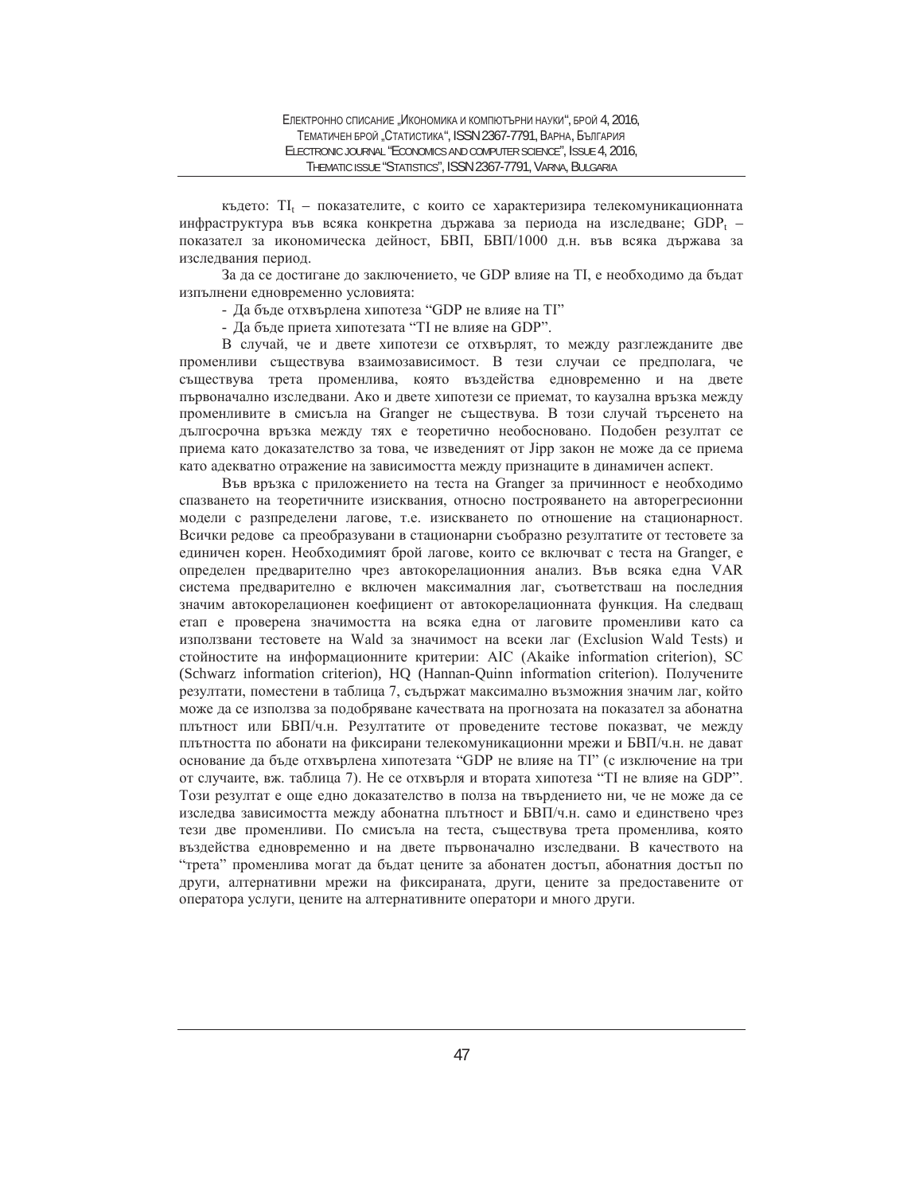където: $TI_t$ – показателите, с които се характеризира телекомуникационната инфраструктура във всяка конкретна държава за периода на изследване; $GDP_t$ – показател за икономическа дейност, БВП, БВП/1000 д.н. във всяка държава за изследвания период.

За да се достигане до заключението, че GDP влияе на TI, е необходимо да бъдат изпълнени едновременно условията:

- Да бъде отхвърлена хипотеза "GDP не влияе на TI"
- Да бъде приета хипотезата "TI не влияе на GDP".

В случай, че и двете хипотези се отхвърлят, то между разглежданите две променливи съществува взаимозависимост. В тези случаи се предполага, че съществува трета променлива, която въздейства едновременно и на двете първоначално изследвани. Ако и двете хипотези се приемат, то каузална връзка между променливите в смисъла на Granger не съществува. В този случай търсенето на дългосрочна връзка между тях е теоретично необосновано. Подобен резултат се приема като доказателство за това, че изведеният от Jipp закон не може да се приема като адекватно отражение на зависимостта между признаците в динамичен аспект.

Във връзка с приложението на теста на Granger за причинност е необходимо спазването на теоретичните изисквания, относно построяването на авторегресионни модели с разпределени лагове, т.е. изискването по отношение на стационарност. Всички редове са преобразувани в стационарни съобразно резултатите от тестовете за единичен корен. Необходимият брой лагове, които се включват с теста на Granger, е определен предварително чрез автокорелационния анализ. Във всяка една VAR система предварително е включен максималния лаг, съответстваш на последния значим автокорелационен коефициент от автокорелационната функция. На следващ етап е проверена значимостта на всяка една от лаговите променливи като са използвани тестовете на Wald за значимост на всеки лаг (Exclusion Wald Tests) и стойностите на информационните критерии: AIC (Akaike information criterion), SC (Schwarz information criterion), HQ (Hannan-Quinn information criterion). Получените резултати, поместени в таблица 7, съдържат максимално възможния значим лаг, който може да се използва за подобряване качествата на прогнозата на показател за абонатна плътност или БВП/ч.н. Резултатите от проведените тестове показват, че между плътността по абонати на фиксирани телекомуникационни мрежи и БВП/ч.н. не дават основание да бъде отхвърлена хипотезата "GDP не влияе на TI" (с изключение на три от случаите, вж. таблица 7). Не се отхвърля и втората хипотеза "TI не влияе на GDP". Този резултат е още едно доказателство в полза на твърдението ни, че не може да се изследва зависимостта между абонатна плътност и БВП/ч.н. само и единствено чрез тези две променливи. По смисъла на теста, съществува трета променлива, която въздейства едновременно и на двете първоначално изследвани. В качеството на "трета" променлива могат да бъдат цените за абонатен достъп, абонатния достъп по други, алтернативни мрежи на фиксираната, други, цените за предоставените от оператора услуги, цените на алтернативните оператори и много други.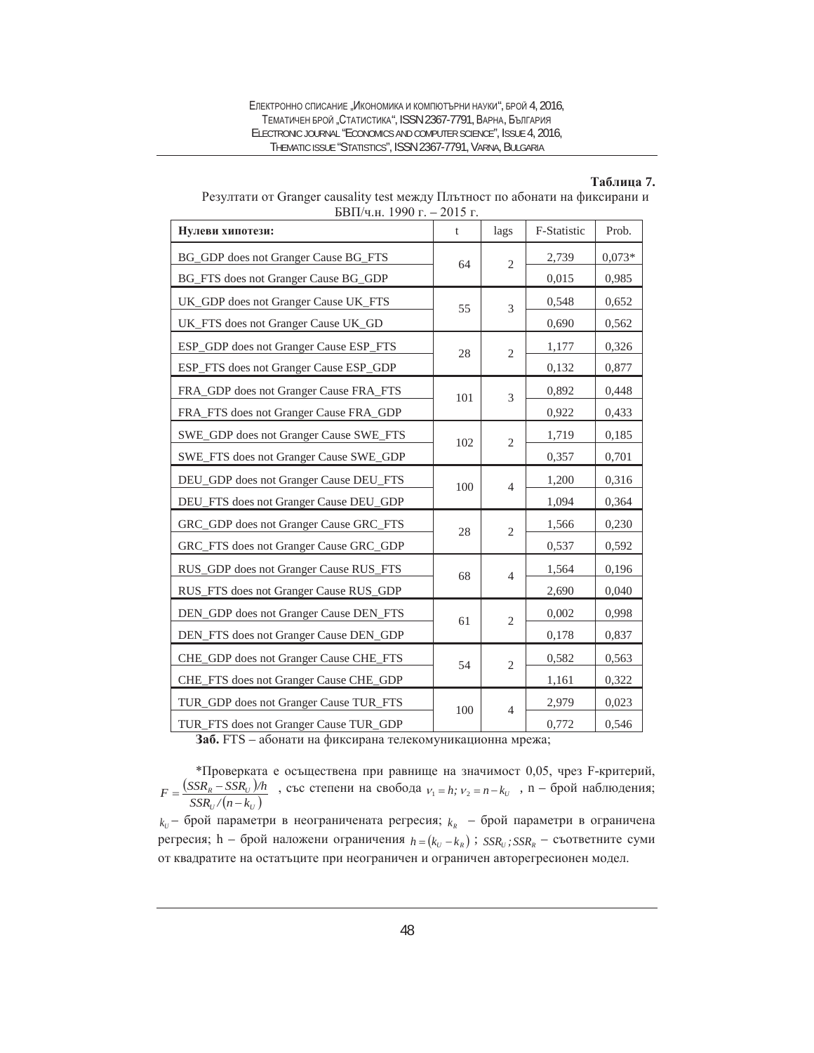**Таблица 7.**

Резултати от Granger causality test между Плътност по абонати на фиксирани и БВП/ч.н. 1990 г. – 2015 г.

| **Нулеви хипотези:** | t | lags | F-Statistic | Prob. |
|---|---|---|---|---|
| BG_GDP does not Granger Cause BG_FTS | 64 | 2 | 2,739 | 0,073* |
| BG_FTS does not Granger Cause BG_GDP | | | 0,015 | 0,985 |
| UK_GDP does not Granger Cause UK_FTS | 55 | 3 | 0,548 | 0,652 |
| UK_FTS does not Granger Cause UK_GD | | | 0,690 | 0,562 |
| ESP_GDP does not Granger Cause ESP_FTS | 28 | 2 | 1,177 | 0,326 |
| ESP_FTS does not Granger Cause ESP_GDP | | | 0,132 | 0,877 |
| FRA_GDP does not Granger Cause FRA_FTS | 101 | 3 | 0,892 | 0,448 |
| FRA_FTS does not Granger Cause FRA_GDP | | | 0,922 | 0,433 |
| SWE_GDP does not Granger Cause SWE_FTS | 102 | 2 | 1,719 | 0,185 |
| SWE_FTS does not Granger Cause SWE_GDP | | | 0,357 | 0,701 |
| DEU_GDP does not Granger Cause DEU_FTS | 100 | 4 | 1,200 | 0,316 |
| DEU_FTS does not Granger Cause DEU_GDP | | | 1,094 | 0,364 |
| GRC_GDP does not Granger Cause GRC_FTS | 28 | 2 | 1,566 | 0,230 |
| GRC_FTS does not Granger Cause GRC_GDP | | | 0,537 | 0,592 |
| RUS_GDP does not Granger Cause RUS_FTS | 68 | 4 | 1,564 | 0,196 |
| RUS_FTS does not Granger Cause RUS_GDP | | | 2,690 | 0,040 |
| DEN_GDP does not Granger Cause DEN_FTS | 61 | 2 | 0,002 | 0,998 |
| DEN_FTS does not Granger Cause DEN_GDP | | | 0,178 | 0,837 |
| CHE_GDP does not Granger Cause CHE_FTS | 54 | 2 | 0,582 | 0,563 |
| CHE_FTS does not Granger Cause CHE_GDP | | | 1,161 | 0,322 |
| TUR_GDP does not Granger Cause TUR_FTS | 100 | 4 | 2,979 | 0,023 |
| TUR_FTS does not Granger Cause TUR_GDP | | | 0,772 | 0,546 |

**Заб.** FTS – абонати на фиксирана телекомуникационна мрежа;

*Проверката е осъществена при равнище на значимост 0,05, чрез F-критерий, $F = \dfrac{(SSR_R - SSR_U)/h}{SSR_U/(n-k_U)}$, със степени на свобода $\nu_1 = h; \nu_2 = n - k_U$, n – брой наблюдения; $k_U$ – брой параметри в неограничената регресия; $k_R$ – брой параметри в ограничена регресия; h – брой наложени ограничения $h = (k_U - k_R)$; $SSR_U; SSR_R$ – съответните суми от квадратите на остатъците при неограничен и ограничен авторегресионен модел.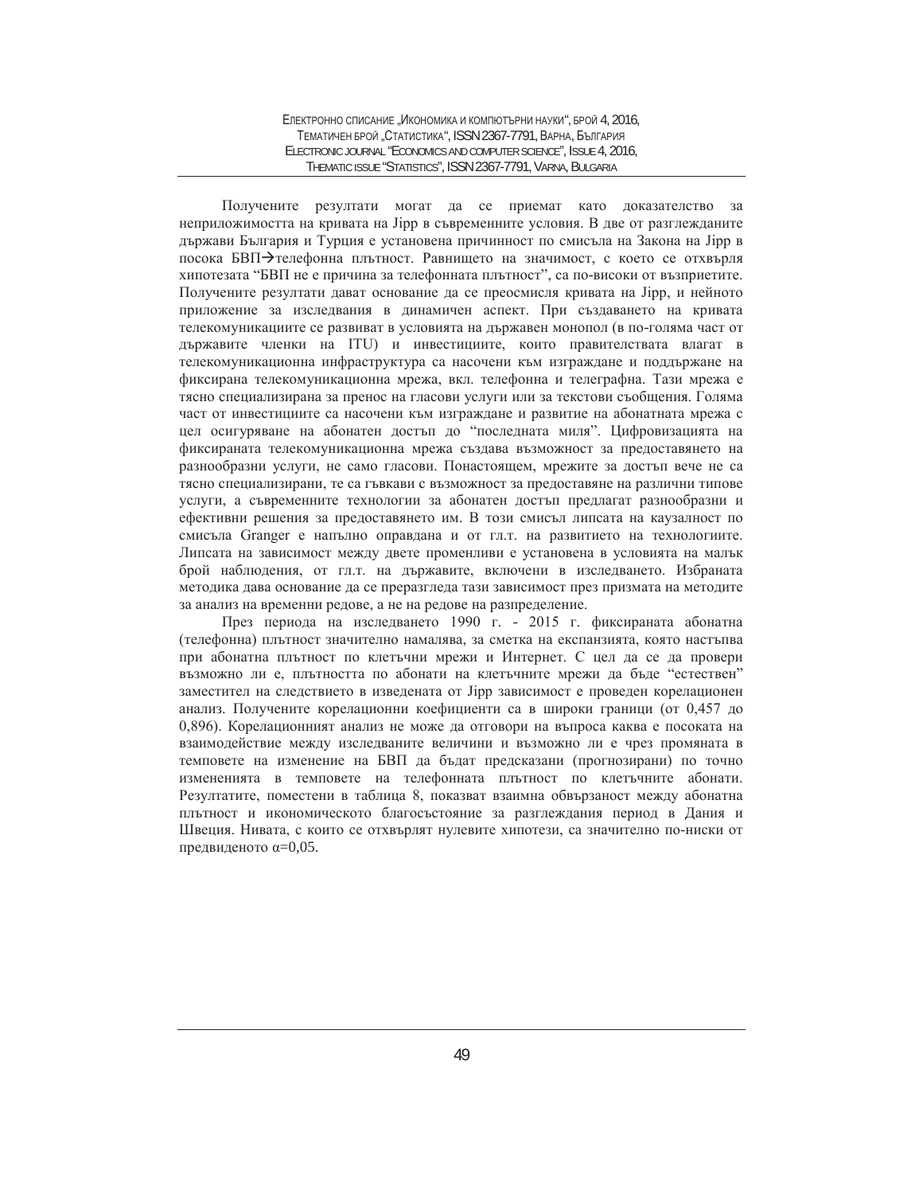Получените резултати могат да се приемат като доказателство за неприложимостта на кривата на Jipp в съвременните условия. В две от разглежданите държави България и Турция е установена причинност по смисъла на Закона на Jipp в посока БВП→телефонна плътност. Равнището на значимост, с което се отхвърля хипотезата "БВП не е причина за телефонната плътност", са по-високи от възприетите. Получените резултати дават основание да се преосмисля кривата на Jipp, и нейното приложение за изследвания в динамичен аспект. При създаването на кривата телекомуникациите се развиват в условията на държавен монопол (в по-голяма част от държавите членки на ITU) и инвестициите, които правителствата влагат в телекомуникационна инфраструктура са насочени към изграждане и поддържане на фиксирана телекомуникационна мрежа, вкл. телефонна и телеграфна. Тази мрежа е тясно специализирана за пренос на гласови услуги или за текстови съобщения. Голяма част от инвестициите са насочени към изграждане и развитие на абонатната мрежа с цел осигуряване на абонатен достъп до "последната миля". Цифровизацията на фиксираната телекомуникационна мрежа създава възможност за предоставянето на разнообразни услуги, не само гласови. Понастоящем, мрежите за достъп вече не са тясно специализирани, те са гъвкави с възможност за предоставяне на различни типове услуги, а съвременните технологии за абонатен достъп предлагат разнообразни и ефективни решения за предоставянето им. В този смисъл липсата на каузалност по смисъла Granger е напълно оправдана и от гл.т. на развитието на технологиите. Липсата на зависимост между двете променливи е установена в условията на малък брой наблюдения, от гл.т. на държавите, включени в изследването. Избраната методика дава основание да се преразгледа тази зависимост през призмата на методите за анализ на временни редове, а не на редове на разпределение.

През периода на изследването 1990 г. - 2015 г. фиксираната абонатна (телефонна) плътност значително намалява, за сметка на експанзията, която настъпва при абонатна плътност по клетъчни мрежи и Интернет. С цел да се да провери възможно ли е, плътността по абонати на клетъчните мрежи да бъде "естествен" заместител на следствието в изведената от Jipp зависимост е проведен корелационен анализ. Получените корелационни коефициенти са в широки граници (от 0,457 до 0,896). Корелационният анализ не може да отговори на въпроса каква е посоката на взаимодействие между изследваните величини и възможно ли е чрез промяната в темповете на изменение на БВП да бъдат предсказани (прогнозирани) по точно измененията в темповете на телефонната плътност по клетъчните абонати. Резултатите, поместени в таблица 8, показват взаимна обвързаност между абонатна плътност и икономическото благосъстояние за разглеждания период в Дания и Швеция. Нивата, с които се отхвърлят нулевите хипотези, са значително по-ниски от предвиденото $\alpha=0{,}05$.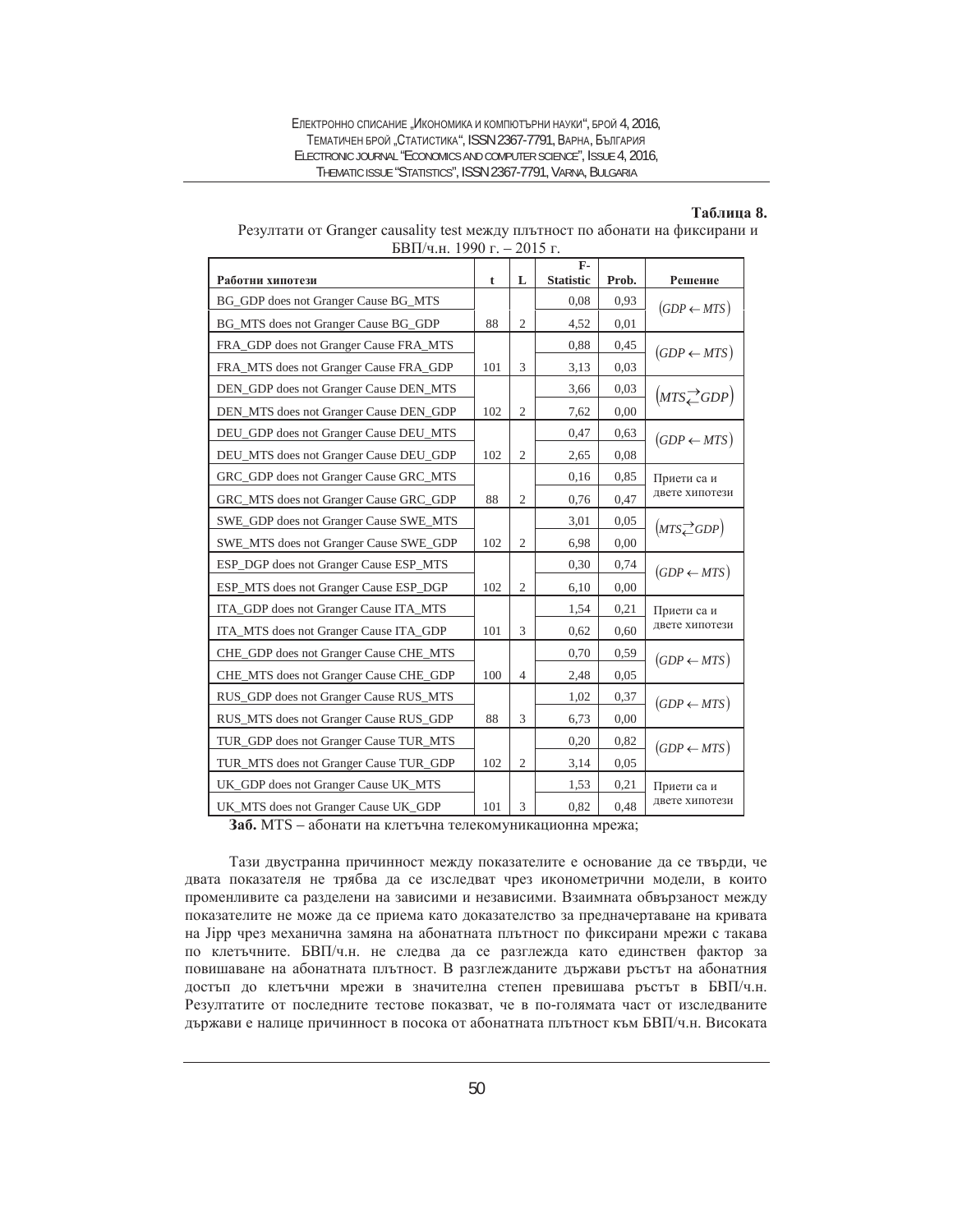**Таблица 8.**

Резултати от Granger causality test между плътност по абонати на фиксирани и БВП/ч.н. 1990 г. – 2015 г.

| Работни хипотези | t | L | F-Statistic | Prob. | Решение |
|---|---|---|---|---|---|
| BG_GDP does not Granger Cause BG_MTS | | | 0,08 | 0,93 | $(GDP \leftarrow MTS)$ |
| BG_MTS does not Granger Cause BG_GDP | 88 | 2 | 4,52 | 0,01 | |
| FRA_GDP does not Granger Cause FRA_MTS | | | 0,88 | 0,45 | $(GDP \leftarrow MTS)$ |
| FRA_MTS does not Granger Cause FRA_GDP | 101 | 3 | 3,13 | 0,03 | |
| DEN_GDP does not Granger Cause DEN_MTS | | | 3,66 | 0,03 | $(MTS \rightleftarrows GDP)$ |
| DEN_MTS does not Granger Cause DEN_GDP | 102 | 2 | 7,62 | 0,00 | |
| DEU_GDP does not Granger Cause DEU_MTS | | | 0,47 | 0,63 | $(GDP \leftarrow MTS)$ |
| DEU_MTS does not Granger Cause DEU_GDP | 102 | 2 | 2,65 | 0,08 | |
| GRC_GDP does not Granger Cause GRC_MTS | | | 0,16 | 0,85 | Приети са и двете хипотези |
| GRC_MTS does not Granger Cause GRC_GDP | 88 | 2 | 0,76 | 0,47 | |
| SWE_GDP does not Granger Cause SWE_MTS | | | 3,01 | 0,05 | $(MTS \rightleftarrows GDP)$ |
| SWE_MTS does not Granger Cause SWE_GDP | 102 | 2 | 6,98 | 0,00 | |
| ESP_DGP does not Granger Cause ESP_MTS | | | 0,30 | 0,74 | $(GDP \leftarrow MTS)$ |
| ESP_MTS does not Granger Cause ESP_DGP | 102 | 2 | 6,10 | 0,00 | |
| ITA_GDP does not Granger Cause ITA_MTS | | | 1,54 | 0,21 | Приети са и двете хипотези |
| ITA_MTS does not Granger Cause ITA_GDP | 101 | 3 | 0,62 | 0,60 | |
| CHE_GDP does not Granger Cause CHE_MTS | | | 0,70 | 0,59 | $(GDP \leftarrow MTS)$ |
| CHE_MTS does not Granger Cause CHE_GDP | 100 | 4 | 2,48 | 0,05 | |
| RUS_GDP does not Granger Cause RUS_MTS | | | 1,02 | 0,37 | $(GDP \leftarrow MTS)$ |
| RUS_MTS does not Granger Cause RUS_GDP | 88 | 3 | 6,73 | 0,00 | |
| TUR_GDP does not Granger Cause TUR_MTS | | | 0,20 | 0,82 | $(GDP \leftarrow MTS)$ |
| TUR_MTS does not Granger Cause TUR_GDP | 102 | 2 | 3,14 | 0,05 | |
| UK_GDP does not Granger Cause UK_MTS | | | 1,53 | 0,21 | Приети са и двете хипотези |
| UK_MTS does not Granger Cause UK_GDP | 101 | 3 | 0,82 | 0,48 | |

**Заб.** MTS – абонати на клетъчна телекомуникационна мрежа;

Тази двустранна причинност между показателите е основание да се твърди, че двата показателя не трябва да се изследват чрез иконометрични модели, в които променливите са разделени на зависими и независими. Взаимната обвързаност между показателите не може да се приема като доказателство за предначертаване на кривата на Jipp чрез механична замяна на абонатната плътност по фиксирани мрежи с такава по клетъчните. БВП/ч.н. не следва да се разглежда като единствен фактор за повишаване на абонатната плътност. В разглежданите държави ръстът на абонатния достъп до клетъчни мрежи в значителна степен превишава ръстът в БВП/ч.н. Резултатите от последните тестове показват, че в по-голямата част от изследваните държави е налице причинност в посока от абонатната плътност към БВП/ч.н. Високата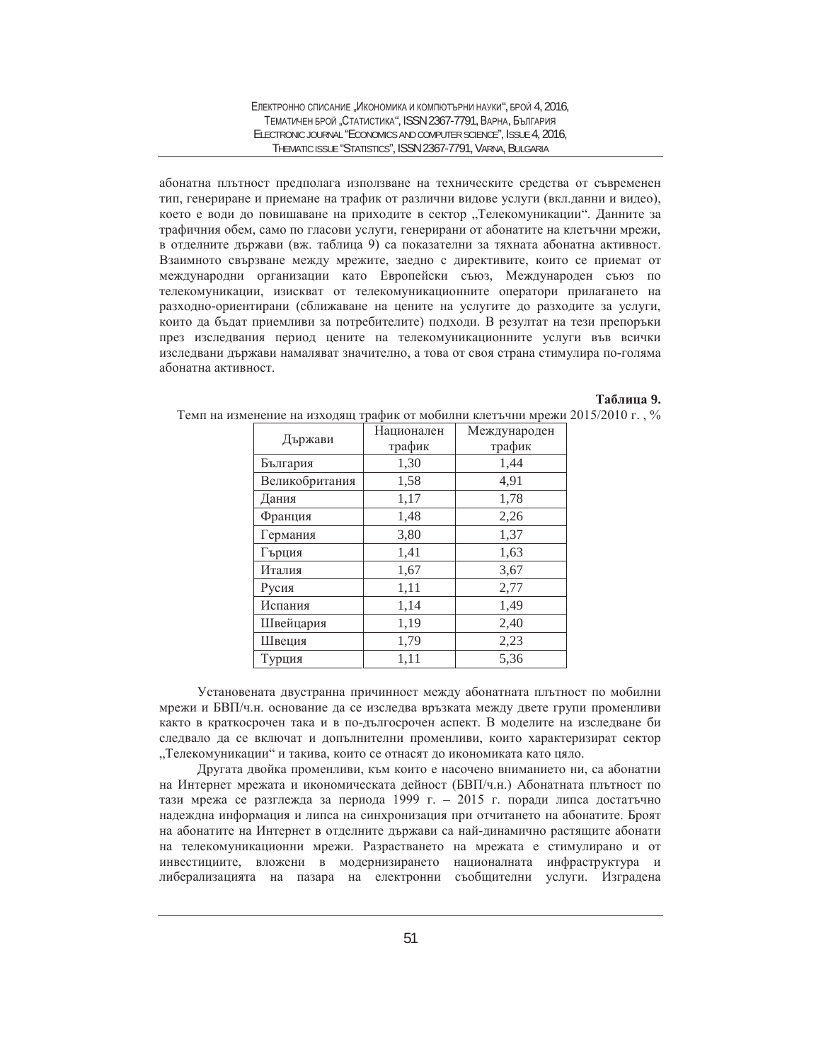абонатна плътност предполага използване на техническите средства от съвременен тип, генериране и приемане на трафик от различни видове услуги (вкл.данни и видео), което е води до повишаване на приходите в сектор „Телекомуникации". Данните за трафичния обем, само по гласови услуги, генерирани от абонатите на клетъчни мрежи, в отделните държави (вж. таблица 9) са показателни за тяхната абонатна активност. Взаимното свързване между мрежите, заедно с директивите, които се приемат от международни организации като Европейски съюз, Международен съюз по телекомуникации, изискват от телекомуникационните оператори прилагането на разходно-ориентирани (сближаване на цените на услугите до разходите за услуги, които да бъдат приемливи за потребителите) подходи. В резултат на тези препоръки през изследвания период цените на телекомуникационните услуги във всички изследвани държави намаляват значително, а това от своя страна стимулира по-голяма абонатна активност.

**Таблица 9.**

Темп на изменение на изходящ трафик от мобилни клетъчни мрежи 2015/2010 г. , %

| Държави | Национален трафик | Международен трафик |
|---|---|---|
| България | 1,30 | 1,44 |
| Великобритания | 1,58 | 4,91 |
| Дания | 1,17 | 1,78 |
| Франция | 1,48 | 2,26 |
| Германия | 3,80 | 1,37 |
| Гърция | 1,41 | 1,63 |
| Италия | 1,67 | 3,67 |
| Русия | 1,11 | 2,77 |
| Испания | 1,14 | 1,49 |
| Швейцария | 1,19 | 2,40 |
| Швеция | 1,79 | 2,23 |
| Турция | 1,11 | 5,36 |

Установената двустранна причинност между абонатната плътност по мобилни мрежи и БВП/ч.н. основание да се изследва връзката между двете групи променливи както в краткосрочен така и в по-дългосрочен аспект. В моделите на изследване би следвало да се включат и допълнителни променливи, които характеризират сектор „Телекомуникации" и такива, които се отнасят до икономиката като цяло.

Другата двойка променливи, към които е насочено вниманието ни, са абонатни на Интернет мрежата и икономическата дейност (БВП/ч.н.) Абонатната плътност по тази мрежа се разглежда за периода 1999 г. – 2015 г. поради липса достатъчно надеждна информация и липса на синхронизация при отчитането на абонатите. Броят на абонатите на Интернет в отделните държави са най-динамично растящите абонати на телекомуникационни мрежи. Разрастването на мрежата е стимулирано и от инвестициите, вложени в модернизирането националната инфраструктура и либерализацията на пазара на електронни съобщителни услуги. Изградена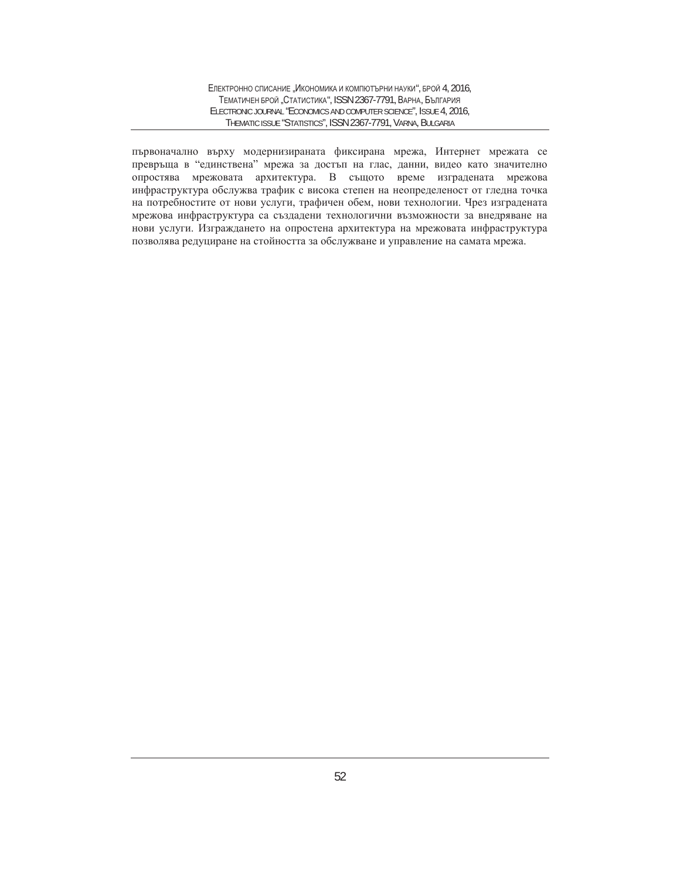първоначално върху модернизираната фиксирана мрежа, Интернет мрежата се превръща в "единствена" мрежа за достъп на глас, данни, видео като значително опростява мрежовата архитектура. В същото време изградената мрежова инфраструктура обслужва трафик с висока степен на неопределеност от гледна точка на потребностите от нови услуги, трафичен обем, нови технологии. Чрез изградената мрежова инфраструктура са създадени технологични възможности за внедряване на нови услуги. Изграждането на опростена архитектура на мрежовата инфраструктура позволява редуциране на стойността за обслужване и управление на самата мрежа.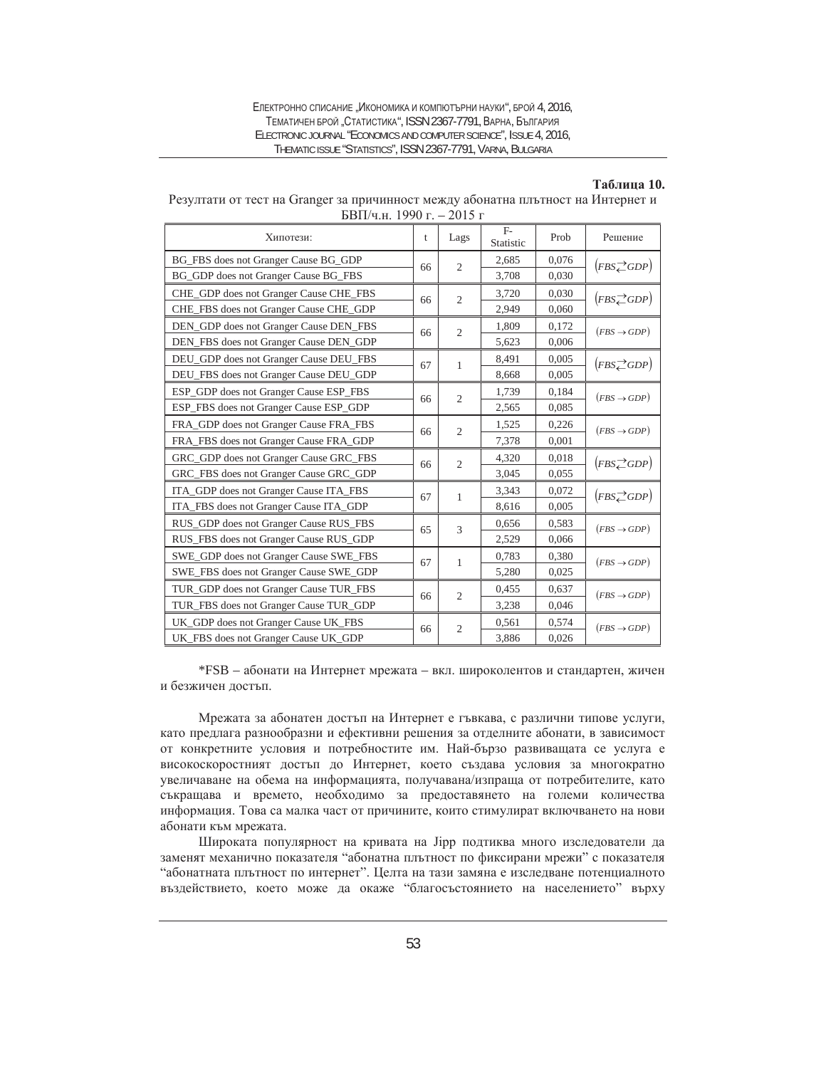**Таблица 10.**

Резултати от тест на Granger за причинност между абонатна плътност на Интернет и БВП/ч.н. 1990 г. – 2015 г

| Хипотези: | t | Lags | F-Statistic | Prob | Решение |
|---|---|---|---|---|---|
| BG_FBS does not Granger Cause BG_GDP | 66 | 2 | 2,685 | 0,076 | $(FBS \rightleftarrows GDP)$ |
| BG_GDP does not Granger Cause BG_FBS | | | 3,708 | 0,030 | |
| CHE_GDP does not Granger Cause CHE_FBS | 66 | 2 | 3,720 | 0,030 | $(FBS \rightleftarrows GDP)$ |
| CHE_FBS does not Granger Cause CHE_GDP | | | 2,949 | 0,060 | |
| DEN_GDP does not Granger Cause DEN_FBS | 66 | 2 | 1,809 | 0,172 | $(FBS \rightarrow GDP)$ |
| DEN_FBS does not Granger Cause DEN_GDP | | | 5,623 | 0,006 | |
| DEU_GDP does not Granger Cause DEU_FBS | 67 | 1 | 8,491 | 0,005 | $(FBS \rightleftarrows GDP)$ |
| DEU_FBS does not Granger Cause DEU_GDP | | | 8,668 | 0,005 | |
| ESP_GDP does not Granger Cause ESP_FBS | 66 | 2 | 1,739 | 0,184 | $(FBS \rightarrow GDP)$ |
| ESP_FBS does not Granger Cause ESP_GDP | | | 2,565 | 0,085 | |
| FRA_GDP does not Granger Cause FRA_FBS | 66 | 2 | 1,525 | 0,226 | $(FBS \rightarrow GDP)$ |
| FRA_FBS does not Granger Cause FRA_GDP | | | 7,378 | 0,001 | |
| GRC_GDP does not Granger Cause GRC_FBS | 66 | 2 | 4,320 | 0,018 | $(FBS \rightleftarrows GDP)$ |
| GRC_FBS does not Granger Cause GRC_GDP | | | 3,045 | 0,055 | |
| ITA_GDP does not Granger Cause ITA_FBS | 67 | 1 | 3,343 | 0,072 | $(FBS \rightleftarrows GDP)$ |
| ITA_FBS does not Granger Cause ITA_GDP | | | 8,616 | 0,005 | |
| RUS_GDP does not Granger Cause RUS_FBS | 65 | 3 | 0,656 | 0,583 | $(FBS \rightarrow GDP)$ |
| RUS_FBS does not Granger Cause RUS_GDP | | | 2,529 | 0,066 | |
| SWE_GDP does not Granger Cause SWE_FBS | 67 | 1 | 0,783 | 0,380 | $(FBS \rightarrow GDP)$ |
| SWE_FBS does not Granger Cause SWE_GDP | | | 5,280 | 0,025 | |
| TUR_GDP does not Granger Cause TUR_FBS | 66 | 2 | 0,455 | 0,637 | $(FBS \rightarrow GDP)$ |
| TUR_FBS does not Granger Cause TUR_GDP | | | 3,238 | 0,046 | |
| UK_GDP does not Granger Cause UK_FBS | 66 | 2 | 0,561 | 0,574 | $(FBS \rightarrow GDP)$ |
| UK_FBS does not Granger Cause UK_GDP | | | 3,886 | 0,026 | |

*FSB – абонати на Интернет мрежата – вкл. широколентов и стандартен, жичен и безжичен достъп.

Мрежата за абонатен достъп на Интернет е гъвкава, с различни типове услуги, като предлага разнообразни и ефективни решения за отделните абонати, в зависимост от конкретните условия и потребностите им. Най-бързо развиващата се услуга е високоскоростният достъп до Интернет, което създава условия за многократно увеличаване на обема на информацията, получавана/изпраща от потребителите, като съкращава и времето, необходимо за предоставянето на големи количества информация. Това са малка част от причините, които стимулират включването на нови абонати към мрежата.

Широката популярност на кривата на Jipp подтиква много изследователи да заменят механично показателя "абонатна плътност по фиксирани мрежи" с показателя "абонатната плътност по интернет". Целта на тази замяна е изследване потенциалното въздействието, което може да окаже "благосъстоянието на населението" върху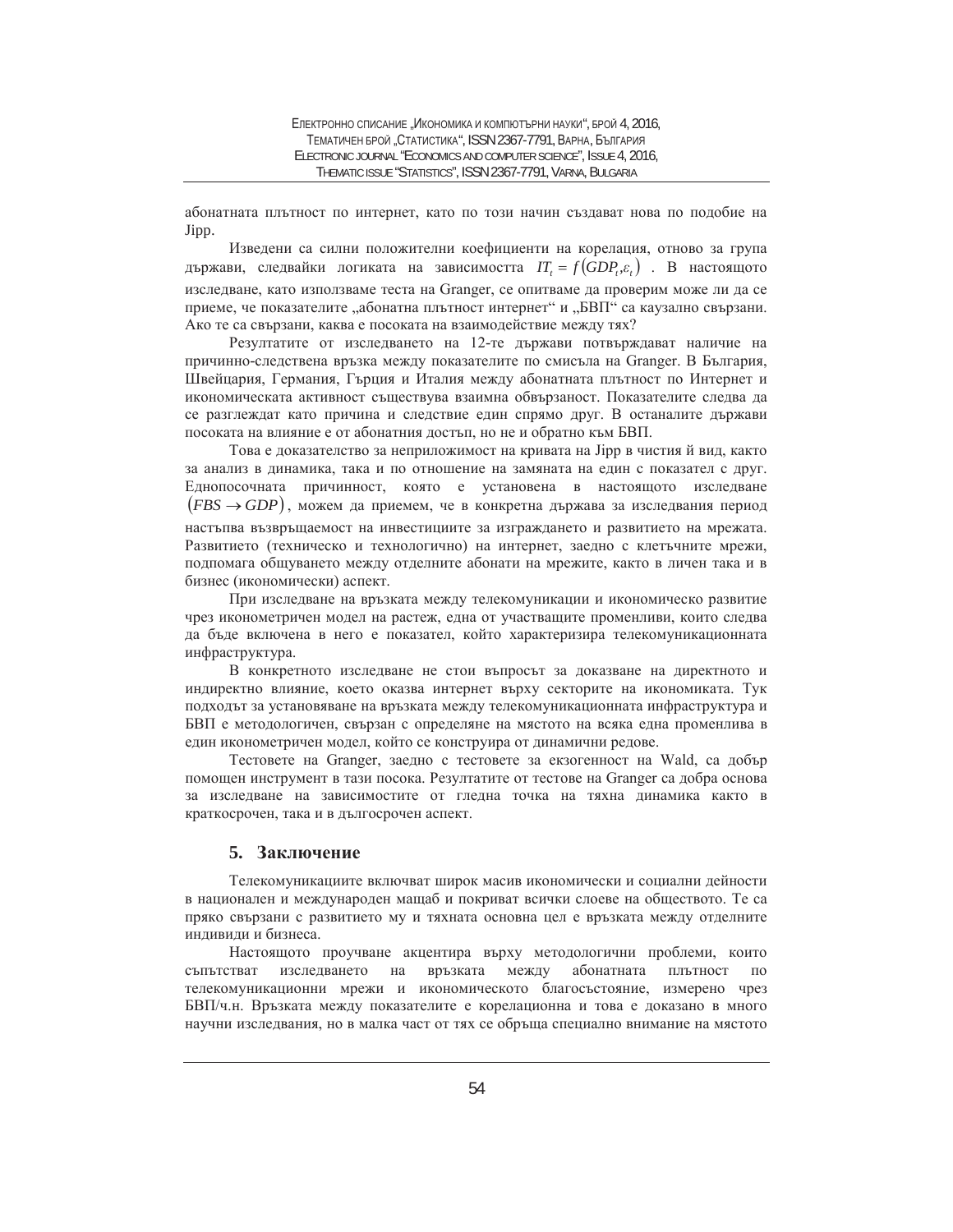абонатната плътност по интернет, като по този начин създават нова по подобие на Jipp.

Изведени са силни положителни коефициенти на корелация, отново за група държави, следвайки логиката на зависимостта $IT_t = f(GDP_t, \varepsilon_t)$. В настоящото изследване, като използваме теста на Granger, се опитваме да проверим може ли да се приеме, че показателите „абонатна плътност интернет“ и „БВП“ са каузално свързани. Ако те са свързани, каква е посоката на взаимодействие между тях?

Резултатите от изследването на 12-те държави потвърждават наличие на причинно-следствена връзка между показателите по смисъла на Granger. В България, Швейцария, Германия, Гърция и Италия между абонатната плътност по Интернет и икономическата активност съществува взаимна обвързаност. Показателите следва да се разглеждат като причина и следствие един спрямо друг. В останалите държави посоката на влияние е от абонатния достъп, но не и обратно към БВП.

Това е доказателство за неприложимост на кривата на Jipp в чистия й вид, както за анализ в динамика, така и по отношение на замяната на един с показател с друг. Еднопосочната причинност, която е установена в настоящото изследване $(FBS \rightarrow GDP)$, можем да приемем, че в конкретна държава за изследвания период настъпва възвръщаемост на инвестициите за изграждането и развитието на мрежата. Развитието (техническо и технологично) на интернет, заедно с клетъчните мрежи, подпомага общуването между отделните абонати на мрежите, както в личен така и в бизнес (икономически) аспект.

При изследване на връзката между телекомуникации и икономическо развитие чрез иконометричен модел на растеж, една от участващите променливи, които следва да бъде включена в него е показател, който характеризира телекомуникационната инфраструктура.

В конкретното изследване не стои въпросът за доказване на директното и индиректно влияние, което оказва интернет върху секторите на икономиката. Тук подходът за установяване на връзката между телекомуникационната инфраструктура и БВП е методологичен, свързан с определяне на мястото на всяка една променлива в един иконометричен модел, който се конструира от динамични редове.

Тестовете на Granger, заедно с тестовете за екзогенност на Wald, са добър помощен инструмент в тази посока. Резултатите от тестове на Granger са добра основа за изследване на зависимостите от гледна точка на тяхна динамика както в краткосрочен, така и в дългосрочен аспект.

## 5. Заключение

Телекомуникациите включват широк масив икономически и социални дейности в национален и международен мащаб и покриват всички слоеве на обществото. Те са пряко свързани с развитието му и тяхната основна цел е връзката между отделните индивиди и бизнеса.

Настоящото проучване акцентира върху методологични проблеми, които съпътстват изследването на връзката между абонатната плътност по телекомуникационни мрежи и икономическото благосъстояние, измерено чрез БВП/ч.н. Връзката между показателите е корелационна и това е доказано в много научни изследвания, но в малка част от тях се обръща специално внимание на мястото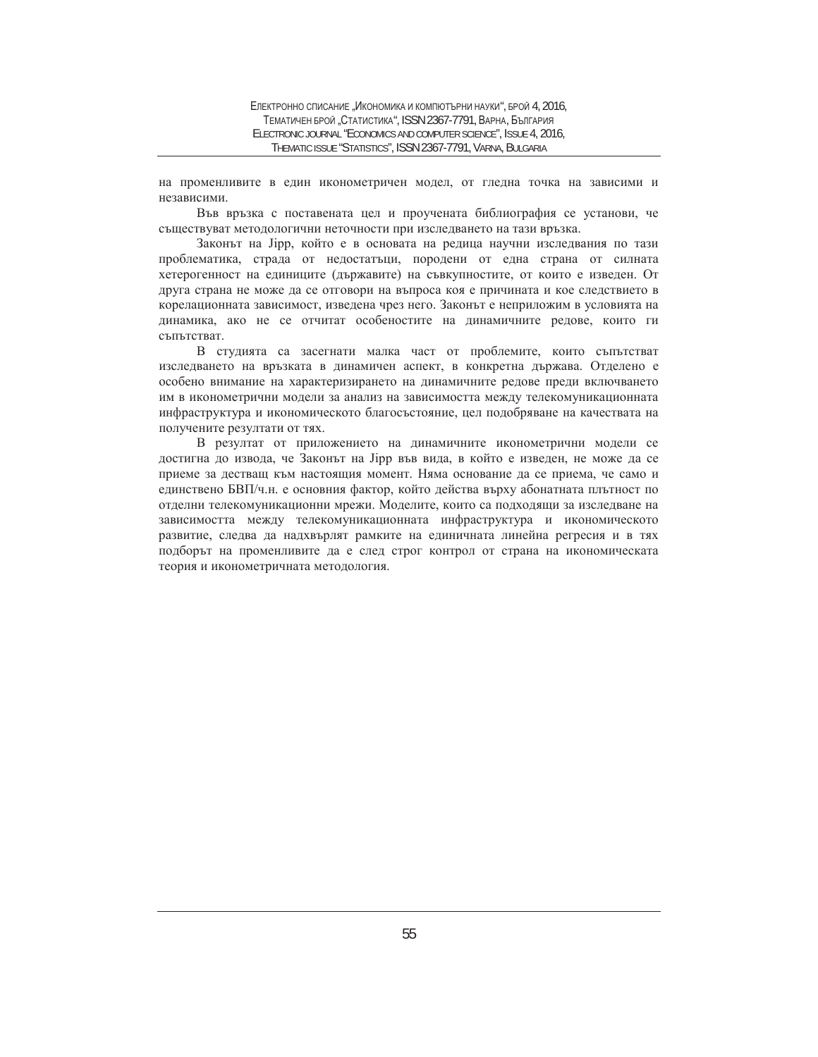на променливите в един иконометричен модел, от гледна точка на зависими и независими.

Във връзка с поставената цел и проучената библиография се установи, че съществуват методологични неточности при изследването на тази връзка.

Законът на Jipp, който е в основата на редица научни изследвания по тази проблематика, страда от недостатъци, породени от една страна от силната хетерогенност на единиците (държавите) на съвкупностите, от които е изведен. От друга страна не може да се отговори на въпроса коя е причината и кое следствието в корелационната зависимост, изведена чрез него. Законът е неприложим в условията на динамика, ако не се отчитат особеностите на динамичните редове, които ги съпътстват.

В студията са засегнати малка част от проблемите, които съпътстват изследването на връзката в динамичен аспект, в конкретна държава. Отделено е особено внимание на характеризирането на динамичните редове преди включването им в иконометрични модели за анализ на зависимостта между телекомуникационната инфраструктура и икономическото благосъстояние, цел подобряване на качествата на получените резултати от тях.

В резултат от приложението на динамичните иконометрични модели се достигна до извода, че Законът на Jipp във вида, в който е изведен, не може да се приеме за дестващ към настоящия момент. Няма основание да се приема, че само и единствено БВП/ч.н. е основния фактор, който действа върху абонатната плътност по отделни телекомуникационни мрежи. Моделите, които са подходящи за изследване на зависимостта между телекомуникационната инфраструктура и икономическото развитие, следва да надхвърлят рамките на единичната линейна регресия и в тях подборът на променливите да е след строг контрол от страна на икономическата теория и иконометричната методология.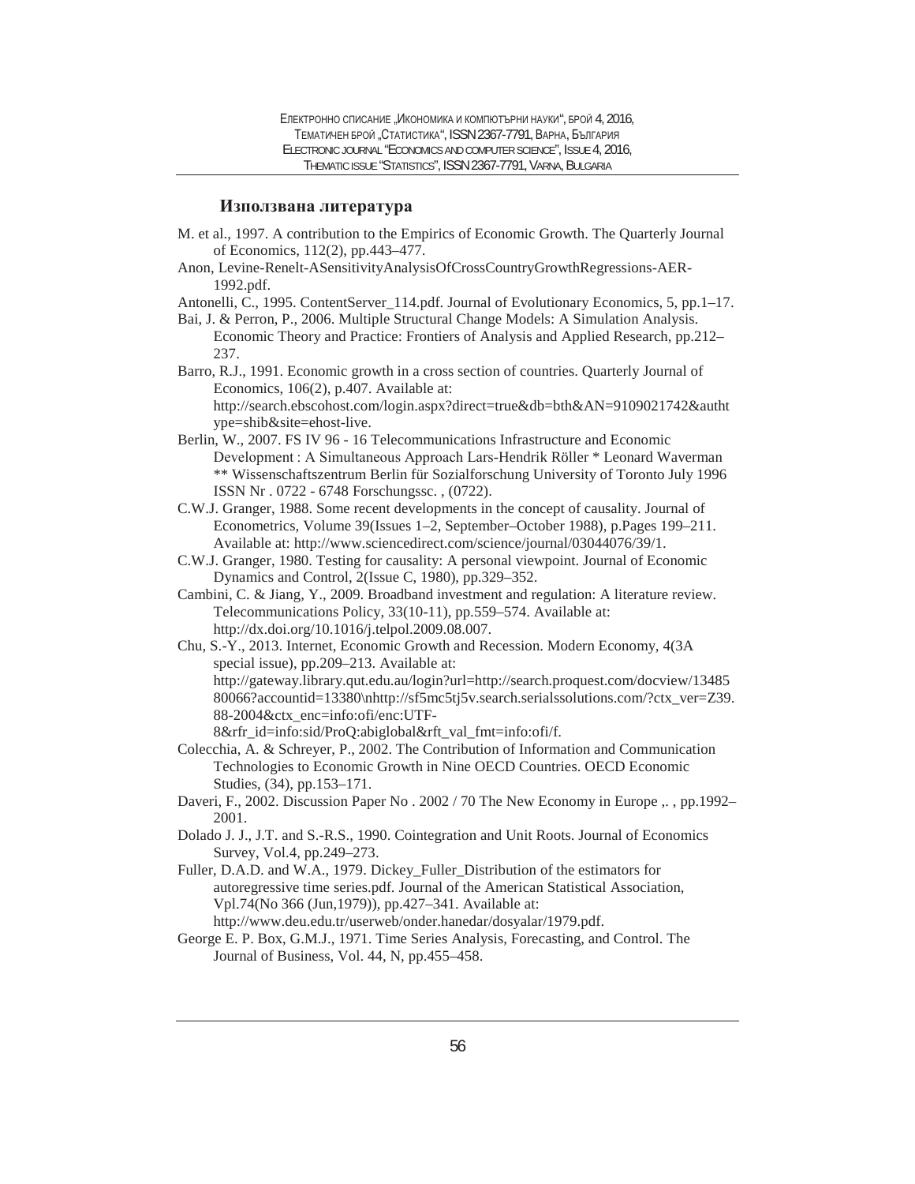## Използвана литература

M. et al., 1997. A contribution to the Empirics of Economic Growth. The Quarterly Journal of Economics, 112(2), pp.443–477.

Anon, Levine-Renelt-ASensitivityAnalysisOfCrossCountryGrowthRegressions-AER-1992.pdf.

Antonelli, C., 1995. ContentServer_114.pdf. Journal of Evolutionary Economics, 5, pp.1–17.

Bai, J. & Perron, P., 2006. Multiple Structural Change Models: A Simulation Analysis. Economic Theory and Practice: Frontiers of Analysis and Applied Research, pp.212–237.

Barro, R.J., 1991. Economic growth in a cross section of countries. Quarterly Journal of Economics, 106(2), p.407. Available at: http://search.ebscohost.com/login.aspx?direct=true&db=bth&AN=9109021742&authtype=shib&site=ehost-live.

Berlin, W., 2007. FS IV 96 - 16 Telecommunications Infrastructure and Economic Development : A Simultaneous Approach Lars-Hendrik Röller * Leonard Waverman ** Wissenschaftszentrum Berlin für Sozialforschung University of Toronto July 1996 ISSN Nr . 0722 - 6748 Forschungssc. , (0722).

C.W.J. Granger, 1988. Some recent developments in the concept of causality. Journal of Econometrics, Volume 39(Issues 1–2, September–October 1988), p.Pages 199–211. Available at: http://www.sciencedirect.com/science/journal/03044076/39/1.

C.W.J. Granger, 1980. Testing for causality: A personal viewpoint. Journal of Economic Dynamics and Control, 2(Issue C, 1980), pp.329–352.

Cambini, C. & Jiang, Y., 2009. Broadband investment and regulation: A literature review. Telecommunications Policy, 33(10-11), pp.559–574. Available at: http://dx.doi.org/10.1016/j.telpol.2009.08.007.

Chu, S.-Y., 2013. Internet, Economic Growth and Recession. Modern Economy, 4(3A special issue), pp.209–213. Available at: http://gateway.library.qut.edu.au/login?url=http://search.proquest.com/docview/1348580066?accountid=13380\nhttp://sf5mc5tj5v.search.serialssolutions.com/?ctx_ver=Z39.88-2004&ctx_enc=info:ofi/enc:UTF-8&rfr_id=info:sid/ProQ:abiglobal&rft_val_fmt=info:ofi/f.

Colecchia, A. & Schreyer, P., 2002. The Contribution of Information and Communication Technologies to Economic Growth in Nine OECD Countries. OECD Economic Studies, (34), pp.153–171.

Daveri, F., 2002. Discussion Paper No . 2002 / 70 The New Economy in Europe ,. , pp.1992–2001.

Dolado J. J., J.T. and S.-R.S., 1990. Cointegration and Unit Roots. Journal of Economics Survey, Vol.4, pp.249–273.

Fuller, D.A.D. and W.A., 1979. Dickey_Fuller_Distribution of the estimators for autoregressive time series.pdf. Journal of the American Statistical Association, Vpl.74(No 366 (Jun,1979)), pp.427–341. Available at: http://www.deu.edu.tr/userweb/onder.hanedar/dosyalar/1979.pdf.

George E. P. Box, G.M.J., 1971. Time Series Analysis, Forecasting, and Control. The Journal of Business, Vol. 44, N, pp.455–458.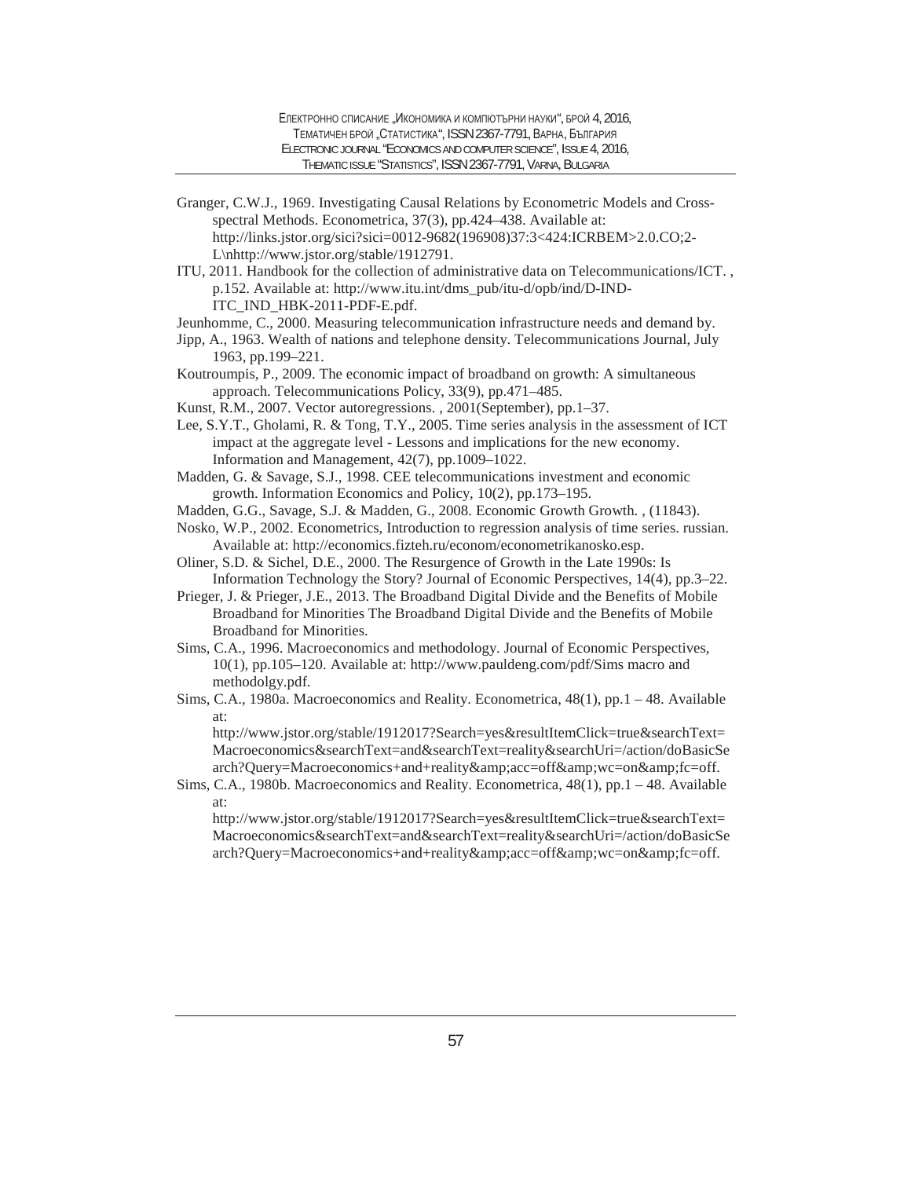Granger, C.W.J., 1969. Investigating Causal Relations by Econometric Models and Cross-spectral Methods. Econometrica, 37(3), pp.424–438. Available at: http://links.jstor.org/sici?sici=0012-9682(196908)37:3<424:ICRBEM>2.0.CO;2-L\nhttp://www.jstor.org/stable/1912791.

ITU, 2011. Handbook for the collection of administrative data on Telecommunications/ICT. , p.152. Available at: http://www.itu.int/dms_pub/itu-d/opb/ind/D-IND-ITC_IND_HBK-2011-PDF-E.pdf.

Jeunhomme, C., 2000. Measuring telecommunication infrastructure needs and demand by.

Jipp, A., 1963. Wealth of nations and telephone density. Telecommunications Journal, July 1963, pp.199–221.

Koutroumpis, P., 2009. The economic impact of broadband on growth: A simultaneous approach. Telecommunications Policy, 33(9), pp.471–485.

Kunst, R.M., 2007. Vector autoregressions. , 2001(September), pp.1–37.

Lee, S.Y.T., Gholami, R. & Tong, T.Y., 2005. Time series analysis in the assessment of ICT impact at the aggregate level - Lessons and implications for the new economy. Information and Management, 42(7), pp.1009–1022.

Madden, G. & Savage, S.J., 1998. CEE telecommunications investment and economic growth. Information Economics and Policy, 10(2), pp.173–195.

Madden, G.G., Savage, S.J. & Madden, G., 2008. Economic Growth Growth. , (11843).

Nosko, W.P., 2002. Econometrics, Introduction to regression analysis of time series. russian. Available at: http://economics.fizteh.ru/econom/econometrikanosko.esp.

Oliner, S.D. & Sichel, D.E., 2000. The Resurgence of Growth in the Late 1990s: Is Information Technology the Story? Journal of Economic Perspectives, 14(4), pp.3–22.

Prieger, J. & Prieger, J.E., 2013. The Broadband Digital Divide and the Benefits of Mobile Broadband for Minorities The Broadband Digital Divide and the Benefits of Mobile Broadband for Minorities.

Sims, C.A., 1996. Macroeconomics and methodology. Journal of Economic Perspectives, 10(1), pp.105–120. Available at: http://www.pauldeng.com/pdf/Sims macro and methodolgy.pdf.

Sims, C.A., 1980a. Macroeconomics and Reality. Econometrica, 48(1), pp.1 – 48. Available at: http://www.jstor.org/stable/1912017?Search=yes&resultItemClick=true&searchText=Macroeconomics&searchText=and&searchText=reality&searchUri=/action/doBasicSearch?Query=Macroeconomics+and+reality&amp;acc=off&amp;wc=on&amp;fc=off.

Sims, C.A., 1980b. Macroeconomics and Reality. Econometrica, 48(1), pp.1 – 48. Available at: http://www.jstor.org/stable/1912017?Search=yes&resultItemClick=true&searchText=Macroeconomics&searchText=and&searchText=reality&searchUri=/action/doBasicSearch?Query=Macroeconomics+and+reality&amp;acc=off&amp;wc=on&amp;fc=off.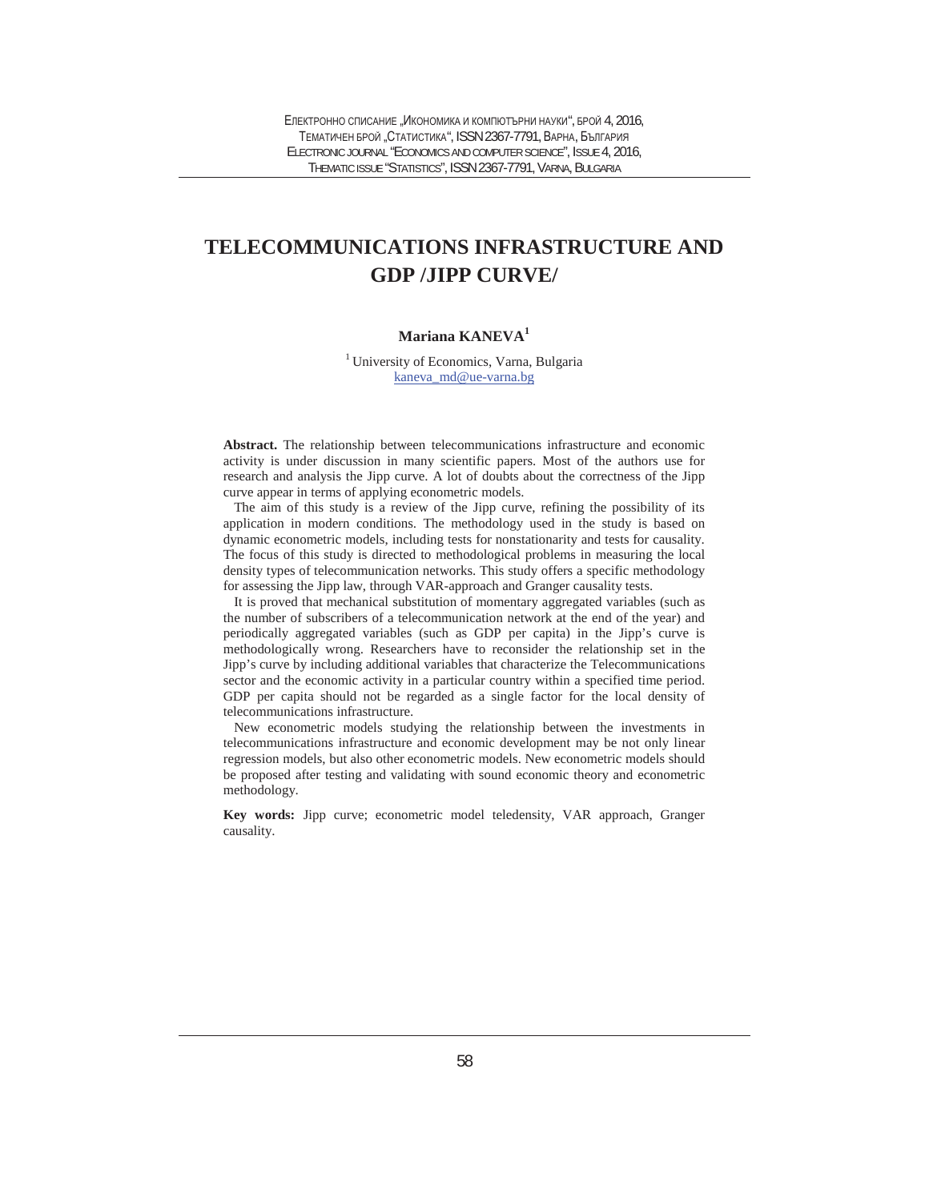# TELECOMMUNICATIONS INFRASTRUCTURE AND GDP /JIPP CURVE/

**Mariana KANEVA**[1]

[1] University of Economics, Varna, Bulgaria
kaneva_md@ue-varna.bg

**Abstract.** The relationship between telecommunications infrastructure and economic activity is under discussion in many scientific papers. Most of the authors use for research and analysis the Jipp curve. A lot of doubts about the correctness of the Jipp curve appear in terms of applying econometric models.

The aim of this study is a review of the Jipp curve, refining the possibility of its application in modern conditions. The methodology used in the study is based on dynamic econometric models, including tests for nonstationarity and tests for causality. The focus of this study is directed to methodological problems in measuring the local density types of telecommunication networks. This study offers a specific methodology for assessing the Jipp law, through VAR-approach and Granger causality tests.

It is proved that mechanical substitution of momentary aggregated variables (such as the number of subscribers of a telecommunication network at the end of the year) and periodically aggregated variables (such as GDP per capita) in the Jipp's curve is methodologically wrong. Researchers have to reconsider the relationship set in the Jipp's curve by including additional variables that characterize the Telecommunications sector and the economic activity in a particular country within a specified time period. GDP per capita should not be regarded as a single factor for the local density of telecommunications infrastructure.

New econometric models studying the relationship between the investments in telecommunications infrastructure and economic development may be not only linear regression models, but also other econometric models. New econometric models should be proposed after testing and validating with sound economic theory and econometric methodology.

**Key words:** Jipp curve; econometric model teledensity, VAR approach, Granger causality.